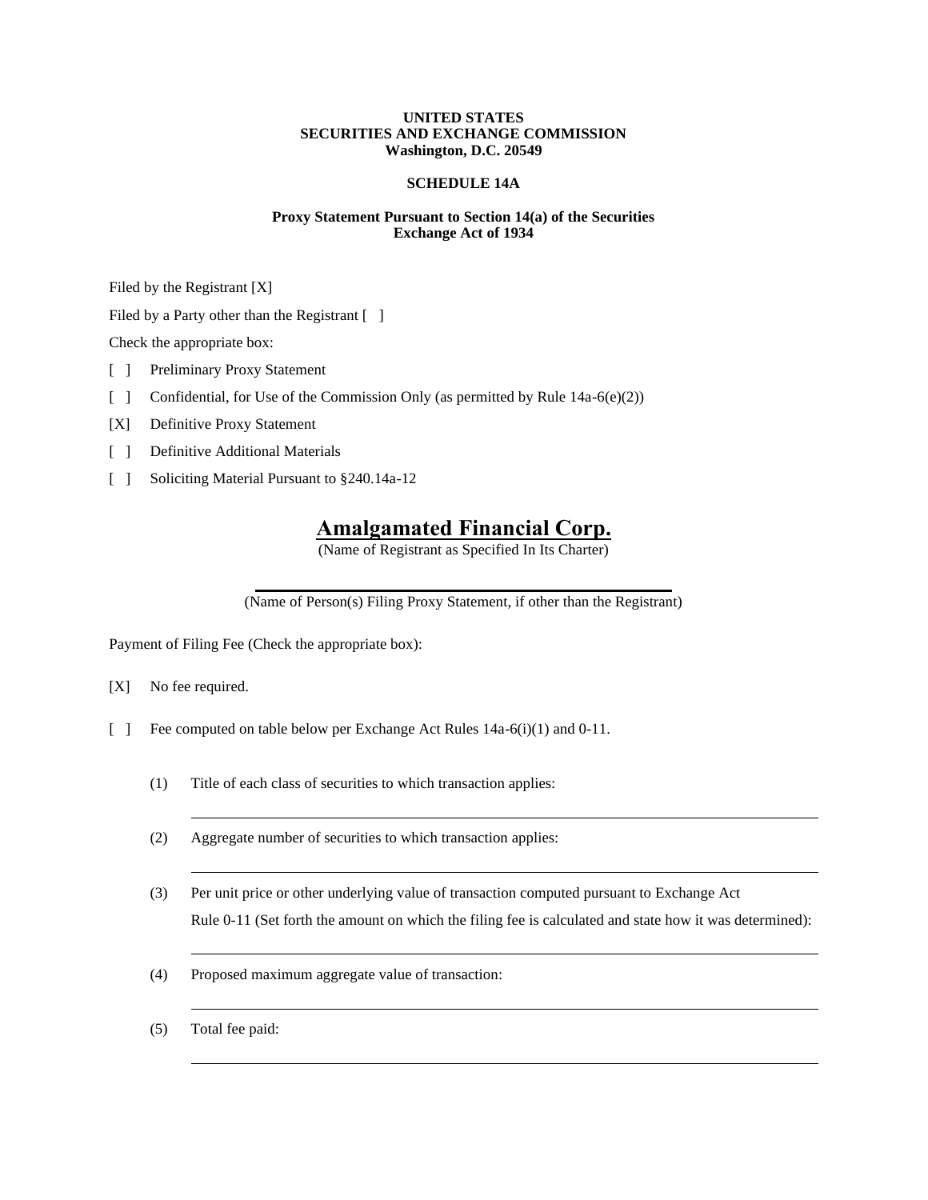**UNITED STATES**
**SECURITIES AND EXCHANGE COMMISSION**
**Washington, D.C. 20549**

**SCHEDULE 14A**

**Proxy Statement Pursuant to Section 14(a) of the Securities Exchange Act of 1934**

Filed by the Registrant [X]

Filed by a Party other than the Registrant [ ]

Check the appropriate box:

[ ] Preliminary Proxy Statement

[ ] Confidential, for Use of the Commission Only (as permitted by Rule 14a-6(e)(2))

[X] Definitive Proxy Statement

[ ] Definitive Additional Materials

[ ] Soliciting Material Pursuant to §240.14a-12

# Amalgamated Financial Corp.

(Name of Registrant as Specified In Its Charter)

(Name of Person(s) Filing Proxy Statement, if other than the Registrant)

Payment of Filing Fee (Check the appropriate box):

[X] No fee required.

[ ] Fee computed on table below per Exchange Act Rules 14a-6(i)(1) and 0-11.

(1) Title of each class of securities to which transaction applies:

(2) Aggregate number of securities to which transaction applies:

(3) Per unit price or other underlying value of transaction computed pursuant to Exchange Act Rule 0-11 (Set forth the amount on which the filing fee is calculated and state how it was determined):

(4) Proposed maximum aggregate value of transaction:

(5) Total fee paid: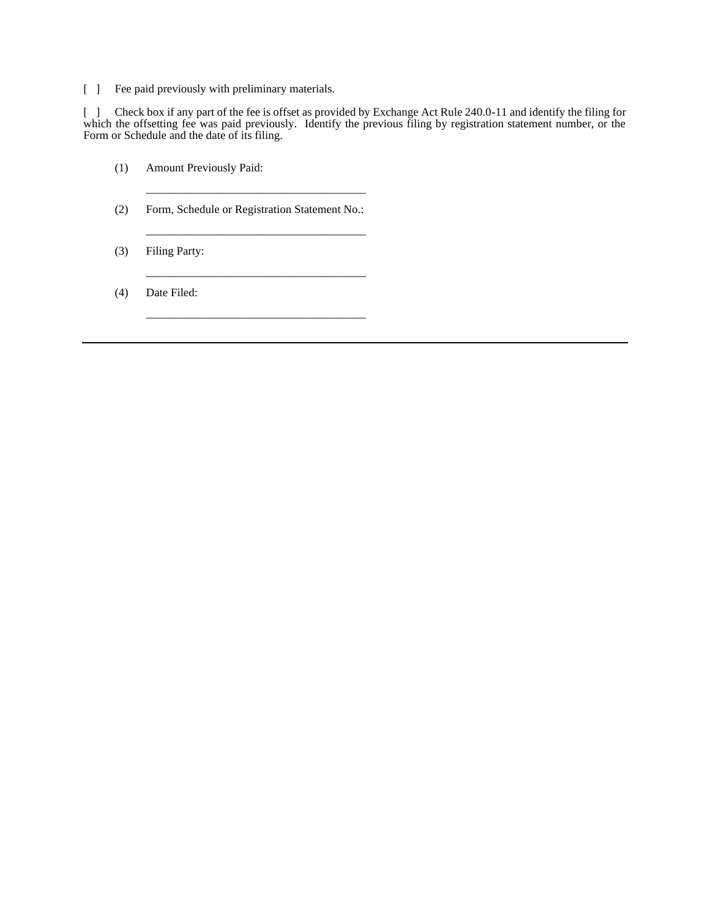[ ] Fee paid previously with preliminary materials.

[ ] Check box if any part of the fee is offset as provided by Exchange Act Rule 240.0-11 and identify the filing for which the offsetting fee was paid previously. Identify the previous filing by registration statement number, or the Form or Schedule and the date of its filing.

(1) Amount Previously Paid:

______________________________________

(2) Form, Schedule or Registration Statement No.:

______________________________________

(3) Filing Party:

______________________________________

(4) Date Filed:

______________________________________

---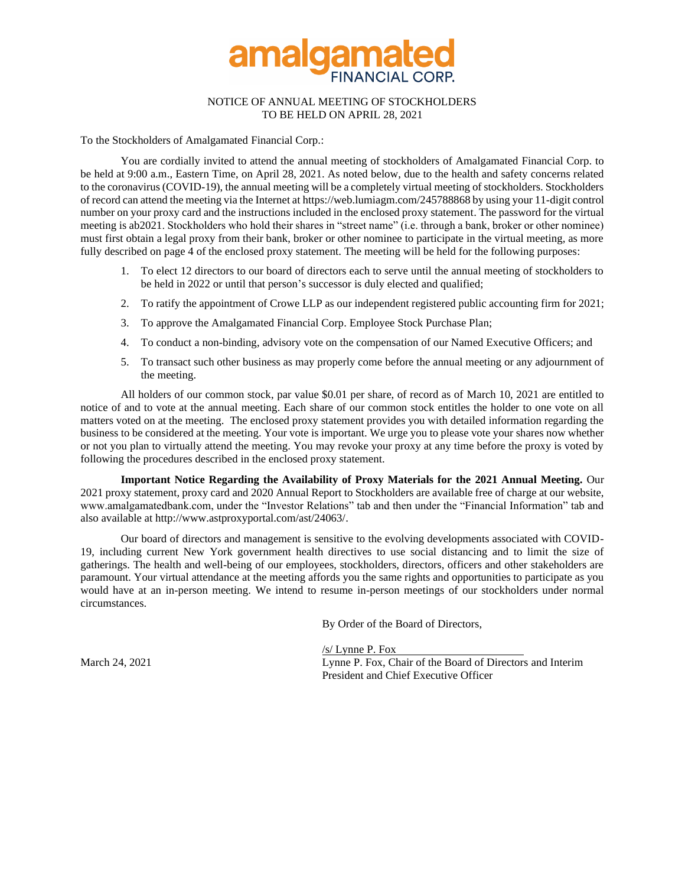# amalgamated
FINANCIAL CORP.

NOTICE OF ANNUAL MEETING OF STOCKHOLDERS
TO BE HELD ON APRIL 28, 2021

To the Stockholders of Amalgamated Financial Corp.:

You are cordially invited to attend the annual meeting of stockholders of Amalgamated Financial Corp. to be held at 9:00 a.m., Eastern Time, on April 28, 2021. As noted below, due to the health and safety concerns related to the coronavirus (COVID-19), the annual meeting will be a completely virtual meeting of stockholders. Stockholders of record can attend the meeting via the Internet at https://web.lumiagm.com/245788868 by using your 11-digit control number on your proxy card and the instructions included in the enclosed proxy statement. The password for the virtual meeting is ab2021. Stockholders who hold their shares in "street name" (i.e. through a bank, broker or other nominee) must first obtain a legal proxy from their bank, broker or other nominee to participate in the virtual meeting, as more fully described on page 4 of the enclosed proxy statement. The meeting will be held for the following purposes:

1. To elect 12 directors to our board of directors each to serve until the annual meeting of stockholders to be held in 2022 or until that person's successor is duly elected and qualified;
2. To ratify the appointment of Crowe LLP as our independent registered public accounting firm for 2021;
3. To approve the Amalgamated Financial Corp. Employee Stock Purchase Plan;
4. To conduct a non-binding, advisory vote on the compensation of our Named Executive Officers; and
5. To transact such other business as may properly come before the annual meeting or any adjournment of the meeting.

All holders of our common stock, par value $0.01 per share, of record as of March 10, 2021 are entitled to notice of and to vote at the annual meeting. Each share of our common stock entitles the holder to one vote on all matters voted on at the meeting. The enclosed proxy statement provides you with detailed information regarding the business to be considered at the meeting. Your vote is important. We urge you to please vote your shares now whether or not you plan to virtually attend the meeting. You may revoke your proxy at any time before the proxy is voted by following the procedures described in the enclosed proxy statement.

**Important Notice Regarding the Availability of Proxy Materials for the 2021 Annual Meeting.** Our 2021 proxy statement, proxy card and 2020 Annual Report to Stockholders are available free of charge at our website, www.amalgamatedbank.com, under the "Investor Relations" tab and then under the "Financial Information" tab and also available at http://www.astproxyportal.com/ast/24063/.

Our board of directors and management is sensitive to the evolving developments associated with COVID-19, including current New York government health directives to use social distancing and to limit the size of gatherings. The health and well-being of our employees, stockholders, directors, officers and other stakeholders are paramount. Your virtual attendance at the meeting affords you the same rights and opportunities to participate as you would have at an in-person meeting. We intend to resume in-person meetings of our stockholders under normal circumstances.

By Order of the Board of Directors,

/s/ Lynne P. Fox

March 24, 2021

Lynne P. Fox, Chair of the Board of Directors and Interim President and Chief Executive Officer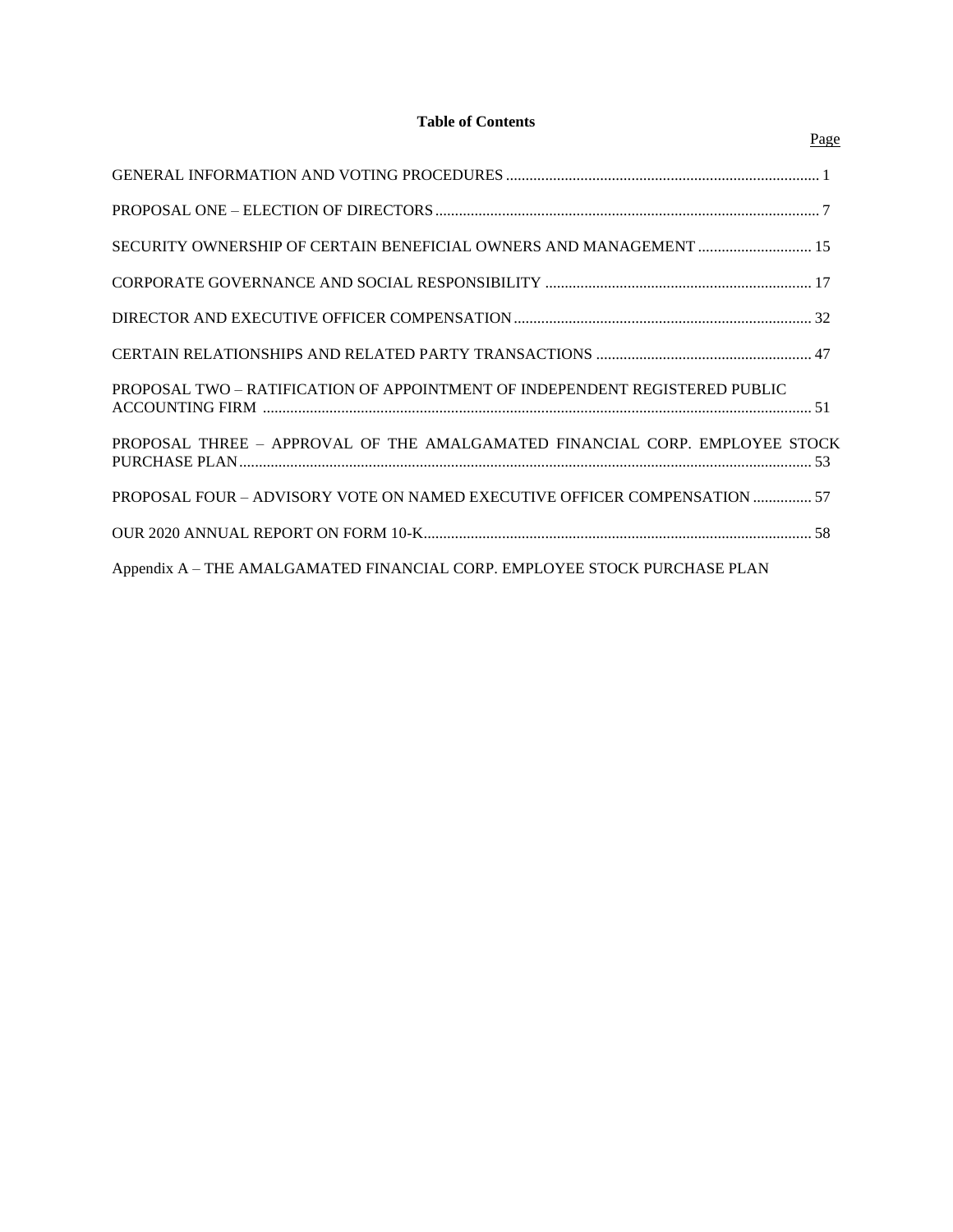**Table of Contents**

| | Page |
|---|---|
| GENERAL INFORMATION AND VOTING PROCEDURES | 1 |
| PROPOSAL ONE – ELECTION OF DIRECTORS | 7 |
| SECURITY OWNERSHIP OF CERTAIN BENEFICIAL OWNERS AND MANAGEMENT | 15 |
| CORPORATE GOVERNANCE AND SOCIAL RESPONSIBILITY | 17 |
| DIRECTOR AND EXECUTIVE OFFICER COMPENSATION | 32 |
| CERTAIN RELATIONSHIPS AND RELATED PARTY TRANSACTIONS | 47 |
| PROPOSAL TWO – RATIFICATION OF APPOINTMENT OF INDEPENDENT REGISTERED PUBLIC ACCOUNTING FIRM | 51 |
| PROPOSAL THREE – APPROVAL OF THE AMALGAMATED FINANCIAL CORP. EMPLOYEE STOCK PURCHASE PLAN | 53 |
| PROPOSAL FOUR – ADVISORY VOTE ON NAMED EXECUTIVE OFFICER COMPENSATION | 57 |
| OUR 2020 ANNUAL REPORT ON FORM 10-K | 58 |
| Appendix A – THE AMALGAMATED FINANCIAL CORP. EMPLOYEE STOCK PURCHASE PLAN | |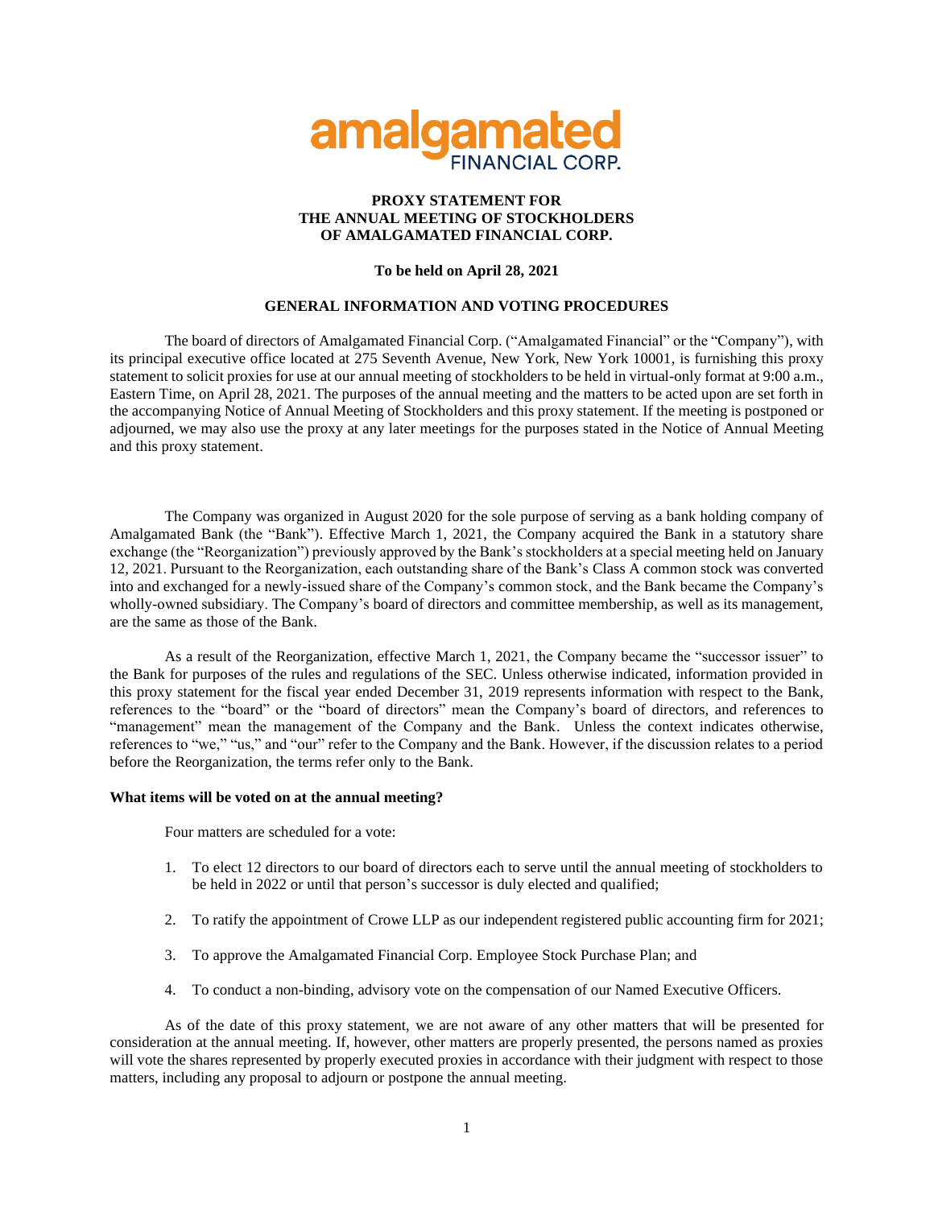# PROXY STATEMENT FOR THE ANNUAL MEETING OF STOCKHOLDERS OF AMALGAMATED FINANCIAL CORP.

**To be held on April 28, 2021**

## GENERAL INFORMATION AND VOTING PROCEDURES

The board of directors of Amalgamated Financial Corp. ("Amalgamated Financial" or the "Company"), with its principal executive office located at 275 Seventh Avenue, New York, New York 10001, is furnishing this proxy statement to solicit proxies for use at our annual meeting of stockholders to be held in virtual-only format at 9:00 a.m., Eastern Time, on April 28, 2021. The purposes of the annual meeting and the matters to be acted upon are set forth in the accompanying Notice of Annual Meeting of Stockholders and this proxy statement. If the meeting is postponed or adjourned, we may also use the proxy at any later meetings for the purposes stated in the Notice of Annual Meeting and this proxy statement.

The Company was organized in August 2020 for the sole purpose of serving as a bank holding company of Amalgamated Bank (the "Bank"). Effective March 1, 2021, the Company acquired the Bank in a statutory share exchange (the "Reorganization") previously approved by the Bank's stockholders at a special meeting held on January 12, 2021. Pursuant to the Reorganization, each outstanding share of the Bank's Class A common stock was converted into and exchanged for a newly-issued share of the Company's common stock, and the Bank became the Company's wholly-owned subsidiary. The Company's board of directors and committee membership, as well as its management, are the same as those of the Bank.

As a result of the Reorganization, effective March 1, 2021, the Company became the "successor issuer" to the Bank for purposes of the rules and regulations of the SEC. Unless otherwise indicated, information provided in this proxy statement for the fiscal year ended December 31, 2019 represents information with respect to the Bank, references to the "board" or the "board of directors" mean the Company's board of directors, and references to "management" mean the management of the Company and the Bank. Unless the context indicates otherwise, references to "we," "us," and "our" refer to the Company and the Bank. However, if the discussion relates to a period before the Reorganization, the terms refer only to the Bank.

**What items will be voted on at the annual meeting?**

Four matters are scheduled for a vote:

1. To elect 12 directors to our board of directors each to serve until the annual meeting of stockholders to be held in 2022 or until that person's successor is duly elected and qualified;
2. To ratify the appointment of Crowe LLP as our independent registered public accounting firm for 2021;
3. To approve the Amalgamated Financial Corp. Employee Stock Purchase Plan; and
4. To conduct a non-binding, advisory vote on the compensation of our Named Executive Officers.

As of the date of this proxy statement, we are not aware of any other matters that will be presented for consideration at the annual meeting. If, however, other matters are properly presented, the persons named as proxies will vote the shares represented by properly executed proxies in accordance with their judgment with respect to those matters, including any proposal to adjourn or postpone the annual meeting.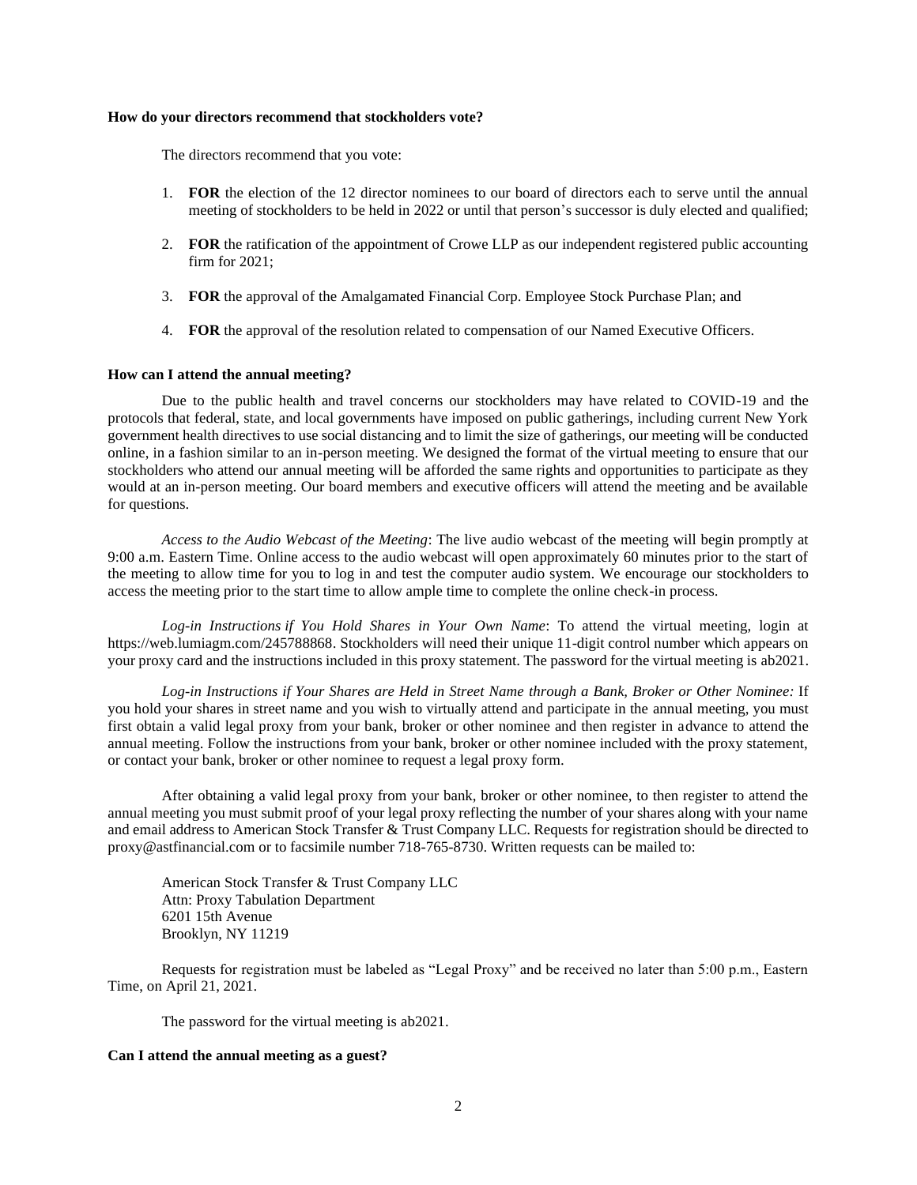**How do your directors recommend that stockholders vote?**

The directors recommend that you vote:

1. **FOR** the election of the 12 director nominees to our board of directors each to serve until the annual meeting of stockholders to be held in 2022 or until that person's successor is duly elected and qualified;

2. **FOR** the ratification of the appointment of Crowe LLP as our independent registered public accounting firm for 2021;

3. **FOR** the approval of the Amalgamated Financial Corp. Employee Stock Purchase Plan; and

4. **FOR** the approval of the resolution related to compensation of our Named Executive Officers.

**How can I attend the annual meeting?**

Due to the public health and travel concerns our stockholders may have related to COVID-19 and the protocols that federal, state, and local governments have imposed on public gatherings, including current New York government health directives to use social distancing and to limit the size of gatherings, our meeting will be conducted online, in a fashion similar to an in-person meeting. We designed the format of the virtual meeting to ensure that our stockholders who attend our annual meeting will be afforded the same rights and opportunities to participate as they would at an in-person meeting. Our board members and executive officers will attend the meeting and be available for questions.

*Access to the Audio Webcast of the Meeting*: The live audio webcast of the meeting will begin promptly at 9:00 a.m. Eastern Time. Online access to the audio webcast will open approximately 60 minutes prior to the start of the meeting to allow time for you to log in and test the computer audio system. We encourage our stockholders to access the meeting prior to the start time to allow ample time to complete the online check-in process.

*Log-in Instructions if You Hold Shares in Your Own Name*: To attend the virtual meeting, login at https://web.lumiagm.com/245788868. Stockholders will need their unique 11-digit control number which appears on your proxy card and the instructions included in this proxy statement. The password for the virtual meeting is ab2021.

*Log-in Instructions if Your Shares are Held in Street Name through a Bank, Broker or Other Nominee:* If you hold your shares in street name and you wish to virtually attend and participate in the annual meeting, you must first obtain a valid legal proxy from your bank, broker or other nominee and then register in advance to attend the annual meeting. Follow the instructions from your bank, broker or other nominee included with the proxy statement, or contact your bank, broker or other nominee to request a legal proxy form.

After obtaining a valid legal proxy from your bank, broker or other nominee, to then register to attend the annual meeting you must submit proof of your legal proxy reflecting the number of your shares along with your name and email address to American Stock Transfer & Trust Company LLC. Requests for registration should be directed to proxy@astfinancial.com or to facsimile number 718-765-8730. Written requests can be mailed to:

American Stock Transfer & Trust Company LLC
Attn: Proxy Tabulation Department
6201 15th Avenue
Brooklyn, NY 11219

Requests for registration must be labeled as "Legal Proxy" and be received no later than 5:00 p.m., Eastern Time, on April 21, 2021.

The password for the virtual meeting is ab2021.

**Can I attend the annual meeting as a guest?**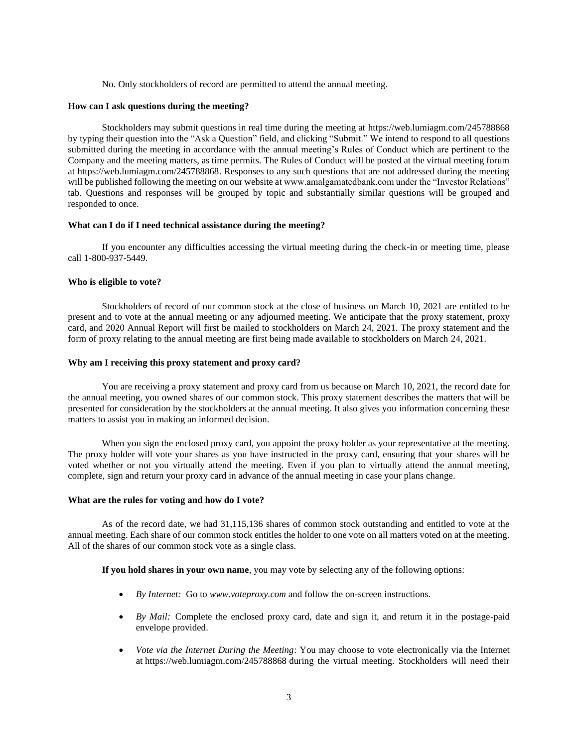No. Only stockholders of record are permitted to attend the annual meeting.

**How can I ask questions during the meeting?**

Stockholders may submit questions in real time during the meeting at https://web.lumiagm.com/245788868 by typing their question into the "Ask a Question" field, and clicking "Submit." We intend to respond to all questions submitted during the meeting in accordance with the annual meeting's Rules of Conduct which are pertinent to the Company and the meeting matters, as time permits. The Rules of Conduct will be posted at the virtual meeting forum at https://web.lumiagm.com/245788868. Responses to any such questions that are not addressed during the meeting will be published following the meeting on our website at www.amalgamatedbank.com under the "Investor Relations" tab. Questions and responses will be grouped by topic and substantially similar questions will be grouped and responded to once.

**What can I do if I need technical assistance during the meeting?**

If you encounter any difficulties accessing the virtual meeting during the check-in or meeting time, please call 1-800-937-5449.

**Who is eligible to vote?**

Stockholders of record of our common stock at the close of business on March 10, 2021 are entitled to be present and to vote at the annual meeting or any adjourned meeting. We anticipate that the proxy statement, proxy card, and 2020 Annual Report will first be mailed to stockholders on March 24, 2021. The proxy statement and the form of proxy relating to the annual meeting are first being made available to stockholders on March 24, 2021.

**Why am I receiving this proxy statement and proxy card?**

You are receiving a proxy statement and proxy card from us because on March 10, 2021, the record date for the annual meeting, you owned shares of our common stock. This proxy statement describes the matters that will be presented for consideration by the stockholders at the annual meeting. It also gives you information concerning these matters to assist you in making an informed decision.

When you sign the enclosed proxy card, you appoint the proxy holder as your representative at the meeting. The proxy holder will vote your shares as you have instructed in the proxy card, ensuring that your shares will be voted whether or not you virtually attend the meeting. Even if you plan to virtually attend the annual meeting, complete, sign and return your proxy card in advance of the annual meeting in case your plans change.

**What are the rules for voting and how do I vote?**

As of the record date, we had 31,115,136 shares of common stock outstanding and entitled to vote at the annual meeting. Each share of our common stock entitles the holder to one vote on all matters voted on at the meeting. All of the shares of our common stock vote as a single class.

**If you hold shares in your own name**, you may vote by selecting any of the following options:

- *By Internet:* Go to *www.voteproxy.com* and follow the on-screen instructions.
- *By Mail:* Complete the enclosed proxy card, date and sign it, and return it in the postage-paid envelope provided.
- *Vote via the Internet During the Meeting*: You may choose to vote electronically via the Internet at https://web.lumiagm.com/245788868 during the virtual meeting. Stockholders will need their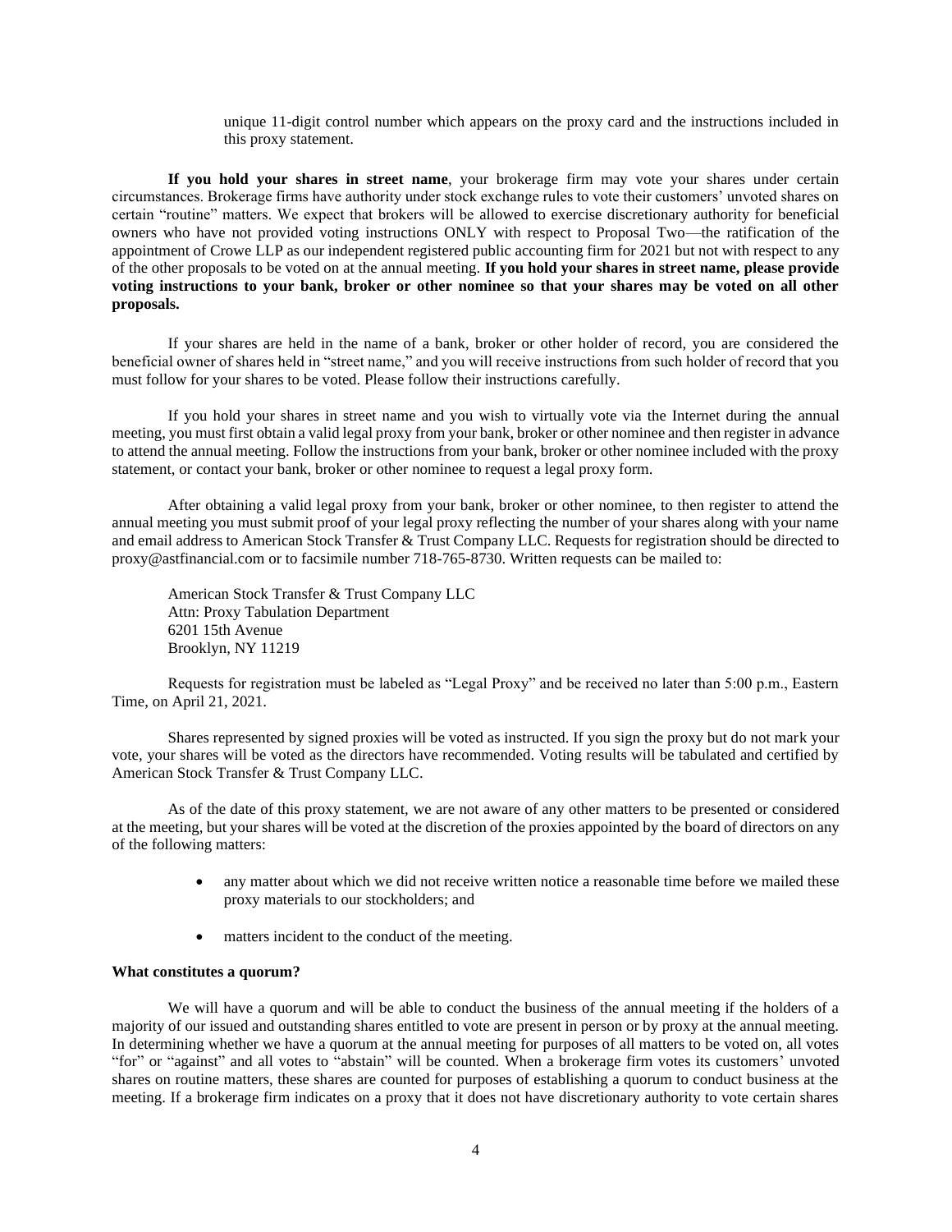unique 11-digit control number which appears on the proxy card and the instructions included in this proxy statement.

**If you hold your shares in street name**, your brokerage firm may vote your shares under certain circumstances. Brokerage firms have authority under stock exchange rules to vote their customers' unvoted shares on certain "routine" matters. We expect that brokers will be allowed to exercise discretionary authority for beneficial owners who have not provided voting instructions ONLY with respect to Proposal Two—the ratification of the appointment of Crowe LLP as our independent registered public accounting firm for 2021 but not with respect to any of the other proposals to be voted on at the annual meeting. **If you hold your shares in street name, please provide voting instructions to your bank, broker or other nominee so that your shares may be voted on all other proposals.**

If your shares are held in the name of a bank, broker or other holder of record, you are considered the beneficial owner of shares held in "street name," and you will receive instructions from such holder of record that you must follow for your shares to be voted. Please follow their instructions carefully.

If you hold your shares in street name and you wish to virtually vote via the Internet during the annual meeting, you must first obtain a valid legal proxy from your bank, broker or other nominee and then register in advance to attend the annual meeting. Follow the instructions from your bank, broker or other nominee included with the proxy statement, or contact your bank, broker or other nominee to request a legal proxy form.

After obtaining a valid legal proxy from your bank, broker or other nominee, to then register to attend the annual meeting you must submit proof of your legal proxy reflecting the number of your shares along with your name and email address to American Stock Transfer & Trust Company LLC. Requests for registration should be directed to proxy@astfinancial.com or to facsimile number 718-765-8730. Written requests can be mailed to:

American Stock Transfer & Trust Company LLC
Attn: Proxy Tabulation Department
6201 15th Avenue
Brooklyn, NY 11219

Requests for registration must be labeled as "Legal Proxy" and be received no later than 5:00 p.m., Eastern Time, on April 21, 2021.

Shares represented by signed proxies will be voted as instructed. If you sign the proxy but do not mark your vote, your shares will be voted as the directors have recommended. Voting results will be tabulated and certified by American Stock Transfer & Trust Company LLC.

As of the date of this proxy statement, we are not aware of any other matters to be presented or considered at the meeting, but your shares will be voted at the discretion of the proxies appointed by the board of directors on any of the following matters:

- any matter about which we did not receive written notice a reasonable time before we mailed these proxy materials to our stockholders; and
- matters incident to the conduct of the meeting.

**What constitutes a quorum?**

We will have a quorum and will be able to conduct the business of the annual meeting if the holders of a majority of our issued and outstanding shares entitled to vote are present in person or by proxy at the annual meeting. In determining whether we have a quorum at the annual meeting for purposes of all matters to be voted on, all votes "for" or "against" and all votes to "abstain" will be counted. When a brokerage firm votes its customers' unvoted shares on routine matters, these shares are counted for purposes of establishing a quorum to conduct business at the meeting. If a brokerage firm indicates on a proxy that it does not have discretionary authority to vote certain shares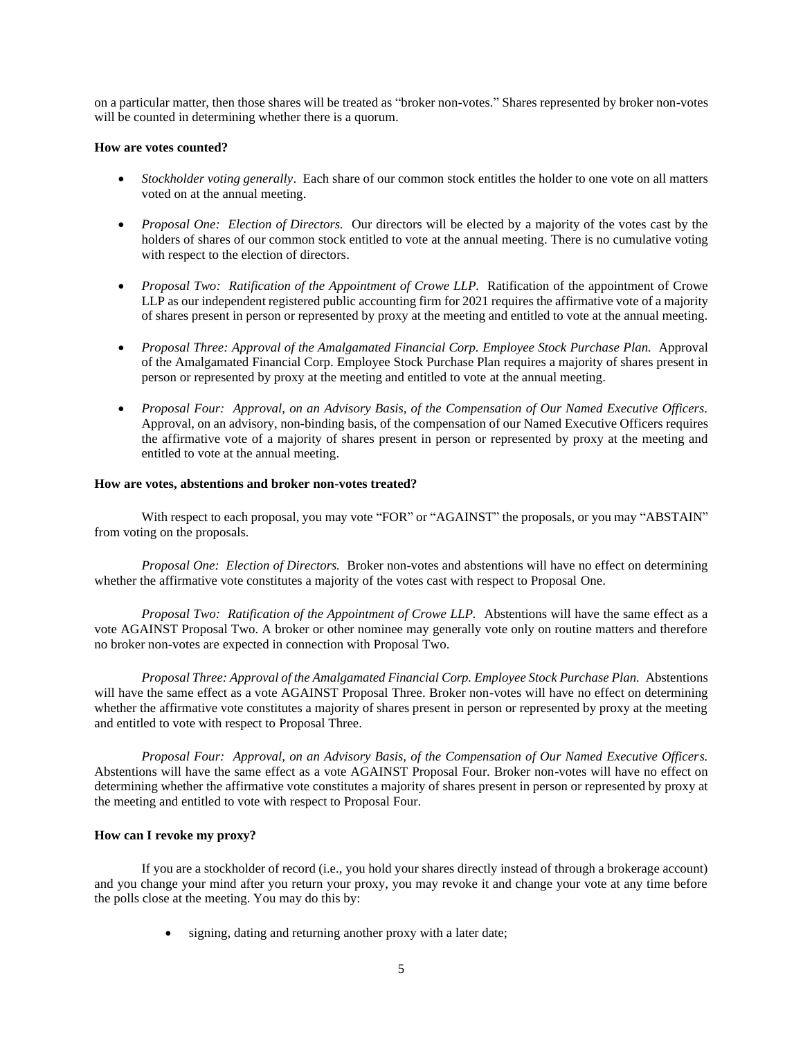on a particular matter, then those shares will be treated as "broker non-votes." Shares represented by broker non-votes will be counted in determining whether there is a quorum.

**How are votes counted?**

- *Stockholder voting generally*. Each share of our common stock entitles the holder to one vote on all matters voted on at the annual meeting.
- *Proposal One: Election of Directors.* Our directors will be elected by a majority of the votes cast by the holders of shares of our common stock entitled to vote at the annual meeting. There is no cumulative voting with respect to the election of directors.
- *Proposal Two: Ratification of the Appointment of Crowe LLP.* Ratification of the appointment of Crowe LLP as our independent registered public accounting firm for 2021 requires the affirmative vote of a majority of shares present in person or represented by proxy at the meeting and entitled to vote at the annual meeting.
- *Proposal Three: Approval of the Amalgamated Financial Corp. Employee Stock Purchase Plan.* Approval of the Amalgamated Financial Corp. Employee Stock Purchase Plan requires a majority of shares present in person or represented by proxy at the meeting and entitled to vote at the annual meeting.
- *Proposal Four: Approval, on an Advisory Basis, of the Compensation of Our Named Executive Officers.* Approval, on an advisory, non-binding basis, of the compensation of our Named Executive Officers requires the affirmative vote of a majority of shares present in person or represented by proxy at the meeting and entitled to vote at the annual meeting.

**How are votes, abstentions and broker non-votes treated?**

With respect to each proposal, you may vote "FOR" or "AGAINST" the proposals, or you may "ABSTAIN" from voting on the proposals.

*Proposal One: Election of Directors.* Broker non-votes and abstentions will have no effect on determining whether the affirmative vote constitutes a majority of the votes cast with respect to Proposal One.

*Proposal Two: Ratification of the Appointment of Crowe LLP.* Abstentions will have the same effect as a vote AGAINST Proposal Two. A broker or other nominee may generally vote only on routine matters and therefore no broker non-votes are expected in connection with Proposal Two.

*Proposal Three: Approval of the Amalgamated Financial Corp. Employee Stock Purchase Plan.* Abstentions will have the same effect as a vote AGAINST Proposal Three. Broker non-votes will have no effect on determining whether the affirmative vote constitutes a majority of shares present in person or represented by proxy at the meeting and entitled to vote with respect to Proposal Three.

*Proposal Four: Approval, on an Advisory Basis, of the Compensation of Our Named Executive Officers.* Abstentions will have the same effect as a vote AGAINST Proposal Four. Broker non-votes will have no effect on determining whether the affirmative vote constitutes a majority of shares present in person or represented by proxy at the meeting and entitled to vote with respect to Proposal Four.

**How can I revoke my proxy?**

If you are a stockholder of record (i.e., you hold your shares directly instead of through a brokerage account) and you change your mind after you return your proxy, you may revoke it and change your vote at any time before the polls close at the meeting. You may do this by:

- signing, dating and returning another proxy with a later date;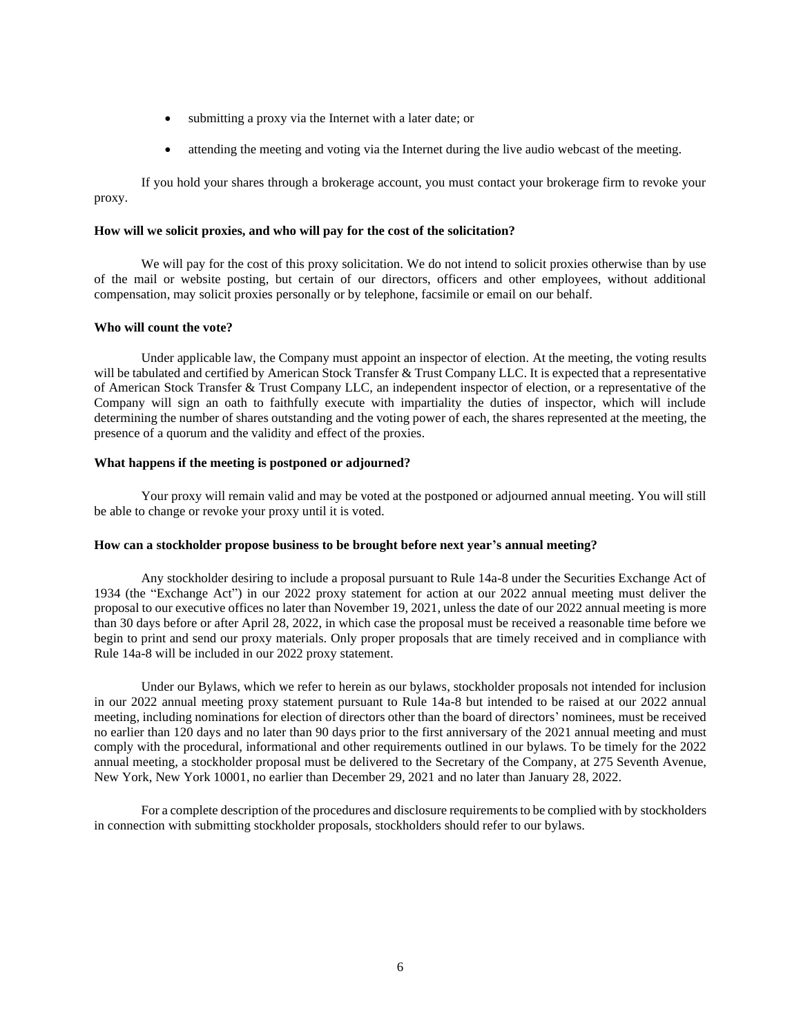- submitting a proxy via the Internet with a later date; or
- attending the meeting and voting via the Internet during the live audio webcast of the meeting.

If you hold your shares through a brokerage account, you must contact your brokerage firm to revoke your proxy.

**How will we solicit proxies, and who will pay for the cost of the solicitation?**

We will pay for the cost of this proxy solicitation. We do not intend to solicit proxies otherwise than by use of the mail or website posting, but certain of our directors, officers and other employees, without additional compensation, may solicit proxies personally or by telephone, facsimile or email on our behalf.

**Who will count the vote?**

Under applicable law, the Company must appoint an inspector of election. At the meeting, the voting results will be tabulated and certified by American Stock Transfer & Trust Company LLC. It is expected that a representative of American Stock Transfer & Trust Company LLC, an independent inspector of election, or a representative of the Company will sign an oath to faithfully execute with impartiality the duties of inspector, which will include determining the number of shares outstanding and the voting power of each, the shares represented at the meeting, the presence of a quorum and the validity and effect of the proxies.

**What happens if the meeting is postponed or adjourned?**

Your proxy will remain valid and may be voted at the postponed or adjourned annual meeting. You will still be able to change or revoke your proxy until it is voted.

**How can a stockholder propose business to be brought before next year's annual meeting?**

Any stockholder desiring to include a proposal pursuant to Rule 14a-8 under the Securities Exchange Act of 1934 (the "Exchange Act") in our 2022 proxy statement for action at our 2022 annual meeting must deliver the proposal to our executive offices no later than November 19, 2021, unless the date of our 2022 annual meeting is more than 30 days before or after April 28, 2022, in which case the proposal must be received a reasonable time before we begin to print and send our proxy materials. Only proper proposals that are timely received and in compliance with Rule 14a-8 will be included in our 2022 proxy statement.

Under our Bylaws, which we refer to herein as our bylaws, stockholder proposals not intended for inclusion in our 2022 annual meeting proxy statement pursuant to Rule 14a-8 but intended to be raised at our 2022 annual meeting, including nominations for election of directors other than the board of directors' nominees, must be received no earlier than 120 days and no later than 90 days prior to the first anniversary of the 2021 annual meeting and must comply with the procedural, informational and other requirements outlined in our bylaws. To be timely for the 2022 annual meeting, a stockholder proposal must be delivered to the Secretary of the Company, at 275 Seventh Avenue, New York, New York 10001, no earlier than December 29, 2021 and no later than January 28, 2022.

For a complete description of the procedures and disclosure requirements to be complied with by stockholders in connection with submitting stockholder proposals, stockholders should refer to our bylaws.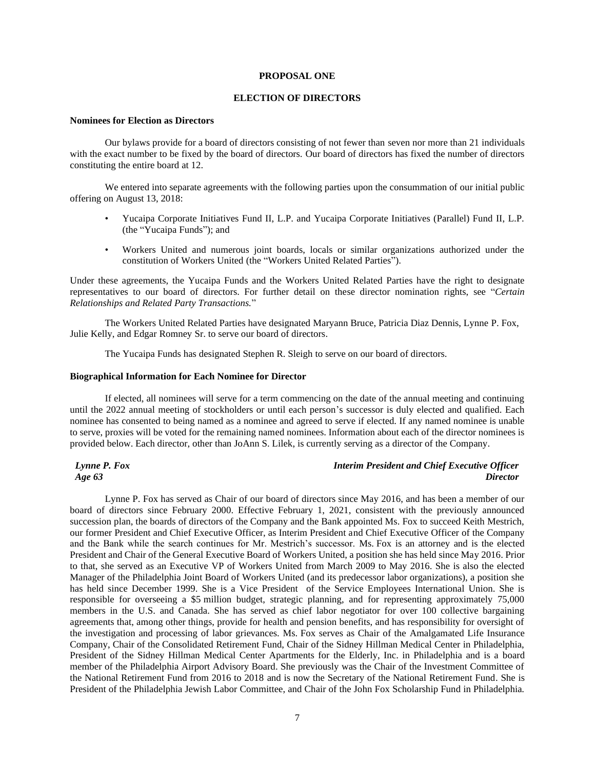## PROPOSAL ONE

## ELECTION OF DIRECTORS

### Nominees for Election as Directors

Our bylaws provide for a board of directors consisting of not fewer than seven nor more than 21 individuals with the exact number to be fixed by the board of directors. Our board of directors has fixed the number of directors constituting the entire board at 12.

We entered into separate agreements with the following parties upon the consummation of our initial public offering on August 13, 2018:

- Yucaipa Corporate Initiatives Fund II, L.P. and Yucaipa Corporate Initiatives (Parallel) Fund II, L.P. (the "Yucaipa Funds"); and
- Workers United and numerous joint boards, locals or similar organizations authorized under the constitution of Workers United (the "Workers United Related Parties").

Under these agreements, the Yucaipa Funds and the Workers United Related Parties have the right to designate representatives to our board of directors. For further detail on these director nomination rights, see "*Certain Relationships and Related Party Transactions.*"

The Workers United Related Parties have designated Maryann Bruce, Patricia Diaz Dennis, Lynne P. Fox, Julie Kelly, and Edgar Romney Sr. to serve our board of directors.

The Yucaipa Funds has designated Stephen R. Sleigh to serve on our board of directors.

### Biographical Information for Each Nominee for Director

If elected, all nominees will serve for a term commencing on the date of the annual meeting and continuing until the 2022 annual meeting of stockholders or until each person's successor is duly elected and qualified. Each nominee has consented to being named as a nominee and agreed to serve if elected. If any named nominee is unable to serve, proxies will be voted for the remaining named nominees. Information about each of the director nominees is provided below. Each director, other than JoAnn S. Lilek, is currently serving as a director of the Company.

***Lynne P. Fox*** — ***Interim President and Chief Executive Officer***
***Age 63*** — ***Director***

Lynne P. Fox has served as Chair of our board of directors since May 2016, and has been a member of our board of directors since February 2000. Effective February 1, 2021, consistent with the previously announced succession plan, the boards of directors of the Company and the Bank appointed Ms. Fox to succeed Keith Mestrich, our former President and Chief Executive Officer, as Interim President and Chief Executive Officer of the Company and the Bank while the search continues for Mr. Mestrich's successor. Ms. Fox is an attorney and is the elected President and Chair of the General Executive Board of Workers United, a position she has held since May 2016. Prior to that, she served as an Executive VP of Workers United from March 2009 to May 2016. She is also the elected Manager of the Philadelphia Joint Board of Workers United (and its predecessor labor organizations), a position she has held since December 1999. She is a Vice President of the Service Employees International Union. She is responsible for overseeing a $5 million budget, strategic planning, and for representing approximately 75,000 members in the U.S. and Canada. She has served as chief labor negotiator for over 100 collective bargaining agreements that, among other things, provide for health and pension benefits, and has responsibility for oversight of the investigation and processing of labor grievances. Ms. Fox serves as Chair of the Amalgamated Life Insurance Company, Chair of the Consolidated Retirement Fund, Chair of the Sidney Hillman Medical Center in Philadelphia, President of the Sidney Hillman Medical Center Apartments for the Elderly, Inc. in Philadelphia and is a board member of the Philadelphia Airport Advisory Board. She previously was the Chair of the Investment Committee of the National Retirement Fund from 2016 to 2018 and is now the Secretary of the National Retirement Fund. She is President of the Philadelphia Jewish Labor Committee, and Chair of the John Fox Scholarship Fund in Philadelphia.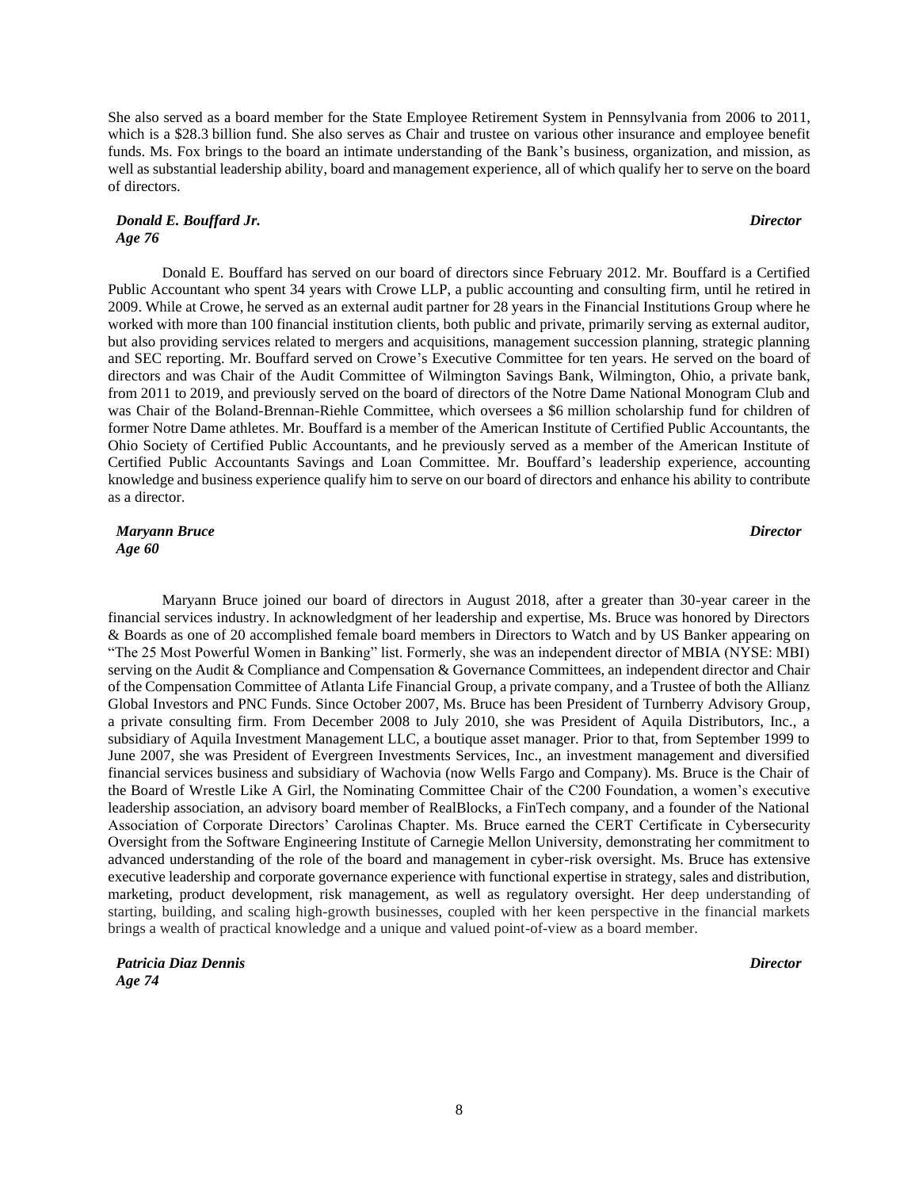She also served as a board member for the State Employee Retirement System in Pennsylvania from 2006 to 2011, which is a $28.3 billion fund. She also serves as Chair and trustee on various other insurance and employee benefit funds. Ms. Fox brings to the board an intimate understanding of the Bank's business, organization, and mission, as well as substantial leadership ability, board and management experience, all of which qualify her to serve on the board of directors.

***Donald E. Bouffard Jr.*** ***Director***
***Age 76***

Donald E. Bouffard has served on our board of directors since February 2012. Mr. Bouffard is a Certified Public Accountant who spent 34 years with Crowe LLP, a public accounting and consulting firm, until he retired in 2009. While at Crowe, he served as an external audit partner for 28 years in the Financial Institutions Group where he worked with more than 100 financial institution clients, both public and private, primarily serving as external auditor, but also providing services related to mergers and acquisitions, management succession planning, strategic planning and SEC reporting. Mr. Bouffard served on Crowe's Executive Committee for ten years. He served on the board of directors and was Chair of the Audit Committee of Wilmington Savings Bank, Wilmington, Ohio, a private bank, from 2011 to 2019, and previously served on the board of directors of the Notre Dame National Monogram Club and was Chair of the Boland-Brennan-Riehle Committee, which oversees a $6 million scholarship fund for children of former Notre Dame athletes. Mr. Bouffard is a member of the American Institute of Certified Public Accountants, the Ohio Society of Certified Public Accountants, and he previously served as a member of the American Institute of Certified Public Accountants Savings and Loan Committee. Mr. Bouffard's leadership experience, accounting knowledge and business experience qualify him to serve on our board of directors and enhance his ability to contribute as a director.

***Maryann Bruce*** ***Director***
***Age 60***

Maryann Bruce joined our board of directors in August 2018, after a greater than 30-year career in the financial services industry. In acknowledgment of her leadership and expertise, Ms. Bruce was honored by Directors & Boards as one of 20 accomplished female board members in Directors to Watch and by US Banker appearing on "The 25 Most Powerful Women in Banking" list. Formerly, she was an independent director of MBIA (NYSE: MBI) serving on the Audit & Compliance and Compensation & Governance Committees, an independent director and Chair of the Compensation Committee of Atlanta Life Financial Group, a private company, and a Trustee of both the Allianz Global Investors and PNC Funds. Since October 2007, Ms. Bruce has been President of Turnberry Advisory Group, a private consulting firm. From December 2008 to July 2010, she was President of Aquila Distributors, Inc., a subsidiary of Aquila Investment Management LLC, a boutique asset manager. Prior to that, from September 1999 to June 2007, she was President of Evergreen Investments Services, Inc., an investment management and diversified financial services business and subsidiary of Wachovia (now Wells Fargo and Company). Ms. Bruce is the Chair of the Board of Wrestle Like A Girl, the Nominating Committee Chair of the C200 Foundation, a women's executive leadership association, an advisory board member of RealBlocks, a FinTech company, and a founder of the National Association of Corporate Directors' Carolinas Chapter. Ms. Bruce earned the CERT Certificate in Cybersecurity Oversight from the Software Engineering Institute of Carnegie Mellon University, demonstrating her commitment to advanced understanding of the role of the board and management in cyber-risk oversight. Ms. Bruce has extensive executive leadership and corporate governance experience with functional expertise in strategy, sales and distribution, marketing, product development, risk management, as well as regulatory oversight. Her deep understanding of starting, building, and scaling high-growth businesses, coupled with her keen perspective in the financial markets brings a wealth of practical knowledge and a unique and valued point-of-view as a board member.

***Patricia Diaz Dennis*** ***Director***
***Age 74***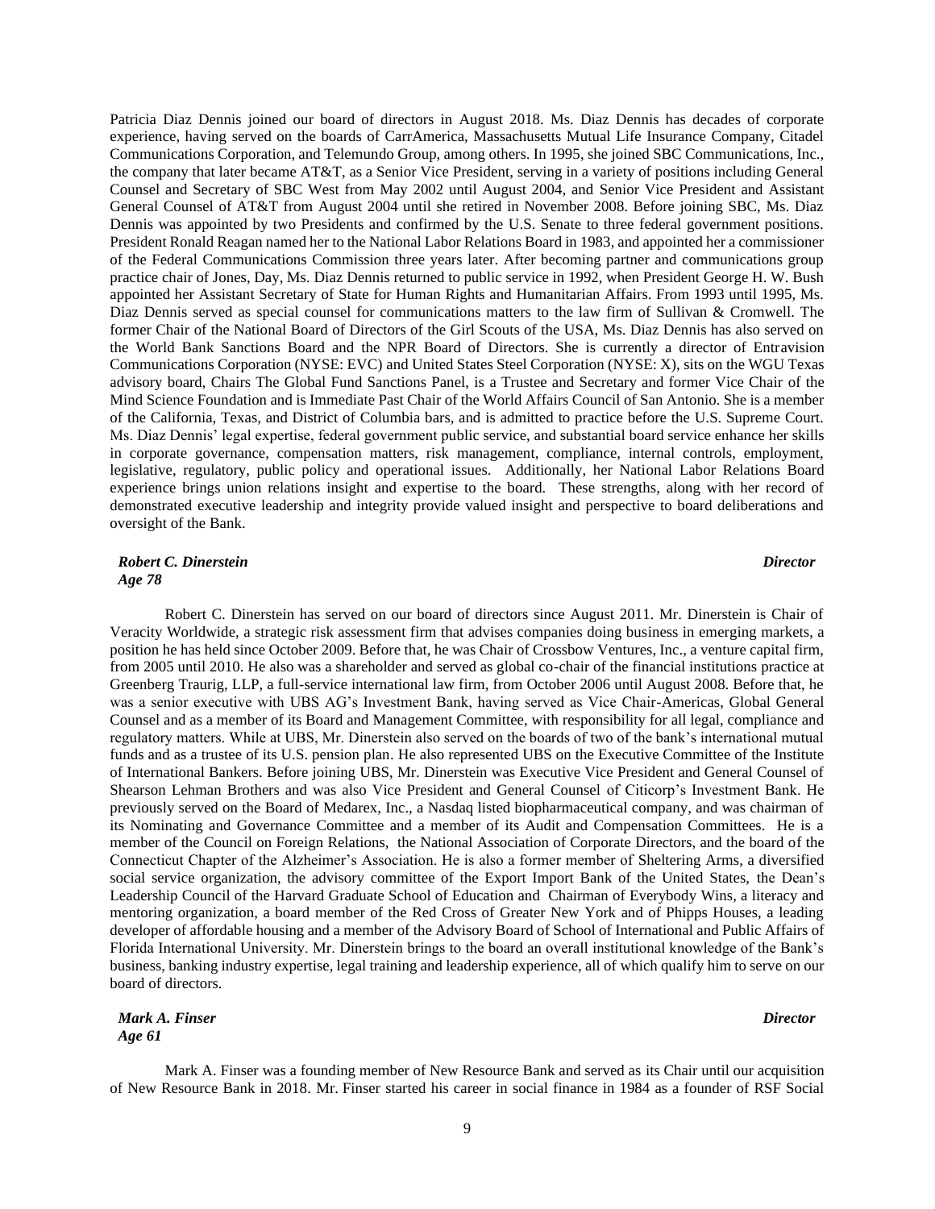Patricia Diaz Dennis joined our board of directors in August 2018. Ms. Diaz Dennis has decades of corporate experience, having served on the boards of CarrAmerica, Massachusetts Mutual Life Insurance Company, Citadel Communications Corporation, and Telemundo Group, among others. In 1995, she joined SBC Communications, Inc., the company that later became AT&T, as a Senior Vice President, serving in a variety of positions including General Counsel and Secretary of SBC West from May 2002 until August 2004, and Senior Vice President and Assistant General Counsel of AT&T from August 2004 until she retired in November 2008. Before joining SBC, Ms. Diaz Dennis was appointed by two Presidents and confirmed by the U.S. Senate to three federal government positions. President Ronald Reagan named her to the National Labor Relations Board in 1983, and appointed her a commissioner of the Federal Communications Commission three years later. After becoming partner and communications group practice chair of Jones, Day, Ms. Diaz Dennis returned to public service in 1992, when President George H. W. Bush appointed her Assistant Secretary of State for Human Rights and Humanitarian Affairs. From 1993 until 1995, Ms. Diaz Dennis served as special counsel for communications matters to the law firm of Sullivan & Cromwell. The former Chair of the National Board of Directors of the Girl Scouts of the USA, Ms. Diaz Dennis has also served on the World Bank Sanctions Board and the NPR Board of Directors. She is currently a director of Entravision Communications Corporation (NYSE: EVC) and United States Steel Corporation (NYSE: X), sits on the WGU Texas advisory board, Chairs The Global Fund Sanctions Panel, is a Trustee and Secretary and former Vice Chair of the Mind Science Foundation and is Immediate Past Chair of the World Affairs Council of San Antonio. She is a member of the California, Texas, and District of Columbia bars, and is admitted to practice before the U.S. Supreme Court. Ms. Diaz Dennis' legal expertise, federal government public service, and substantial board service enhance her skills in corporate governance, compensation matters, risk management, compliance, internal controls, employment, legislative, regulatory, public policy and operational issues. Additionally, her National Labor Relations Board experience brings union relations insight and expertise to the board. These strengths, along with her record of demonstrated executive leadership and integrity provide valued insight and perspective to board deliberations and oversight of the Bank.

***Robert C. Dinerstein*** — ***Director***
***Age 78***

Robert C. Dinerstein has served on our board of directors since August 2011. Mr. Dinerstein is Chair of Veracity Worldwide, a strategic risk assessment firm that advises companies doing business in emerging markets, a position he has held since October 2009. Before that, he was Chair of Crossbow Ventures, Inc., a venture capital firm, from 2005 until 2010. He also was a shareholder and served as global co-chair of the financial institutions practice at Greenberg Traurig, LLP, a full-service international law firm, from October 2006 until August 2008. Before that, he was a senior executive with UBS AG's Investment Bank, having served as Vice Chair-Americas, Global General Counsel and as a member of its Board and Management Committee, with responsibility for all legal, compliance and regulatory matters. While at UBS, Mr. Dinerstein also served on the boards of two of the bank's international mutual funds and as a trustee of its U.S. pension plan. He also represented UBS on the Executive Committee of the Institute of International Bankers. Before joining UBS, Mr. Dinerstein was Executive Vice President and General Counsel of Shearson Lehman Brothers and was also Vice President and General Counsel of Citicorp's Investment Bank. He previously served on the Board of Medarex, Inc., a Nasdaq listed biopharmaceutical company, and was chairman of its Nominating and Governance Committee and a member of its Audit and Compensation Committees. He is a member of the Council on Foreign Relations, the National Association of Corporate Directors, and the board of the Connecticut Chapter of the Alzheimer's Association. He is also a former member of Sheltering Arms, a diversified social service organization, the advisory committee of the Export Import Bank of the United States, the Dean's Leadership Council of the Harvard Graduate School of Education and Chairman of Everybody Wins, a literacy and mentoring organization, a board member of the Red Cross of Greater New York and of Phipps Houses, a leading developer of affordable housing and a member of the Advisory Board of School of International and Public Affairs of Florida International University. Mr. Dinerstein brings to the board an overall institutional knowledge of the Bank's business, banking industry expertise, legal training and leadership experience, all of which qualify him to serve on our board of directors.

***Mark A. Finser*** — ***Director***
***Age 61***

Mark A. Finser was a founding member of New Resource Bank and served as its Chair until our acquisition of New Resource Bank in 2018. Mr. Finser started his career in social finance in 1984 as a founder of RSF Social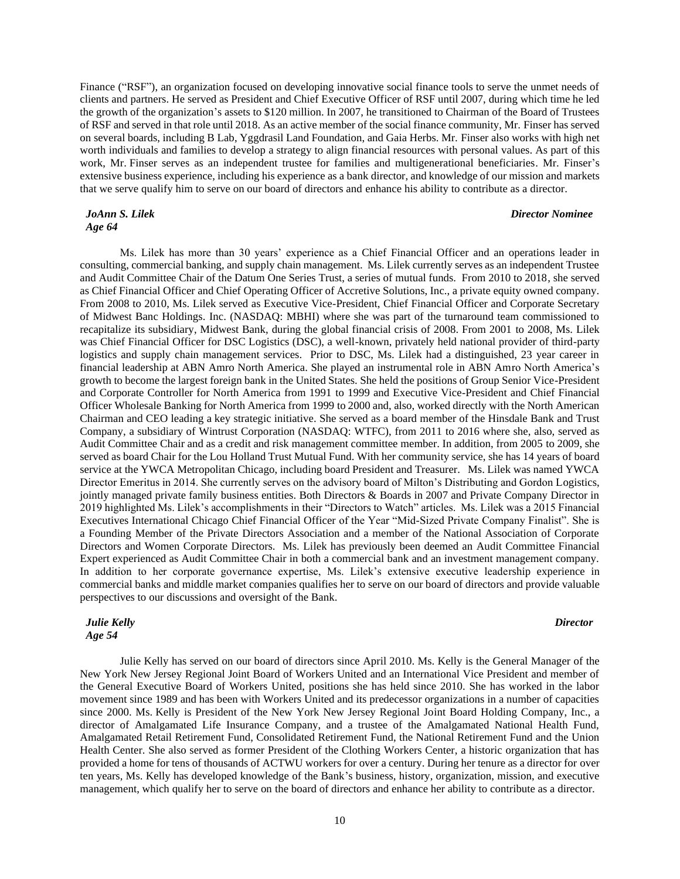Finance (“RSF”), an organization focused on developing innovative social finance tools to serve the unmet needs of clients and partners. He served as President and Chief Executive Officer of RSF until 2007, during which time he led the growth of the organization’s assets to $120 million. In 2007, he transitioned to Chairman of the Board of Trustees of RSF and served in that role until 2018. As an active member of the social finance community, Mr. Finser has served on several boards, including B Lab, Yggdrasil Land Foundation, and Gaia Herbs. Mr. Finser also works with high net worth individuals and families to develop a strategy to align financial resources with personal values. As part of this work, Mr. Finser serves as an independent trustee for families and multigenerational beneficiaries. Mr. Finser’s extensive business experience, including his experience as a bank director, and knowledge of our mission and markets that we serve qualify him to serve on our board of directors and enhance his ability to contribute as a director.

***JoAnn S. Lilek*** ***Director Nominee***
***Age 64***

Ms. Lilek has more than 30 years’ experience as a Chief Financial Officer and an operations leader in consulting, commercial banking, and supply chain management. Ms. Lilek currently serves as an independent Trustee and Audit Committee Chair of the Datum One Series Trust, a series of mutual funds. From 2010 to 2018, she served as Chief Financial Officer and Chief Operating Officer of Accretive Solutions, Inc., a private equity owned company. From 2008 to 2010, Ms. Lilek served as Executive Vice-President, Chief Financial Officer and Corporate Secretary of Midwest Banc Holdings. Inc. (NASDAQ: MBHI) where she was part of the turnaround team commissioned to recapitalize its subsidiary, Midwest Bank, during the global financial crisis of 2008. From 2001 to 2008, Ms. Lilek was Chief Financial Officer for DSC Logistics (DSC), a well-known, privately held national provider of third-party logistics and supply chain management services. Prior to DSC, Ms. Lilek had a distinguished, 23 year career in financial leadership at ABN Amro North America. She played an instrumental role in ABN Amro North America’s growth to become the largest foreign bank in the United States. She held the positions of Group Senior Vice-President and Corporate Controller for North America from 1991 to 1999 and Executive Vice-President and Chief Financial Officer Wholesale Banking for North America from 1999 to 2000 and, also, worked directly with the North American Chairman and CEO leading a key strategic initiative. She served as a board member of the Hinsdale Bank and Trust Company, a subsidiary of Wintrust Corporation (NASDAQ: WTFC), from 2011 to 2016 where she, also, served as Audit Committee Chair and as a credit and risk management committee member. In addition, from 2005 to 2009, she served as board Chair for the Lou Holland Trust Mutual Fund. With her community service, she has 14 years of board service at the YWCA Metropolitan Chicago, including board President and Treasurer. Ms. Lilek was named YWCA Director Emeritus in 2014. She currently serves on the advisory board of Milton’s Distributing and Gordon Logistics, jointly managed private family business entities. Both Directors & Boards in 2007 and Private Company Director in 2019 highlighted Ms. Lilek’s accomplishments in their “Directors to Watch” articles. Ms. Lilek was a 2015 Financial Executives International Chicago Chief Financial Officer of the Year “Mid-Sized Private Company Finalist”. She is a Founding Member of the Private Directors Association and a member of the National Association of Corporate Directors and Women Corporate Directors. Ms. Lilek has previously been deemed an Audit Committee Financial Expert experienced as Audit Committee Chair in both a commercial bank and an investment management company. In addition to her corporate governance expertise, Ms. Lilek’s extensive executive leadership experience in commercial banks and middle market companies qualifies her to serve on our board of directors and provide valuable perspectives to our discussions and oversight of the Bank.

***Julie Kelly*** ***Director***
***Age 54***

Julie Kelly has served on our board of directors since April 2010. Ms. Kelly is the General Manager of the New York New Jersey Regional Joint Board of Workers United and an International Vice President and member of the General Executive Board of Workers United, positions she has held since 2010. She has worked in the labor movement since 1989 and has been with Workers United and its predecessor organizations in a number of capacities since 2000. Ms. Kelly is President of the New York New Jersey Regional Joint Board Holding Company, Inc., a director of Amalgamated Life Insurance Company, and a trustee of the Amalgamated National Health Fund, Amalgamated Retail Retirement Fund, Consolidated Retirement Fund, the National Retirement Fund and the Union Health Center. She also served as former President of the Clothing Workers Center, a historic organization that has provided a home for tens of thousands of ACTWU workers for over a century. During her tenure as a director for over ten years, Ms. Kelly has developed knowledge of the Bank’s business, history, organization, mission, and executive management, which qualify her to serve on the board of directors and enhance her ability to contribute as a director.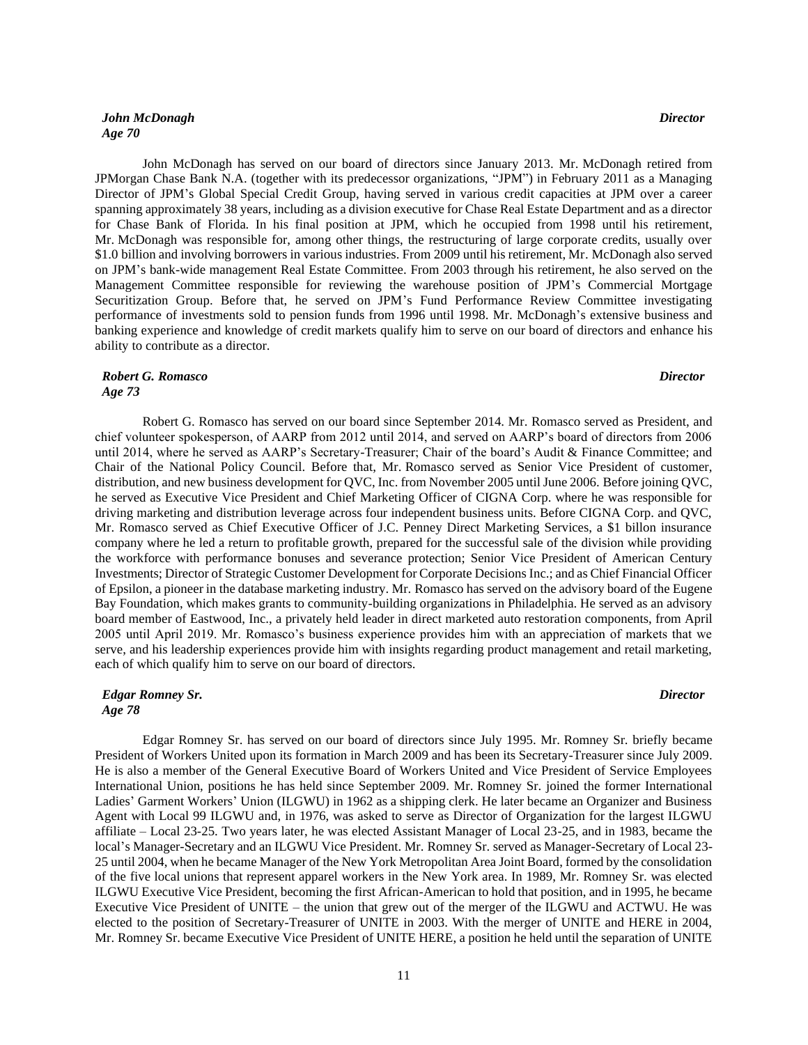***John McDonagh*** ***Director***
***Age 70***

John McDonagh has served on our board of directors since January 2013. Mr. McDonagh retired from JPMorgan Chase Bank N.A. (together with its predecessor organizations, "JPM") in February 2011 as a Managing Director of JPM's Global Special Credit Group, having served in various credit capacities at JPM over a career spanning approximately 38 years, including as a division executive for Chase Real Estate Department and as a director for Chase Bank of Florida. In his final position at JPM, which he occupied from 1998 until his retirement, Mr. McDonagh was responsible for, among other things, the restructuring of large corporate credits, usually over $1.0 billion and involving borrowers in various industries. From 2009 until his retirement, Mr. McDonagh also served on JPM's bank-wide management Real Estate Committee. From 2003 through his retirement, he also served on the Management Committee responsible for reviewing the warehouse position of JPM's Commercial Mortgage Securitization Group. Before that, he served on JPM's Fund Performance Review Committee investigating performance of investments sold to pension funds from 1996 until 1998. Mr. McDonagh's extensive business and banking experience and knowledge of credit markets qualify him to serve on our board of directors and enhance his ability to contribute as a director.

***Robert G. Romasco*** ***Director***
***Age 73***

Robert G. Romasco has served on our board since September 2014. Mr. Romasco served as President, and chief volunteer spokesperson, of AARP from 2012 until 2014, and served on AARP's board of directors from 2006 until 2014, where he served as AARP's Secretary-Treasurer; Chair of the board's Audit & Finance Committee; and Chair of the National Policy Council. Before that, Mr. Romasco served as Senior Vice President of customer, distribution, and new business development for QVC, Inc. from November 2005 until June 2006. Before joining QVC, he served as Executive Vice President and Chief Marketing Officer of CIGNA Corp. where he was responsible for driving marketing and distribution leverage across four independent business units. Before CIGNA Corp. and QVC, Mr. Romasco served as Chief Executive Officer of J.C. Penney Direct Marketing Services, a $1 billon insurance company where he led a return to profitable growth, prepared for the successful sale of the division while providing the workforce with performance bonuses and severance protection; Senior Vice President of American Century Investments; Director of Strategic Customer Development for Corporate Decisions Inc.; and as Chief Financial Officer of Epsilon, a pioneer in the database marketing industry. Mr. Romasco has served on the advisory board of the Eugene Bay Foundation, which makes grants to community-building organizations in Philadelphia. He served as an advisory board member of Eastwood, Inc., a privately held leader in direct marketed auto restoration components, from April 2005 until April 2019. Mr. Romasco's business experience provides him with an appreciation of markets that we serve, and his leadership experiences provide him with insights regarding product management and retail marketing, each of which qualify him to serve on our board of directors.

***Edgar Romney Sr.*** ***Director***
***Age 78***

Edgar Romney Sr. has served on our board of directors since July 1995. Mr. Romney Sr. briefly became President of Workers United upon its formation in March 2009 and has been its Secretary-Treasurer since July 2009. He is also a member of the General Executive Board of Workers United and Vice President of Service Employees International Union, positions he has held since September 2009. Mr. Romney Sr. joined the former International Ladies' Garment Workers' Union (ILGWU) in 1962 as a shipping clerk. He later became an Organizer and Business Agent with Local 99 ILGWU and, in 1976, was asked to serve as Director of Organization for the largest ILGWU affiliate – Local 23-25. Two years later, he was elected Assistant Manager of Local 23-25, and in 1983, became the local's Manager-Secretary and an ILGWU Vice President. Mr. Romney Sr. served as Manager-Secretary of Local 23-25 until 2004, when he became Manager of the New York Metropolitan Area Joint Board, formed by the consolidation of the five local unions that represent apparel workers in the New York area. In 1989, Mr. Romney Sr. was elected ILGWU Executive Vice President, becoming the first African-American to hold that position, and in 1995, he became Executive Vice President of UNITE – the union that grew out of the merger of the ILGWU and ACTWU. He was elected to the position of Secretary-Treasurer of UNITE in 2003. With the merger of UNITE and HERE in 2004, Mr. Romney Sr. became Executive Vice President of UNITE HERE, a position he held until the separation of UNITE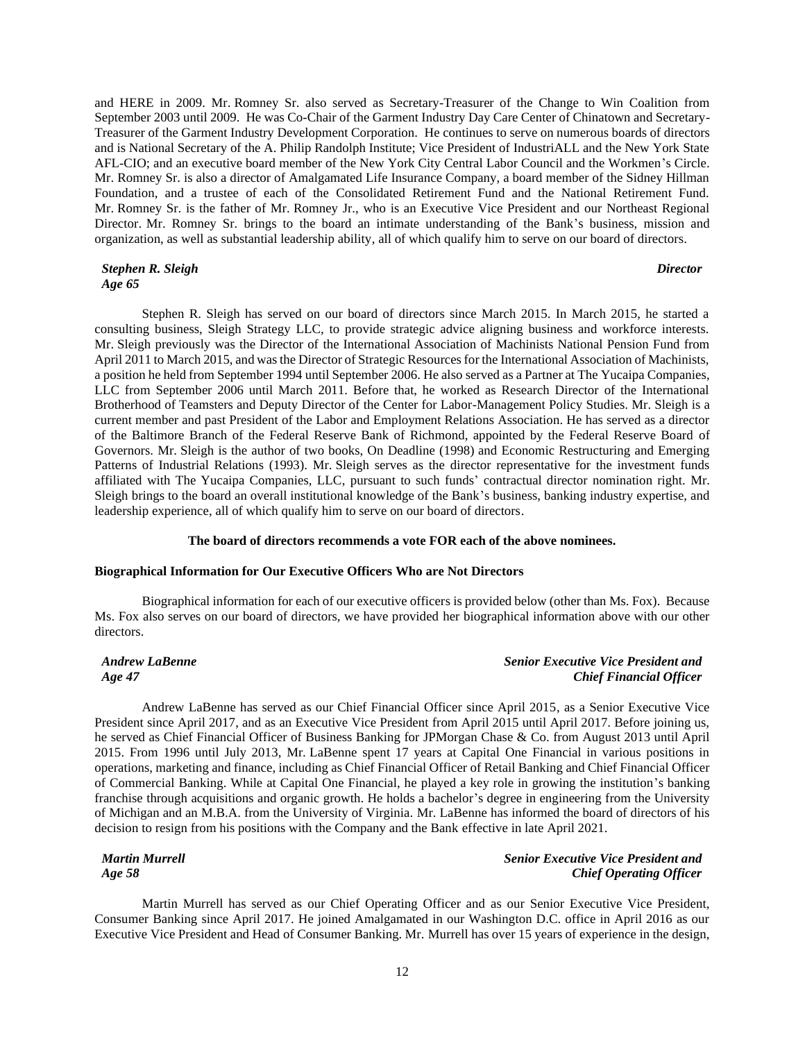and HERE in 2009. Mr. Romney Sr. also served as Secretary-Treasurer of the Change to Win Coalition from September 2003 until 2009. He was Co-Chair of the Garment Industry Day Care Center of Chinatown and Secretary-Treasurer of the Garment Industry Development Corporation. He continues to serve on numerous boards of directors and is National Secretary of the A. Philip Randolph Institute; Vice President of IndustriALL and the New York State AFL-CIO; and an executive board member of the New York City Central Labor Council and the Workmen's Circle. Mr. Romney Sr. is also a director of Amalgamated Life Insurance Company, a board member of the Sidney Hillman Foundation, and a trustee of each of the Consolidated Retirement Fund and the National Retirement Fund. Mr. Romney Sr. is the father of Mr. Romney Jr., who is an Executive Vice President and our Northeast Regional Director. Mr. Romney Sr. brings to the board an intimate understanding of the Bank's business, mission and organization, as well as substantial leadership ability, all of which qualify him to serve on our board of directors.

***Stephen R. Sleigh*** — ***Director***
***Age 65***

Stephen R. Sleigh has served on our board of directors since March 2015. In March 2015, he started a consulting business, Sleigh Strategy LLC, to provide strategic advice aligning business and workforce interests. Mr. Sleigh previously was the Director of the International Association of Machinists National Pension Fund from April 2011 to March 2015, and was the Director of Strategic Resources for the International Association of Machinists, a position he held from September 1994 until September 2006. He also served as a Partner at The Yucaipa Companies, LLC from September 2006 until March 2011. Before that, he worked as Research Director of the International Brotherhood of Teamsters and Deputy Director of the Center for Labor-Management Policy Studies. Mr. Sleigh is a current member and past President of the Labor and Employment Relations Association. He has served as a director of the Baltimore Branch of the Federal Reserve Bank of Richmond, appointed by the Federal Reserve Board of Governors. Mr. Sleigh is the author of two books, On Deadline (1998) and Economic Restructuring and Emerging Patterns of Industrial Relations (1993). Mr. Sleigh serves as the director representative for the investment funds affiliated with The Yucaipa Companies, LLC, pursuant to such funds' contractual director nomination right. Mr. Sleigh brings to the board an overall institutional knowledge of the Bank's business, banking industry expertise, and leadership experience, all of which qualify him to serve on our board of directors.

**The board of directors recommends a vote FOR each of the above nominees.**

**Biographical Information for Our Executive Officers Who are Not Directors**

Biographical information for each of our executive officers is provided below (other than Ms. Fox). Because Ms. Fox also serves on our board of directors, we have provided her biographical information above with our other directors.

***Andrew LaBenne*** — ***Senior Executive Vice President and Chief Financial Officer***
***Age 47***

Andrew LaBenne has served as our Chief Financial Officer since April 2015, as a Senior Executive Vice President since April 2017, and as an Executive Vice President from April 2015 until April 2017. Before joining us, he served as Chief Financial Officer of Business Banking for JPMorgan Chase & Co. from August 2013 until April 2015. From 1996 until July 2013, Mr. LaBenne spent 17 years at Capital One Financial in various positions in operations, marketing and finance, including as Chief Financial Officer of Retail Banking and Chief Financial Officer of Commercial Banking. While at Capital One Financial, he played a key role in growing the institution's banking franchise through acquisitions and organic growth. He holds a bachelor's degree in engineering from the University of Michigan and an M.B.A. from the University of Virginia. Mr. LaBenne has informed the board of directors of his decision to resign from his positions with the Company and the Bank effective in late April 2021.

***Martin Murrell*** — ***Senior Executive Vice President and Chief Operating Officer***
***Age 58***

Martin Murrell has served as our Chief Operating Officer and as our Senior Executive Vice President, Consumer Banking since April 2017. He joined Amalgamated in our Washington D.C. office in April 2016 as our Executive Vice President and Head of Consumer Banking. Mr. Murrell has over 15 years of experience in the design,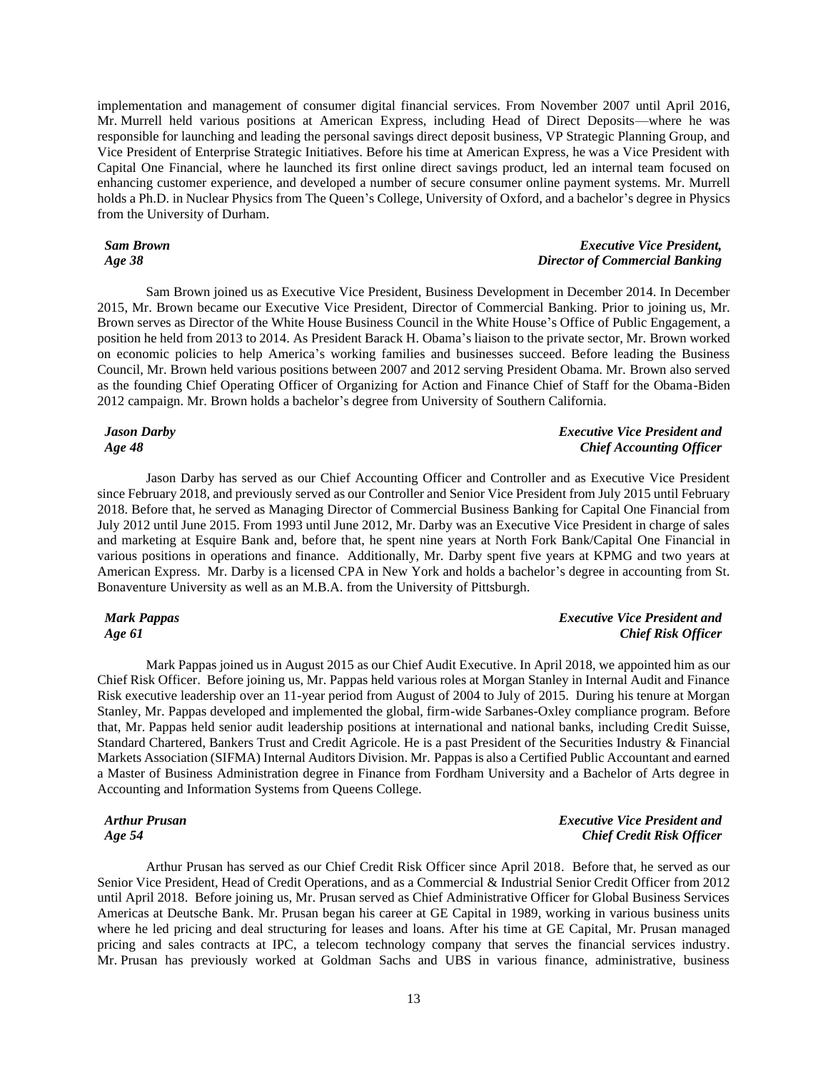implementation and management of consumer digital financial services. From November 2007 until April 2016, Mr. Murrell held various positions at American Express, including Head of Direct Deposits—where he was responsible for launching and leading the personal savings direct deposit business, VP Strategic Planning Group, and Vice President of Enterprise Strategic Initiatives. Before his time at American Express, he was a Vice President with Capital One Financial, where he launched its first online direct savings product, led an internal team focused on enhancing customer experience, and developed a number of secure consumer online payment systems. Mr. Murrell holds a Ph.D. in Nuclear Physics from The Queen's College, University of Oxford, and a bachelor's degree in Physics from the University of Durham.

***Sam Brown*** — ***Executive Vice President, Director of Commercial Banking***
***Age 38***

Sam Brown joined us as Executive Vice President, Business Development in December 2014. In December 2015, Mr. Brown became our Executive Vice President, Director of Commercial Banking. Prior to joining us, Mr. Brown serves as Director of the White House Business Council in the White House's Office of Public Engagement, a position he held from 2013 to 2014. As President Barack H. Obama's liaison to the private sector, Mr. Brown worked on economic policies to help America's working families and businesses succeed. Before leading the Business Council, Mr. Brown held various positions between 2007 and 2012 serving President Obama. Mr. Brown also served as the founding Chief Operating Officer of Organizing for Action and Finance Chief of Staff for the Obama-Biden 2012 campaign. Mr. Brown holds a bachelor's degree from University of Southern California.

***Jason Darby*** — ***Executive Vice President and Chief Accounting Officer***
***Age 48***

Jason Darby has served as our Chief Accounting Officer and Controller and as Executive Vice President since February 2018, and previously served as our Controller and Senior Vice President from July 2015 until February 2018. Before that, he served as Managing Director of Commercial Business Banking for Capital One Financial from July 2012 until June 2015. From 1993 until June 2012, Mr. Darby was an Executive Vice President in charge of sales and marketing at Esquire Bank and, before that, he spent nine years at North Fork Bank/Capital One Financial in various positions in operations and finance. Additionally, Mr. Darby spent five years at KPMG and two years at American Express. Mr. Darby is a licensed CPA in New York and holds a bachelor's degree in accounting from St. Bonaventure University as well as an M.B.A. from the University of Pittsburgh.

***Mark Pappas*** — ***Executive Vice President and Chief Risk Officer***
***Age 61***

Mark Pappas joined us in August 2015 as our Chief Audit Executive. In April 2018, we appointed him as our Chief Risk Officer. Before joining us, Mr. Pappas held various roles at Morgan Stanley in Internal Audit and Finance Risk executive leadership over an 11-year period from August of 2004 to July of 2015. During his tenure at Morgan Stanley, Mr. Pappas developed and implemented the global, firm-wide Sarbanes-Oxley compliance program. Before that, Mr. Pappas held senior audit leadership positions at international and national banks, including Credit Suisse, Standard Chartered, Bankers Trust and Credit Agricole. He is a past President of the Securities Industry & Financial Markets Association (SIFMA) Internal Auditors Division. Mr. Pappas is also a Certified Public Accountant and earned a Master of Business Administration degree in Finance from Fordham University and a Bachelor of Arts degree in Accounting and Information Systems from Queens College.

***Arthur Prusan*** — ***Executive Vice President and Chief Credit Risk Officer***
***Age 54***

Arthur Prusan has served as our Chief Credit Risk Officer since April 2018. Before that, he served as our Senior Vice President, Head of Credit Operations, and as a Commercial & Industrial Senior Credit Officer from 2012 until April 2018. Before joining us, Mr. Prusan served as Chief Administrative Officer for Global Business Services Americas at Deutsche Bank. Mr. Prusan began his career at GE Capital in 1989, working in various business units where he led pricing and deal structuring for leases and loans. After his time at GE Capital, Mr. Prusan managed pricing and sales contracts at IPC, a telecom technology company that serves the financial services industry. Mr. Prusan has previously worked at Goldman Sachs and UBS in various finance, administrative, business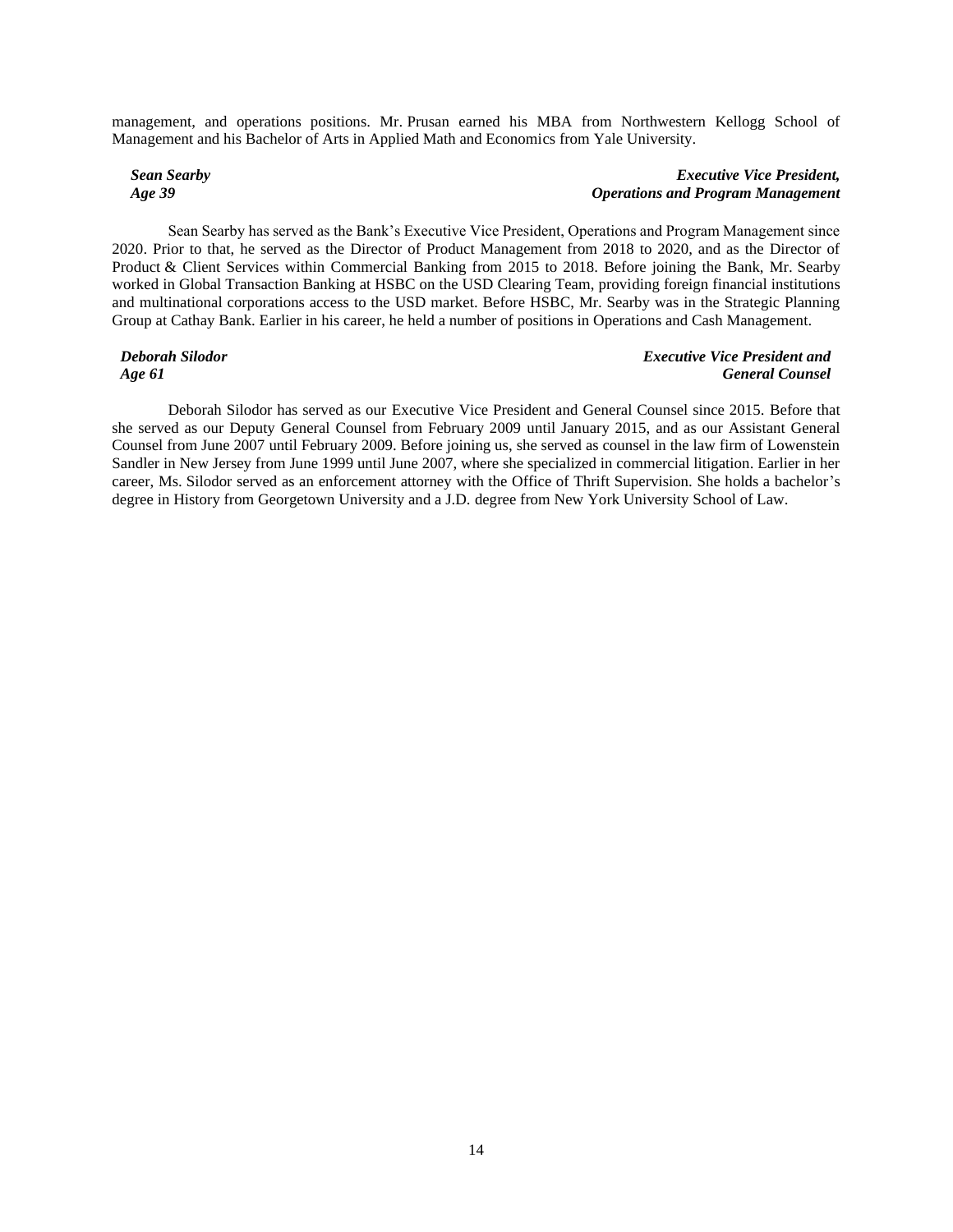management, and operations positions. Mr. Prusan earned his MBA from Northwestern Kellogg School of Management and his Bachelor of Arts in Applied Math and Economics from Yale University.

***Sean Searby***
***Age 39***

***Executive Vice President,***
***Operations and Program Management***

Sean Searby has served as the Bank's Executive Vice President, Operations and Program Management since 2020. Prior to that, he served as the Director of Product Management from 2018 to 2020, and as the Director of Product & Client Services within Commercial Banking from 2015 to 2018. Before joining the Bank, Mr. Searby worked in Global Transaction Banking at HSBC on the USD Clearing Team, providing foreign financial institutions and multinational corporations access to the USD market. Before HSBC, Mr. Searby was in the Strategic Planning Group at Cathay Bank. Earlier in his career, he held a number of positions in Operations and Cash Management.

***Deborah Silodor***
***Age 61***

***Executive Vice President and***
***General Counsel***

Deborah Silodor has served as our Executive Vice President and General Counsel since 2015. Before that she served as our Deputy General Counsel from February 2009 until January 2015, and as our Assistant General Counsel from June 2007 until February 2009. Before joining us, she served as counsel in the law firm of Lowenstein Sandler in New Jersey from June 1999 until June 2007, where she specialized in commercial litigation. Earlier in her career, Ms. Silodor served as an enforcement attorney with the Office of Thrift Supervision. She holds a bachelor's degree in History from Georgetown University and a J.D. degree from New York University School of Law.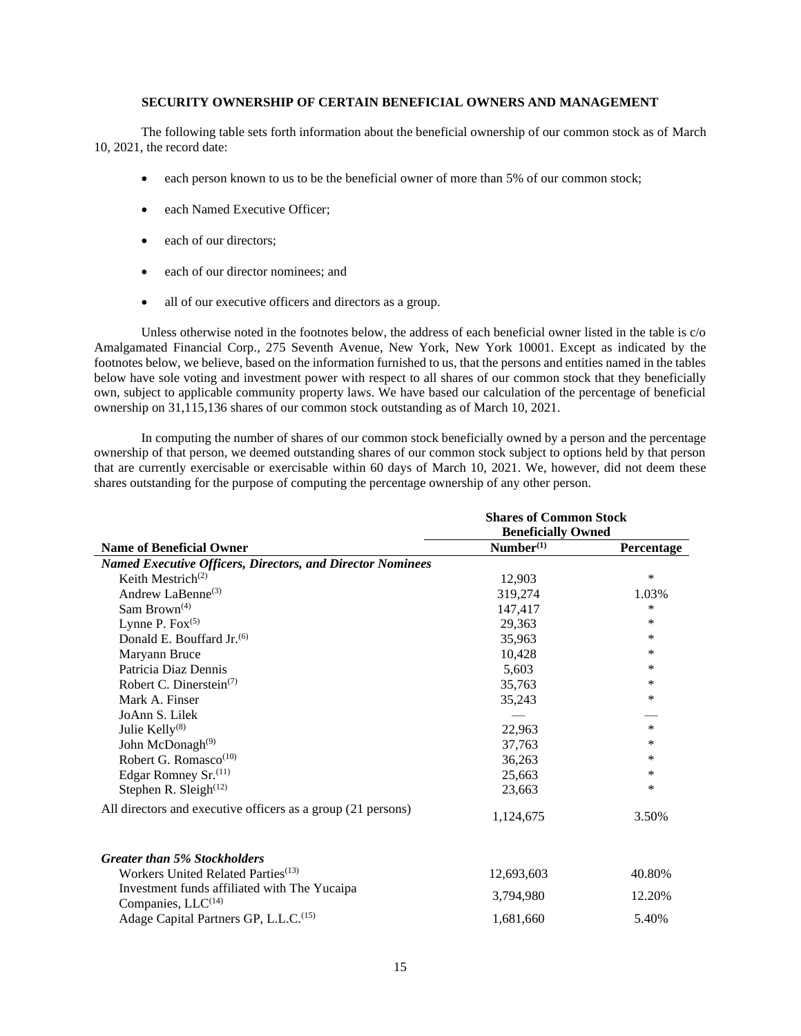## SECURITY OWNERSHIP OF CERTAIN BENEFICIAL OWNERS AND MANAGEMENT

The following table sets forth information about the beneficial ownership of our common stock as of March 10, 2021, the record date:

- each person known to us to be the beneficial owner of more than 5% of our common stock;
- each Named Executive Officer;
- each of our directors;
- each of our director nominees; and
- all of our executive officers and directors as a group.

Unless otherwise noted in the footnotes below, the address of each beneficial owner listed in the table is c/o Amalgamated Financial Corp., 275 Seventh Avenue, New York, New York 10001. Except as indicated by the footnotes below, we believe, based on the information furnished to us, that the persons and entities named in the tables below have sole voting and investment power with respect to all shares of our common stock that they beneficially own, subject to applicable community property laws. We have based our calculation of the percentage of beneficial ownership on 31,115,136 shares of our common stock outstanding as of March 10, 2021.

In computing the number of shares of our common stock beneficially owned by a person and the percentage ownership of that person, we deemed outstanding shares of our common stock subject to options held by that person that are currently exercisable or exercisable within 60 days of March 10, 2021. We, however, did not deem these shares outstanding for the purpose of computing the percentage ownership of any other person.

| | Shares of Common Stock Beneficially Owned | |
|---|---|---|
| **Name of Beneficial Owner** | **Number[(1)]** | **Percentage** |
| ***Named Executive Officers, Directors, and Director Nominees*** | | |
| Keith Mestrich[(2)] | 12,903 | * |
| Andrew LaBenne[(3)] | 319,274 | 1.03% |
| Sam Brown[(4)] | 147,417 | * |
| Lynne P. Fox[(5)] | 29,363 | * |
| Donald E. Bouffard Jr.[(6)] | 35,963 | * |
| Maryann Bruce | 10,428 | * |
| Patricia Diaz Dennis | 5,603 | * |
| Robert C. Dinerstein[(7)] | 35,763 | * |
| Mark A. Finser | 35,243 | * |
| JoAnn S. Lilek | — | — |
| Julie Kelly[(8)] | 22,963 | * |
| John McDonagh[(9)] | 37,763 | * |
| Robert G. Romasco[(10)] | 36,263 | * |
| Edgar Romney Sr.[(11)] | 25,663 | * |
| Stephen R. Sleigh[(12)] | 23,663 | * |
| All directors and executive officers as a group (21 persons) | 1,124,675 | 3.50% |
| ***Greater than 5% Stockholders*** | | |
| Workers United Related Parties[(13)] | 12,693,603 | 40.80% |
| Investment funds affiliated with The Yucaipa Companies, LLC[(14)] | 3,794,980 | 12.20% |
| Adage Capital Partners GP, L.L.C.[(15)] | 1,681,660 | 5.40% |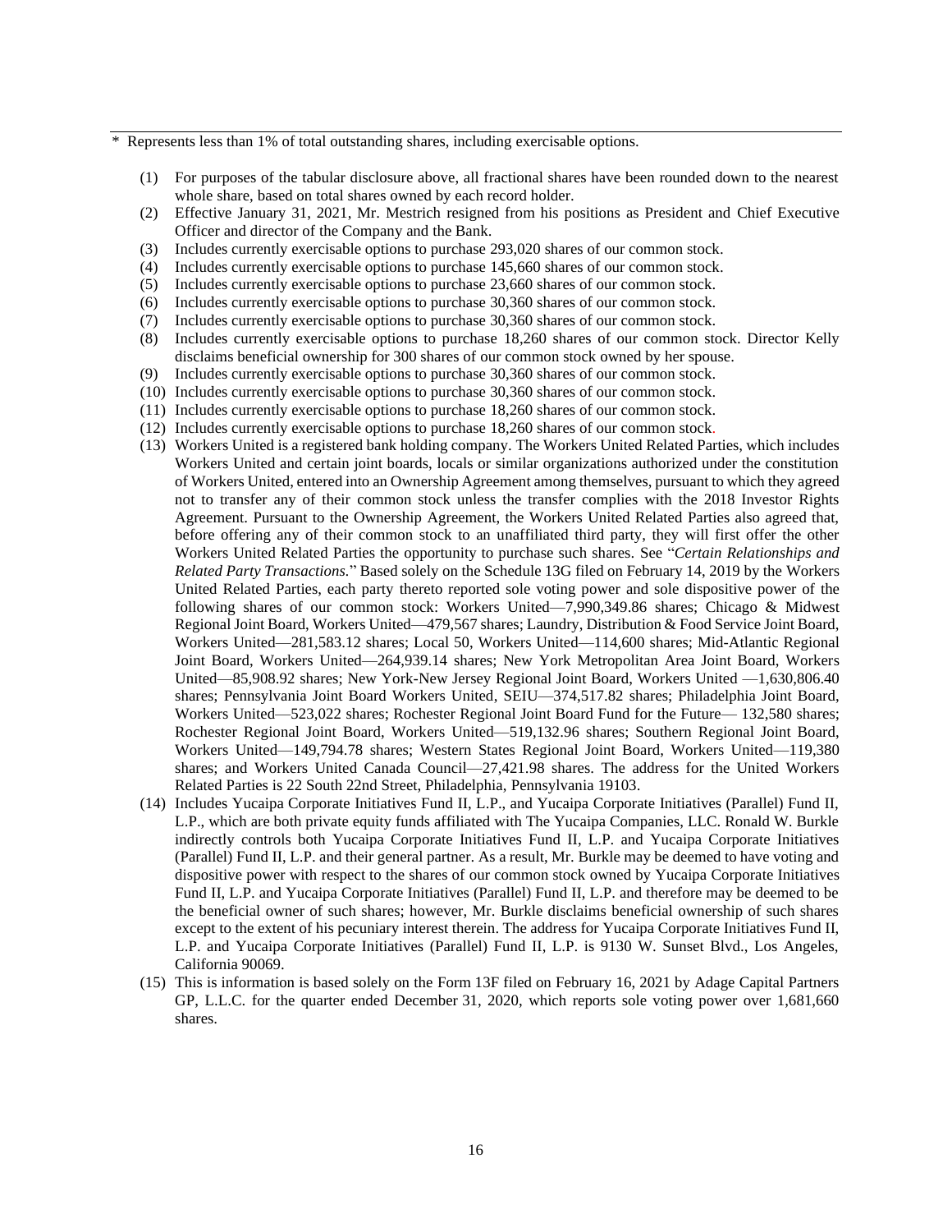\* Represents less than 1% of total outstanding shares, including exercisable options.

(1) For purposes of the tabular disclosure above, all fractional shares have been rounded down to the nearest whole share, based on total shares owned by each record holder.

(2) Effective January 31, 2021, Mr. Mestrich resigned from his positions as President and Chief Executive Officer and director of the Company and the Bank.

(3) Includes currently exercisable options to purchase 293,020 shares of our common stock.

(4) Includes currently exercisable options to purchase 145,660 shares of our common stock.

(5) Includes currently exercisable options to purchase 23,660 shares of our common stock.

(6) Includes currently exercisable options to purchase 30,360 shares of our common stock.

(7) Includes currently exercisable options to purchase 30,360 shares of our common stock.

(8) Includes currently exercisable options to purchase 18,260 shares of our common stock. Director Kelly disclaims beneficial ownership for 300 shares of our common stock owned by her spouse.

(9) Includes currently exercisable options to purchase 30,360 shares of our common stock.

(10) Includes currently exercisable options to purchase 30,360 shares of our common stock.

(11) Includes currently exercisable options to purchase 18,260 shares of our common stock.

(12) Includes currently exercisable options to purchase 18,260 shares of our common stock.

(13) Workers United is a registered bank holding company. The Workers United Related Parties, which includes Workers United and certain joint boards, locals or similar organizations authorized under the constitution of Workers United, entered into an Ownership Agreement among themselves, pursuant to which they agreed not to transfer any of their common stock unless the transfer complies with the 2018 Investor Rights Agreement. Pursuant to the Ownership Agreement, the Workers United Related Parties also agreed that, before offering any of their common stock to an unaffiliated third party, they will first offer the other Workers United Related Parties the opportunity to purchase such shares. See "*Certain Relationships and Related Party Transactions.*" Based solely on the Schedule 13G filed on February 14, 2019 by the Workers United Related Parties, each party thereto reported sole voting power and sole dispositive power of the following shares of our common stock: Workers United—7,990,349.86 shares; Chicago & Midwest Regional Joint Board, Workers United—479,567 shares; Laundry, Distribution & Food Service Joint Board, Workers United—281,583.12 shares; Local 50, Workers United—114,600 shares; Mid-Atlantic Regional Joint Board, Workers United—264,939.14 shares; New York Metropolitan Area Joint Board, Workers United—85,908.92 shares; New York-New Jersey Regional Joint Board, Workers United —1,630,806.40 shares; Pennsylvania Joint Board Workers United, SEIU—374,517.82 shares; Philadelphia Joint Board, Workers United—523,022 shares; Rochester Regional Joint Board Fund for the Future— 132,580 shares; Rochester Regional Joint Board, Workers United—519,132.96 shares; Southern Regional Joint Board, Workers United—149,794.78 shares; Western States Regional Joint Board, Workers United—119,380 shares; and Workers United Canada Council—27,421.98 shares. The address for the United Workers Related Parties is 22 South 22nd Street, Philadelphia, Pennsylvania 19103.

(14) Includes Yucaipa Corporate Initiatives Fund II, L.P., and Yucaipa Corporate Initiatives (Parallel) Fund II, L.P., which are both private equity funds affiliated with The Yucaipa Companies, LLC. Ronald W. Burkle indirectly controls both Yucaipa Corporate Initiatives Fund II, L.P. and Yucaipa Corporate Initiatives (Parallel) Fund II, L.P. and their general partner. As a result, Mr. Burkle may be deemed to have voting and dispositive power with respect to the shares of our common stock owned by Yucaipa Corporate Initiatives Fund II, L.P. and Yucaipa Corporate Initiatives (Parallel) Fund II, L.P. and therefore may be deemed to be the beneficial owner of such shares; however, Mr. Burkle disclaims beneficial ownership of such shares except to the extent of his pecuniary interest therein. The address for Yucaipa Corporate Initiatives Fund II, L.P. and Yucaipa Corporate Initiatives (Parallel) Fund II, L.P. is 9130 W. Sunset Blvd., Los Angeles, California 90069.

(15) This is information is based solely on the Form 13F filed on February 16, 2021 by Adage Capital Partners GP, L.L.C. for the quarter ended December 31, 2020, which reports sole voting power over 1,681,660 shares.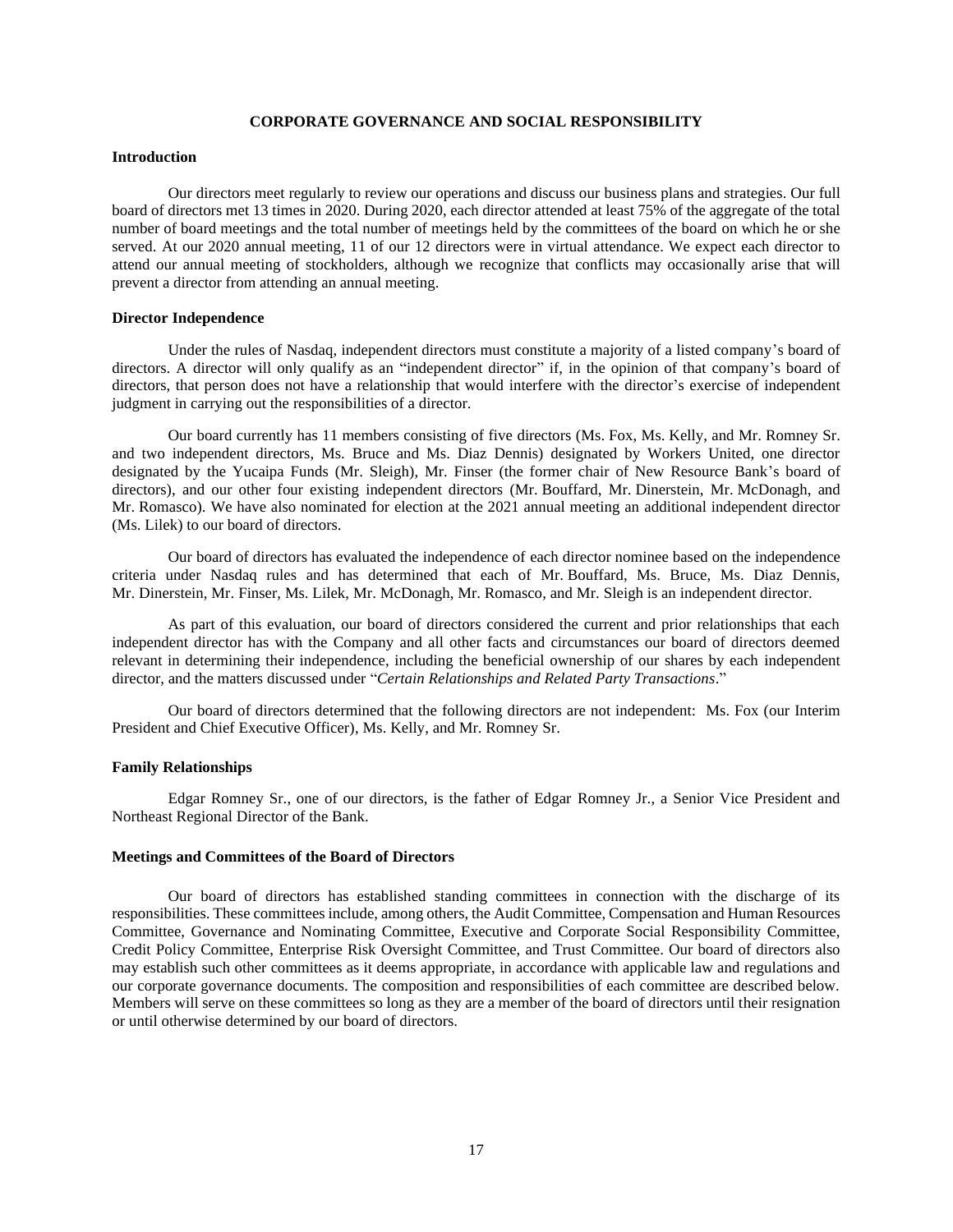## CORPORATE GOVERNANCE AND SOCIAL RESPONSIBILITY

### Introduction

Our directors meet regularly to review our operations and discuss our business plans and strategies. Our full board of directors met 13 times in 2020. During 2020, each director attended at least 75% of the aggregate of the total number of board meetings and the total number of meetings held by the committees of the board on which he or she served. At our 2020 annual meeting, 11 of our 12 directors were in virtual attendance. We expect each director to attend our annual meeting of stockholders, although we recognize that conflicts may occasionally arise that will prevent a director from attending an annual meeting.

### Director Independence

Under the rules of Nasdaq, independent directors must constitute a majority of a listed company's board of directors. A director will only qualify as an "independent director" if, in the opinion of that company's board of directors, that person does not have a relationship that would interfere with the director's exercise of independent judgment in carrying out the responsibilities of a director.

Our board currently has 11 members consisting of five directors (Ms. Fox, Ms. Kelly, and Mr. Romney Sr. and two independent directors, Ms. Bruce and Ms. Diaz Dennis) designated by Workers United, one director designated by the Yucaipa Funds (Mr. Sleigh), Mr. Finser (the former chair of New Resource Bank's board of directors), and our other four existing independent directors (Mr. Bouffard, Mr. Dinerstein, Mr. McDonagh, and Mr. Romasco). We have also nominated for election at the 2021 annual meeting an additional independent director (Ms. Lilek) to our board of directors.

Our board of directors has evaluated the independence of each director nominee based on the independence criteria under Nasdaq rules and has determined that each of Mr. Bouffard, Ms. Bruce, Ms. Diaz Dennis, Mr. Dinerstein, Mr. Finser, Ms. Lilek, Mr. McDonagh, Mr. Romasco, and Mr. Sleigh is an independent director.

As part of this evaluation, our board of directors considered the current and prior relationships that each independent director has with the Company and all other facts and circumstances our board of directors deemed relevant in determining their independence, including the beneficial ownership of our shares by each independent director, and the matters discussed under "*Certain Relationships and Related Party Transactions*."

Our board of directors determined that the following directors are not independent: Ms. Fox (our Interim President and Chief Executive Officer), Ms. Kelly, and Mr. Romney Sr.

### Family Relationships

Edgar Romney Sr., one of our directors, is the father of Edgar Romney Jr., a Senior Vice President and Northeast Regional Director of the Bank.

### Meetings and Committees of the Board of Directors

Our board of directors has established standing committees in connection with the discharge of its responsibilities. These committees include, among others, the Audit Committee, Compensation and Human Resources Committee, Governance and Nominating Committee, Executive and Corporate Social Responsibility Committee, Credit Policy Committee, Enterprise Risk Oversight Committee, and Trust Committee. Our board of directors also may establish such other committees as it deems appropriate, in accordance with applicable law and regulations and our corporate governance documents. The composition and responsibilities of each committee are described below. Members will serve on these committees so long as they are a member of the board of directors until their resignation or until otherwise determined by our board of directors.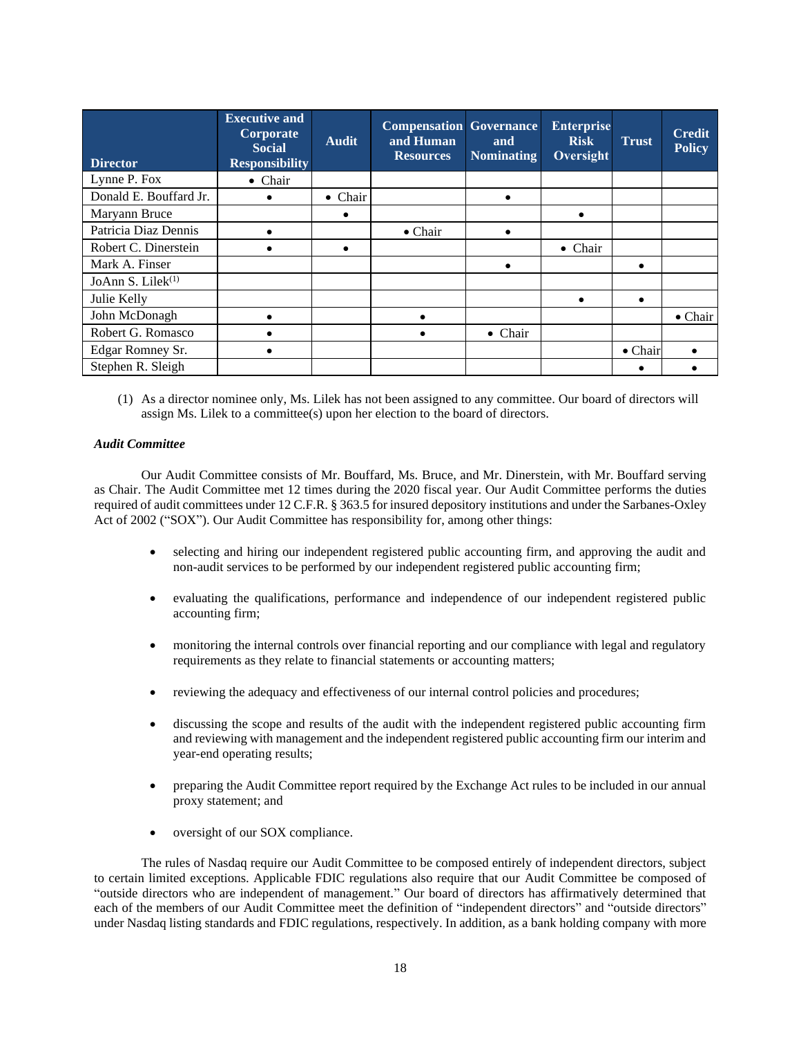| Director | Executive and Corporate Social Responsibility | Audit | Compensation and Human Resources | Governance and Nominating | Enterprise Risk Oversight | Trust | Credit Policy |
|---|---|---|---|---|---|---|---|
| Lynne P. Fox | • Chair | | | | | | |
| Donald E. Bouffard Jr. | • | • Chair | | • | | | |
| Maryann Bruce | | • | | | • | | |
| Patricia Diaz Dennis | • | | • Chair | • | | | |
| Robert C. Dinerstein | • | • | | | • Chair | | |
| Mark A. Finser | | | | • | | • | |
| JoAnn S. Lilek[(1)] | | | | | | | |
| Julie Kelly | | | | | • | • | |
| John McDonagh | • | | • | | | | • Chair |
| Robert G. Romasco | • | | • | • Chair | | | |
| Edgar Romney Sr. | • | | | | | • Chair | • |
| Stephen R. Sleigh | | | | | | • | • |

(1) As a director nominee only, Ms. Lilek has not been assigned to any committee. Our board of directors will assign Ms. Lilek to a committee(s) upon her election to the board of directors.

***Audit Committee***

Our Audit Committee consists of Mr. Bouffard, Ms. Bruce, and Mr. Dinerstein, with Mr. Bouffard serving as Chair. The Audit Committee met 12 times during the 2020 fiscal year. Our Audit Committee performs the duties required of audit committees under 12 C.F.R. § 363.5 for insured depository institutions and under the Sarbanes-Oxley Act of 2002 ("SOX"). Our Audit Committee has responsibility for, among other things:

- selecting and hiring our independent registered public accounting firm, and approving the audit and non-audit services to be performed by our independent registered public accounting firm;
- evaluating the qualifications, performance and independence of our independent registered public accounting firm;
- monitoring the internal controls over financial reporting and our compliance with legal and regulatory requirements as they relate to financial statements or accounting matters;
- reviewing the adequacy and effectiveness of our internal control policies and procedures;
- discussing the scope and results of the audit with the independent registered public accounting firm and reviewing with management and the independent registered public accounting firm our interim and year-end operating results;
- preparing the Audit Committee report required by the Exchange Act rules to be included in our annual proxy statement; and
- oversight of our SOX compliance.

The rules of Nasdaq require our Audit Committee to be composed entirely of independent directors, subject to certain limited exceptions. Applicable FDIC regulations also require that our Audit Committee be composed of "outside directors who are independent of management." Our board of directors has affirmatively determined that each of the members of our Audit Committee meet the definition of "independent directors" and "outside directors" under Nasdaq listing standards and FDIC regulations, respectively. In addition, as a bank holding company with more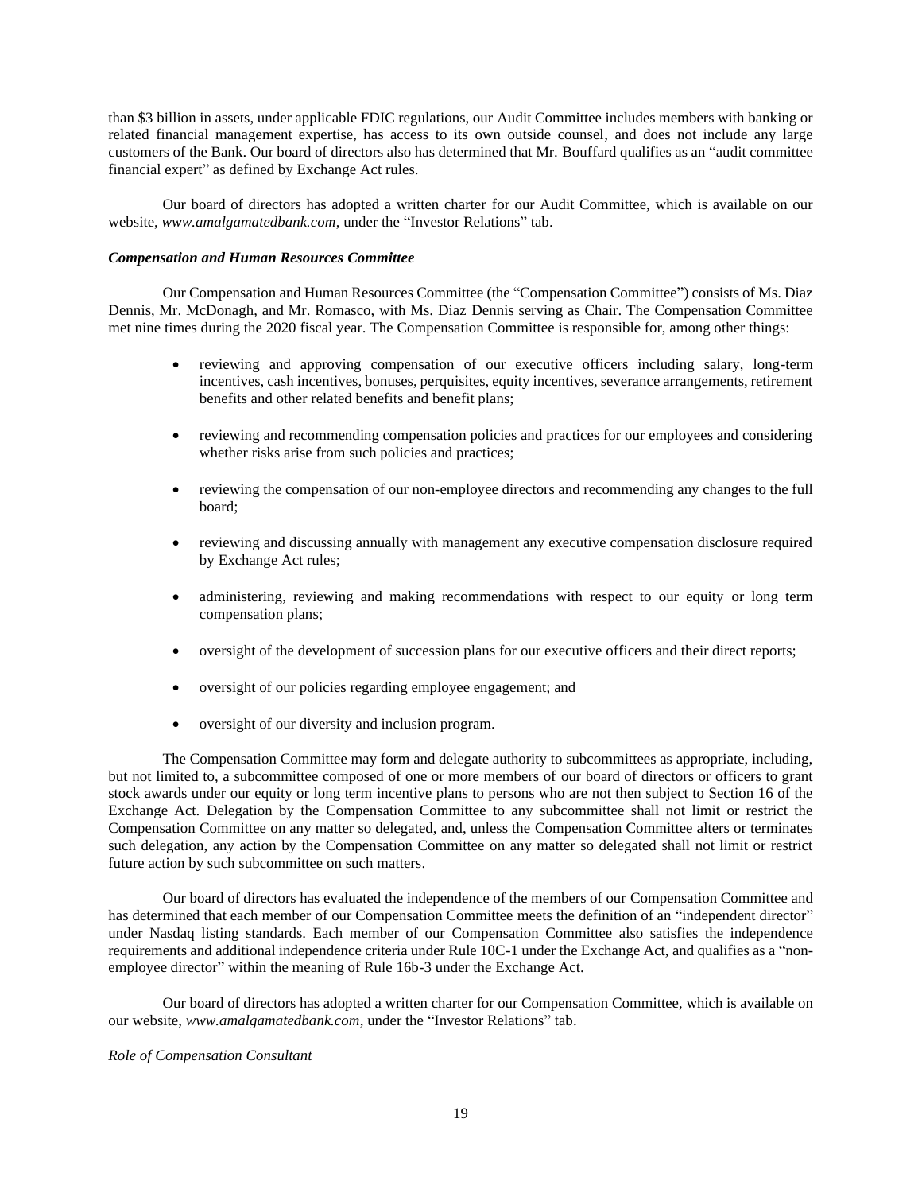than $3 billion in assets, under applicable FDIC regulations, our Audit Committee includes members with banking or related financial management expertise, has access to its own outside counsel, and does not include any large customers of the Bank. Our board of directors also has determined that Mr. Bouffard qualifies as an "audit committee financial expert" as defined by Exchange Act rules.

Our board of directors has adopted a written charter for our Audit Committee, which is available on our website, *www.amalgamatedbank.com*, under the "Investor Relations" tab.

***Compensation and Human Resources Committee***

Our Compensation and Human Resources Committee (the "Compensation Committee") consists of Ms. Diaz Dennis, Mr. McDonagh, and Mr. Romasco, with Ms. Diaz Dennis serving as Chair. The Compensation Committee met nine times during the 2020 fiscal year. The Compensation Committee is responsible for, among other things:

- reviewing and approving compensation of our executive officers including salary, long-term incentives, cash incentives, bonuses, perquisites, equity incentives, severance arrangements, retirement benefits and other related benefits and benefit plans;
- reviewing and recommending compensation policies and practices for our employees and considering whether risks arise from such policies and practices;
- reviewing the compensation of our non-employee directors and recommending any changes to the full board;
- reviewing and discussing annually with management any executive compensation disclosure required by Exchange Act rules;
- administering, reviewing and making recommendations with respect to our equity or long term compensation plans;
- oversight of the development of succession plans for our executive officers and their direct reports;
- oversight of our policies regarding employee engagement; and
- oversight of our diversity and inclusion program.

The Compensation Committee may form and delegate authority to subcommittees as appropriate, including, but not limited to, a subcommittee composed of one or more members of our board of directors or officers to grant stock awards under our equity or long term incentive plans to persons who are not then subject to Section 16 of the Exchange Act. Delegation by the Compensation Committee to any subcommittee shall not limit or restrict the Compensation Committee on any matter so delegated, and, unless the Compensation Committee alters or terminates such delegation, any action by the Compensation Committee on any matter so delegated shall not limit or restrict future action by such subcommittee on such matters.

Our board of directors has evaluated the independence of the members of our Compensation Committee and has determined that each member of our Compensation Committee meets the definition of an "independent director" under Nasdaq listing standards. Each member of our Compensation Committee also satisfies the independence requirements and additional independence criteria under Rule 10C-1 under the Exchange Act, and qualifies as a "non-employee director" within the meaning of Rule 16b-3 under the Exchange Act.

Our board of directors has adopted a written charter for our Compensation Committee, which is available on our website, *www.amalgamatedbank.com*, under the "Investor Relations" tab.

*Role of Compensation Consultant*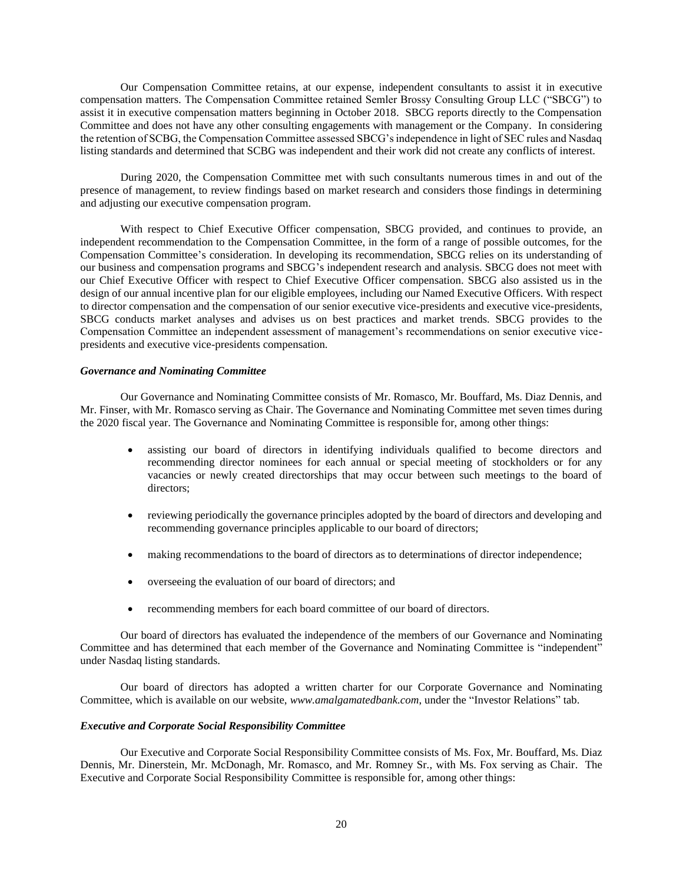Our Compensation Committee retains, at our expense, independent consultants to assist it in executive compensation matters. The Compensation Committee retained Semler Brossy Consulting Group LLC ("SBCG") to assist it in executive compensation matters beginning in October 2018. SBCG reports directly to the Compensation Committee and does not have any other consulting engagements with management or the Company. In considering the retention of SCBG, the Compensation Committee assessed SBCG's independence in light of SEC rules and Nasdaq listing standards and determined that SCBG was independent and their work did not create any conflicts of interest.

During 2020, the Compensation Committee met with such consultants numerous times in and out of the presence of management, to review findings based on market research and considers those findings in determining and adjusting our executive compensation program.

With respect to Chief Executive Officer compensation, SBCG provided, and continues to provide, an independent recommendation to the Compensation Committee, in the form of a range of possible outcomes, for the Compensation Committee's consideration. In developing its recommendation, SBCG relies on its understanding of our business and compensation programs and SBCG's independent research and analysis. SBCG does not meet with our Chief Executive Officer with respect to Chief Executive Officer compensation. SBCG also assisted us in the design of our annual incentive plan for our eligible employees, including our Named Executive Officers. With respect to director compensation and the compensation of our senior executive vice-presidents and executive vice-presidents, SBCG conducts market analyses and advises us on best practices and market trends. SBCG provides to the Compensation Committee an independent assessment of management's recommendations on senior executive vice-presidents and executive vice-presidents compensation.

***Governance and Nominating Committee***

Our Governance and Nominating Committee consists of Mr. Romasco, Mr. Bouffard, Ms. Diaz Dennis, and Mr. Finser, with Mr. Romasco serving as Chair. The Governance and Nominating Committee met seven times during the 2020 fiscal year. The Governance and Nominating Committee is responsible for, among other things:

- assisting our board of directors in identifying individuals qualified to become directors and recommending director nominees for each annual or special meeting of stockholders or for any vacancies or newly created directorships that may occur between such meetings to the board of directors;
- reviewing periodically the governance principles adopted by the board of directors and developing and recommending governance principles applicable to our board of directors;
- making recommendations to the board of directors as to determinations of director independence;
- overseeing the evaluation of our board of directors; and
- recommending members for each board committee of our board of directors.

Our board of directors has evaluated the independence of the members of our Governance and Nominating Committee and has determined that each member of the Governance and Nominating Committee is "independent" under Nasdaq listing standards.

Our board of directors has adopted a written charter for our Corporate Governance and Nominating Committee, which is available on our website, *www.amalgamatedbank.com*, under the "Investor Relations" tab.

***Executive and Corporate Social Responsibility Committee***

Our Executive and Corporate Social Responsibility Committee consists of Ms. Fox, Mr. Bouffard, Ms. Diaz Dennis, Mr. Dinerstein, Mr. McDonagh, Mr. Romasco, and Mr. Romney Sr., with Ms. Fox serving as Chair. The Executive and Corporate Social Responsibility Committee is responsible for, among other things: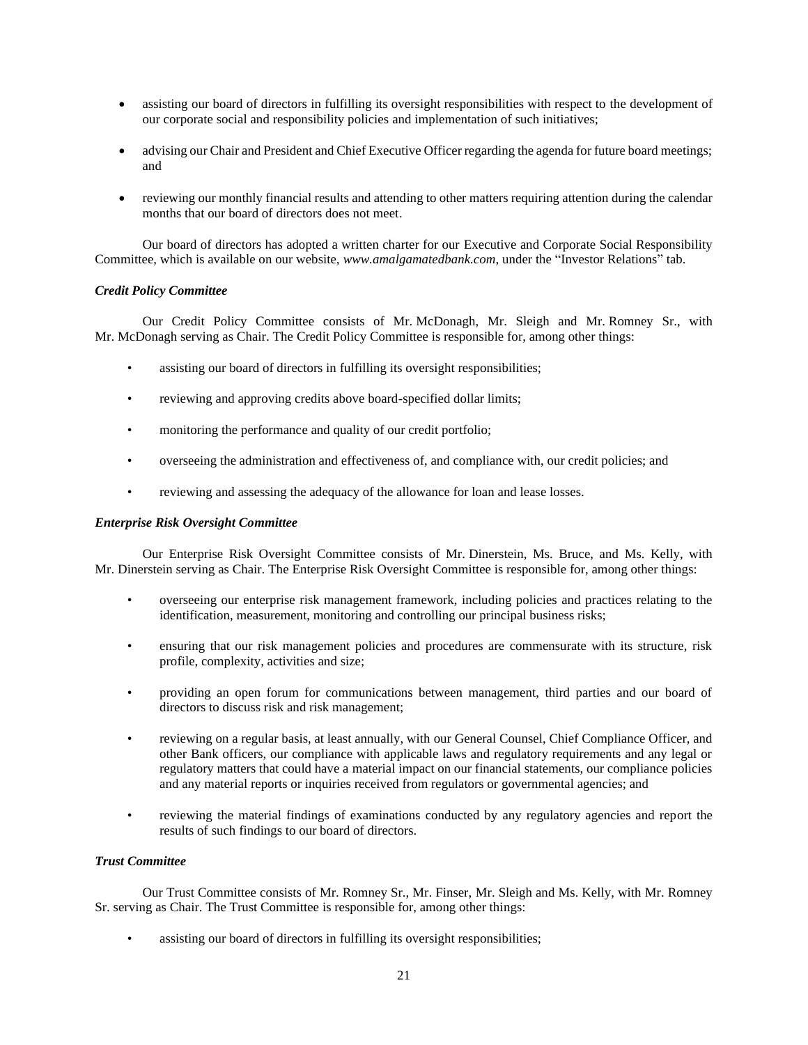- assisting our board of directors in fulfilling its oversight responsibilities with respect to the development of our corporate social and responsibility policies and implementation of such initiatives;
- advising our Chair and President and Chief Executive Officer regarding the agenda for future board meetings; and
- reviewing our monthly financial results and attending to other matters requiring attention during the calendar months that our board of directors does not meet.

Our board of directors has adopted a written charter for our Executive and Corporate Social Responsibility Committee, which is available on our website, *www.amalgamatedbank.com*, under the "Investor Relations" tab.

***Credit Policy Committee***

Our Credit Policy Committee consists of Mr. McDonagh, Mr. Sleigh and Mr. Romney Sr., with Mr. McDonagh serving as Chair. The Credit Policy Committee is responsible for, among other things:

- assisting our board of directors in fulfilling its oversight responsibilities;
- reviewing and approving credits above board-specified dollar limits;
- monitoring the performance and quality of our credit portfolio;
- overseeing the administration and effectiveness of, and compliance with, our credit policies; and
- reviewing and assessing the adequacy of the allowance for loan and lease losses.

***Enterprise Risk Oversight Committee***

Our Enterprise Risk Oversight Committee consists of Mr. Dinerstein, Ms. Bruce, and Ms. Kelly, with Mr. Dinerstein serving as Chair. The Enterprise Risk Oversight Committee is responsible for, among other things:

- overseeing our enterprise risk management framework, including policies and practices relating to the identification, measurement, monitoring and controlling our principal business risks;
- ensuring that our risk management policies and procedures are commensurate with its structure, risk profile, complexity, activities and size;
- providing an open forum for communications between management, third parties and our board of directors to discuss risk and risk management;
- reviewing on a regular basis, at least annually, with our General Counsel, Chief Compliance Officer, and other Bank officers, our compliance with applicable laws and regulatory requirements and any legal or regulatory matters that could have a material impact on our financial statements, our compliance policies and any material reports or inquiries received from regulators or governmental agencies; and
- reviewing the material findings of examinations conducted by any regulatory agencies and report the results of such findings to our board of directors.

***Trust Committee***

Our Trust Committee consists of Mr. Romney Sr., Mr. Finser, Mr. Sleigh and Ms. Kelly, with Mr. Romney Sr. serving as Chair. The Trust Committee is responsible for, among other things:

- assisting our board of directors in fulfilling its oversight responsibilities;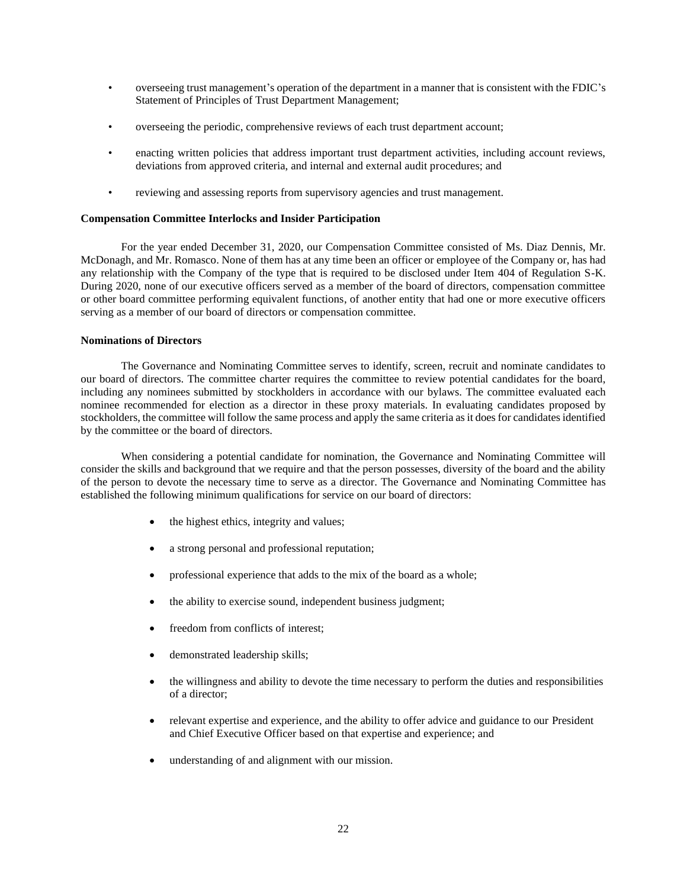- overseeing trust management's operation of the department in a manner that is consistent with the FDIC's Statement of Principles of Trust Department Management;
- overseeing the periodic, comprehensive reviews of each trust department account;
- enacting written policies that address important trust department activities, including account reviews, deviations from approved criteria, and internal and external audit procedures; and
- reviewing and assessing reports from supervisory agencies and trust management.

**Compensation Committee Interlocks and Insider Participation**

For the year ended December 31, 2020, our Compensation Committee consisted of Ms. Diaz Dennis, Mr. McDonagh, and Mr. Romasco. None of them has at any time been an officer or employee of the Company or, has had any relationship with the Company of the type that is required to be disclosed under Item 404 of Regulation S-K. During 2020, none of our executive officers served as a member of the board of directors, compensation committee or other board committee performing equivalent functions, of another entity that had one or more executive officers serving as a member of our board of directors or compensation committee.

**Nominations of Directors**

The Governance and Nominating Committee serves to identify, screen, recruit and nominate candidates to our board of directors. The committee charter requires the committee to review potential candidates for the board, including any nominees submitted by stockholders in accordance with our bylaws. The committee evaluated each nominee recommended for election as a director in these proxy materials. In evaluating candidates proposed by stockholders, the committee will follow the same process and apply the same criteria as it does for candidates identified by the committee or the board of directors.

When considering a potential candidate for nomination, the Governance and Nominating Committee will consider the skills and background that we require and that the person possesses, diversity of the board and the ability of the person to devote the necessary time to serve as a director. The Governance and Nominating Committee has established the following minimum qualifications for service on our board of directors:

- the highest ethics, integrity and values;
- a strong personal and professional reputation;
- professional experience that adds to the mix of the board as a whole;
- the ability to exercise sound, independent business judgment;
- freedom from conflicts of interest;
- demonstrated leadership skills;
- the willingness and ability to devote the time necessary to perform the duties and responsibilities of a director;
- relevant expertise and experience, and the ability to offer advice and guidance to our President and Chief Executive Officer based on that expertise and experience; and
- understanding of and alignment with our mission.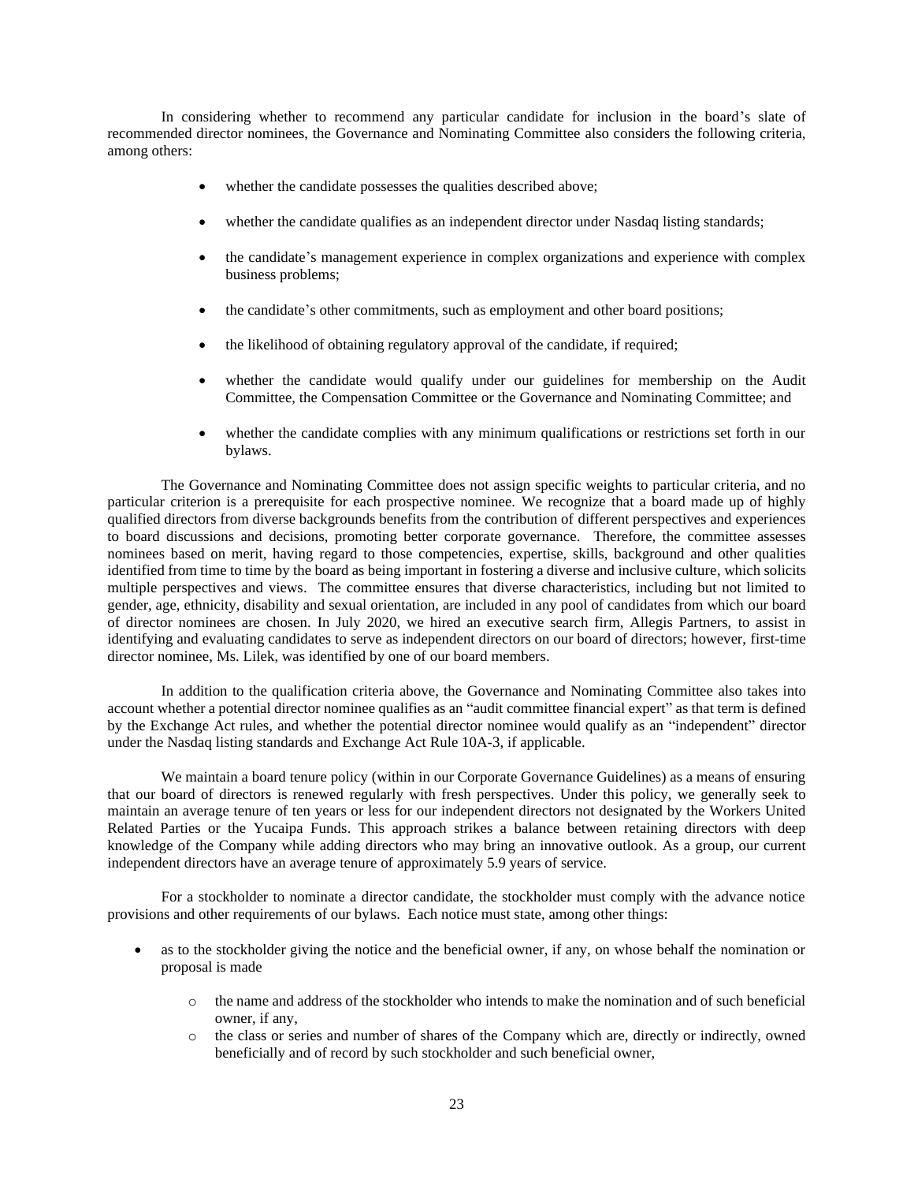In considering whether to recommend any particular candidate for inclusion in the board's slate of recommended director nominees, the Governance and Nominating Committee also considers the following criteria, among others:

- whether the candidate possesses the qualities described above;
- whether the candidate qualifies as an independent director under Nasdaq listing standards;
- the candidate's management experience in complex organizations and experience with complex business problems;
- the candidate's other commitments, such as employment and other board positions;
- the likelihood of obtaining regulatory approval of the candidate, if required;
- whether the candidate would qualify under our guidelines for membership on the Audit Committee, the Compensation Committee or the Governance and Nominating Committee; and
- whether the candidate complies with any minimum qualifications or restrictions set forth in our bylaws.

The Governance and Nominating Committee does not assign specific weights to particular criteria, and no particular criterion is a prerequisite for each prospective nominee. We recognize that a board made up of highly qualified directors from diverse backgrounds benefits from the contribution of different perspectives and experiences to board discussions and decisions, promoting better corporate governance. Therefore, the committee assesses nominees based on merit, having regard to those competencies, expertise, skills, background and other qualities identified from time to time by the board as being important in fostering a diverse and inclusive culture, which solicits multiple perspectives and views. The committee ensures that diverse characteristics, including but not limited to gender, age, ethnicity, disability and sexual orientation, are included in any pool of candidates from which our board of director nominees are chosen. In July 2020, we hired an executive search firm, Allegis Partners, to assist in identifying and evaluating candidates to serve as independent directors on our board of directors; however, first-time director nominee, Ms. Lilek, was identified by one of our board members.

In addition to the qualification criteria above, the Governance and Nominating Committee also takes into account whether a potential director nominee qualifies as an "audit committee financial expert" as that term is defined by the Exchange Act rules, and whether the potential director nominee would qualify as an "independent" director under the Nasdaq listing standards and Exchange Act Rule 10A-3, if applicable.

We maintain a board tenure policy (within in our Corporate Governance Guidelines) as a means of ensuring that our board of directors is renewed regularly with fresh perspectives. Under this policy, we generally seek to maintain an average tenure of ten years or less for our independent directors not designated by the Workers United Related Parties or the Yucaipa Funds. This approach strikes a balance between retaining directors with deep knowledge of the Company while adding directors who may bring an innovative outlook. As a group, our current independent directors have an average tenure of approximately 5.9 years of service.

For a stockholder to nominate a director candidate, the stockholder must comply with the advance notice provisions and other requirements of our bylaws. Each notice must state, among other things:

- as to the stockholder giving the notice and the beneficial owner, if any, on whose behalf the nomination or proposal is made
  - the name and address of the stockholder who intends to make the nomination and of such beneficial owner, if any,
  - the class or series and number of shares of the Company which are, directly or indirectly, owned beneficially and of record by such stockholder and such beneficial owner,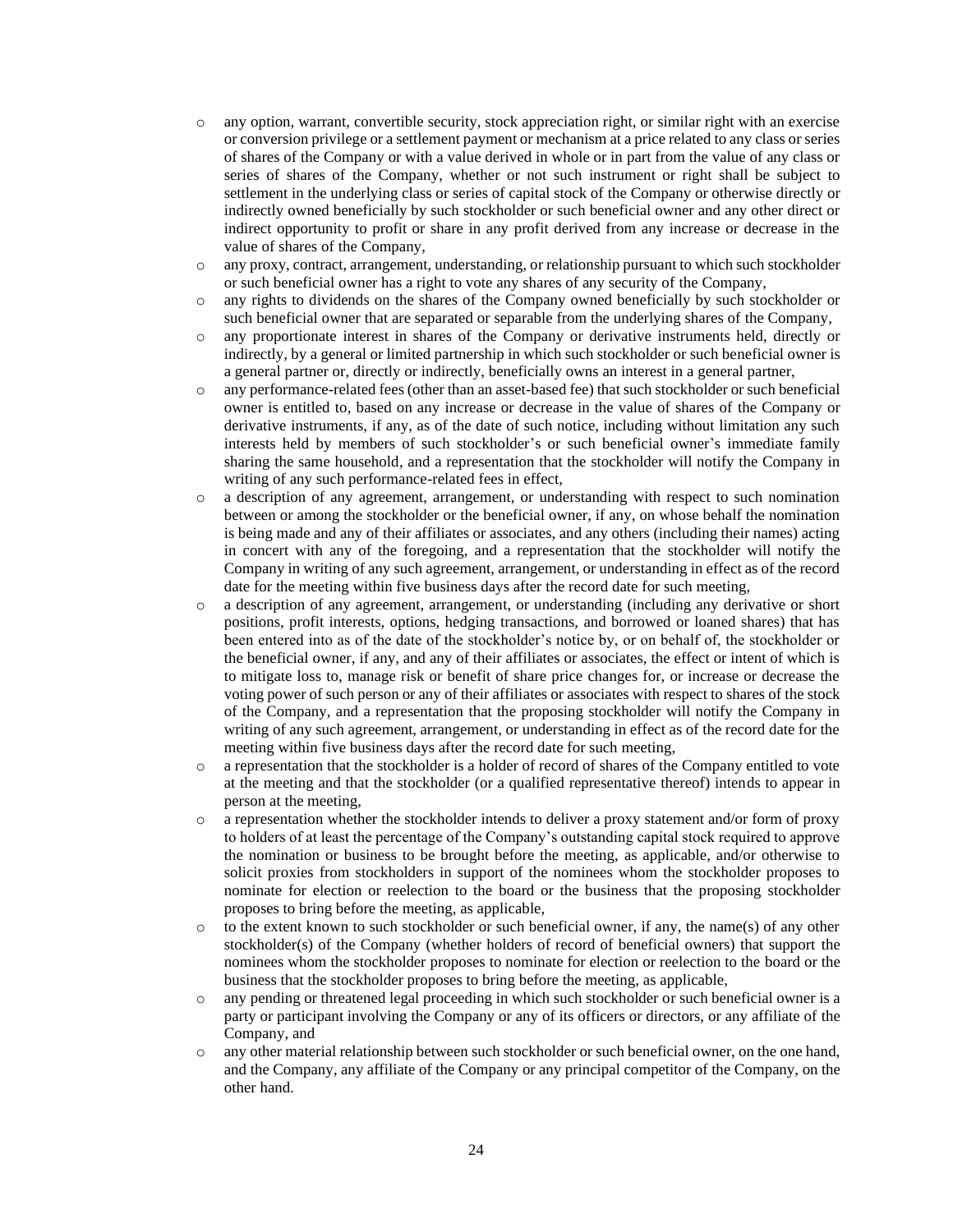- any option, warrant, convertible security, stock appreciation right, or similar right with an exercise or conversion privilege or a settlement payment or mechanism at a price related to any class or series of shares of the Company or with a value derived in whole or in part from the value of any class or series of shares of the Company, whether or not such instrument or right shall be subject to settlement in the underlying class or series of capital stock of the Company or otherwise directly or indirectly owned beneficially by such stockholder or such beneficial owner and any other direct or indirect opportunity to profit or share in any profit derived from any increase or decrease in the value of shares of the Company,
- any proxy, contract, arrangement, understanding, or relationship pursuant to which such stockholder or such beneficial owner has a right to vote any shares of any security of the Company,
- any rights to dividends on the shares of the Company owned beneficially by such stockholder or such beneficial owner that are separated or separable from the underlying shares of the Company,
- any proportionate interest in shares of the Company or derivative instruments held, directly or indirectly, by a general or limited partnership in which such stockholder or such beneficial owner is a general partner or, directly or indirectly, beneficially owns an interest in a general partner,
- any performance-related fees (other than an asset-based fee) that such stockholder or such beneficial owner is entitled to, based on any increase or decrease in the value of shares of the Company or derivative instruments, if any, as of the date of such notice, including without limitation any such interests held by members of such stockholder's or such beneficial owner's immediate family sharing the same household, and a representation that the stockholder will notify the Company in writing of any such performance-related fees in effect,
- a description of any agreement, arrangement, or understanding with respect to such nomination between or among the stockholder or the beneficial owner, if any, on whose behalf the nomination is being made and any of their affiliates or associates, and any others (including their names) acting in concert with any of the foregoing, and a representation that the stockholder will notify the Company in writing of any such agreement, arrangement, or understanding in effect as of the record date for the meeting within five business days after the record date for such meeting,
- a description of any agreement, arrangement, or understanding (including any derivative or short positions, profit interests, options, hedging transactions, and borrowed or loaned shares) that has been entered into as of the date of the stockholder's notice by, or on behalf of, the stockholder or the beneficial owner, if any, and any of their affiliates or associates, the effect or intent of which is to mitigate loss to, manage risk or benefit of share price changes for, or increase or decrease the voting power of such person or any of their affiliates or associates with respect to shares of the stock of the Company, and a representation that the proposing stockholder will notify the Company in writing of any such agreement, arrangement, or understanding in effect as of the record date for the meeting within five business days after the record date for such meeting,
- a representation that the stockholder is a holder of record of shares of the Company entitled to vote at the meeting and that the stockholder (or a qualified representative thereof) intends to appear in person at the meeting,
- a representation whether the stockholder intends to deliver a proxy statement and/or form of proxy to holders of at least the percentage of the Company's outstanding capital stock required to approve the nomination or business to be brought before the meeting, as applicable, and/or otherwise to solicit proxies from stockholders in support of the nominees whom the stockholder proposes to nominate for election or reelection to the board or the business that the proposing stockholder proposes to bring before the meeting, as applicable,
- to the extent known to such stockholder or such beneficial owner, if any, the name(s) of any other stockholder(s) of the Company (whether holders of record of beneficial owners) that support the nominees whom the stockholder proposes to nominate for election or reelection to the board or the business that the stockholder proposes to bring before the meeting, as applicable,
- any pending or threatened legal proceeding in which such stockholder or such beneficial owner is a party or participant involving the Company or any of its officers or directors, or any affiliate of the Company, and
- any other material relationship between such stockholder or such beneficial owner, on the one hand, and the Company, any affiliate of the Company or any principal competitor of the Company, on the other hand.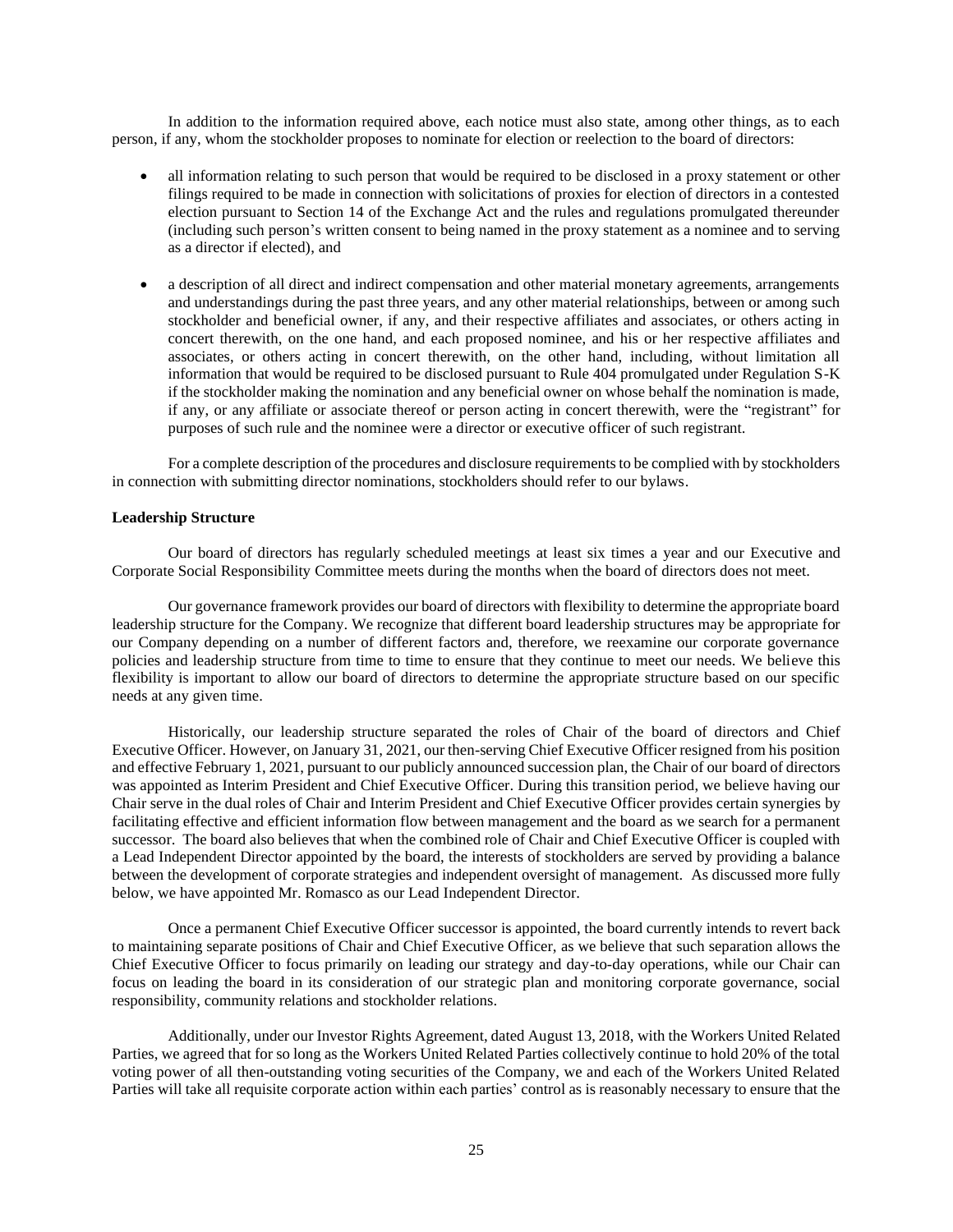In addition to the information required above, each notice must also state, among other things, as to each person, if any, whom the stockholder proposes to nominate for election or reelection to the board of directors:

- all information relating to such person that would be required to be disclosed in a proxy statement or other filings required to be made in connection with solicitations of proxies for election of directors in a contested election pursuant to Section 14 of the Exchange Act and the rules and regulations promulgated thereunder (including such person's written consent to being named in the proxy statement as a nominee and to serving as a director if elected), and

- a description of all direct and indirect compensation and other material monetary agreements, arrangements and understandings during the past three years, and any other material relationships, between or among such stockholder and beneficial owner, if any, and their respective affiliates and associates, or others acting in concert therewith, on the one hand, and each proposed nominee, and his or her respective affiliates and associates, or others acting in concert therewith, on the other hand, including, without limitation all information that would be required to be disclosed pursuant to Rule 404 promulgated under Regulation S-K if the stockholder making the nomination and any beneficial owner on whose behalf the nomination is made, if any, or any affiliate or associate thereof or person acting in concert therewith, were the "registrant" for purposes of such rule and the nominee were a director or executive officer of such registrant.

For a complete description of the procedures and disclosure requirements to be complied with by stockholders in connection with submitting director nominations, stockholders should refer to our bylaws.

**Leadership Structure**

Our board of directors has regularly scheduled meetings at least six times a year and our Executive and Corporate Social Responsibility Committee meets during the months when the board of directors does not meet.

Our governance framework provides our board of directors with flexibility to determine the appropriate board leadership structure for the Company. We recognize that different board leadership structures may be appropriate for our Company depending on a number of different factors and, therefore, we reexamine our corporate governance policies and leadership structure from time to time to ensure that they continue to meet our needs. We believe this flexibility is important to allow our board of directors to determine the appropriate structure based on our specific needs at any given time.

Historically, our leadership structure separated the roles of Chair of the board of directors and Chief Executive Officer. However, on January 31, 2021, our then-serving Chief Executive Officer resigned from his position and effective February 1, 2021, pursuant to our publicly announced succession plan, the Chair of our board of directors was appointed as Interim President and Chief Executive Officer. During this transition period, we believe having our Chair serve in the dual roles of Chair and Interim President and Chief Executive Officer provides certain synergies by facilitating effective and efficient information flow between management and the board as we search for a permanent successor. The board also believes that when the combined role of Chair and Chief Executive Officer is coupled with a Lead Independent Director appointed by the board, the interests of stockholders are served by providing a balance between the development of corporate strategies and independent oversight of management. As discussed more fully below, we have appointed Mr. Romasco as our Lead Independent Director.

Once a permanent Chief Executive Officer successor is appointed, the board currently intends to revert back to maintaining separate positions of Chair and Chief Executive Officer, as we believe that such separation allows the Chief Executive Officer to focus primarily on leading our strategy and day-to-day operations, while our Chair can focus on leading the board in its consideration of our strategic plan and monitoring corporate governance, social responsibility, community relations and stockholder relations.

Additionally, under our Investor Rights Agreement, dated August 13, 2018, with the Workers United Related Parties, we agreed that for so long as the Workers United Related Parties collectively continue to hold 20% of the total voting power of all then-outstanding voting securities of the Company, we and each of the Workers United Related Parties will take all requisite corporate action within each parties' control as is reasonably necessary to ensure that the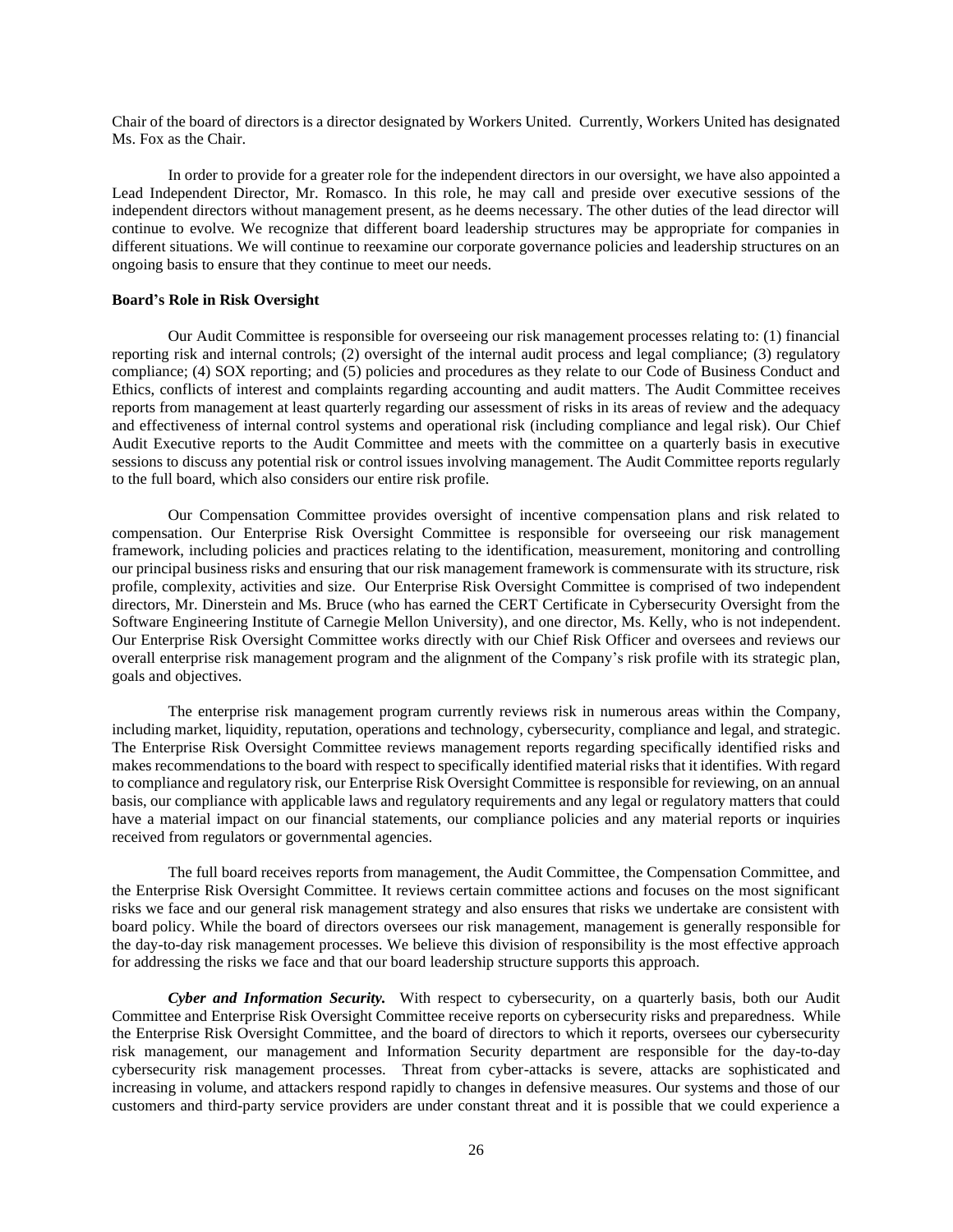Chair of the board of directors is a director designated by Workers United. Currently, Workers United has designated Ms. Fox as the Chair.

In order to provide for a greater role for the independent directors in our oversight, we have also appointed a Lead Independent Director, Mr. Romasco. In this role, he may call and preside over executive sessions of the independent directors without management present, as he deems necessary. The other duties of the lead director will continue to evolve. We recognize that different board leadership structures may be appropriate for companies in different situations. We will continue to reexamine our corporate governance policies and leadership structures on an ongoing basis to ensure that they continue to meet our needs.

**Board's Role in Risk Oversight**

Our Audit Committee is responsible for overseeing our risk management processes relating to: (1) financial reporting risk and internal controls; (2) oversight of the internal audit process and legal compliance; (3) regulatory compliance; (4) SOX reporting; and (5) policies and procedures as they relate to our Code of Business Conduct and Ethics, conflicts of interest and complaints regarding accounting and audit matters. The Audit Committee receives reports from management at least quarterly regarding our assessment of risks in its areas of review and the adequacy and effectiveness of internal control systems and operational risk (including compliance and legal risk). Our Chief Audit Executive reports to the Audit Committee and meets with the committee on a quarterly basis in executive sessions to discuss any potential risk or control issues involving management. The Audit Committee reports regularly to the full board, which also considers our entire risk profile.

Our Compensation Committee provides oversight of incentive compensation plans and risk related to compensation. Our Enterprise Risk Oversight Committee is responsible for overseeing our risk management framework, including policies and practices relating to the identification, measurement, monitoring and controlling our principal business risks and ensuring that our risk management framework is commensurate with its structure, risk profile, complexity, activities and size. Our Enterprise Risk Oversight Committee is comprised of two independent directors, Mr. Dinerstein and Ms. Bruce (who has earned the CERT Certificate in Cybersecurity Oversight from the Software Engineering Institute of Carnegie Mellon University), and one director, Ms. Kelly, who is not independent. Our Enterprise Risk Oversight Committee works directly with our Chief Risk Officer and oversees and reviews our overall enterprise risk management program and the alignment of the Company's risk profile with its strategic plan, goals and objectives.

The enterprise risk management program currently reviews risk in numerous areas within the Company, including market, liquidity, reputation, operations and technology, cybersecurity, compliance and legal, and strategic. The Enterprise Risk Oversight Committee reviews management reports regarding specifically identified risks and makes recommendations to the board with respect to specifically identified material risks that it identifies. With regard to compliance and regulatory risk, our Enterprise Risk Oversight Committee is responsible for reviewing, on an annual basis, our compliance with applicable laws and regulatory requirements and any legal or regulatory matters that could have a material impact on our financial statements, our compliance policies and any material reports or inquiries received from regulators or governmental agencies.

The full board receives reports from management, the Audit Committee, the Compensation Committee, and the Enterprise Risk Oversight Committee. It reviews certain committee actions and focuses on the most significant risks we face and our general risk management strategy and also ensures that risks we undertake are consistent with board policy. While the board of directors oversees our risk management, management is generally responsible for the day-to-day risk management processes. We believe this division of responsibility is the most effective approach for addressing the risks we face and that our board leadership structure supports this approach.

***Cyber and Information Security.*** With respect to cybersecurity, on a quarterly basis, both our Audit Committee and Enterprise Risk Oversight Committee receive reports on cybersecurity risks and preparedness. While the Enterprise Risk Oversight Committee, and the board of directors to which it reports, oversees our cybersecurity risk management, our management and Information Security department are responsible for the day-to-day cybersecurity risk management processes. Threat from cyber-attacks is severe, attacks are sophisticated and increasing in volume, and attackers respond rapidly to changes in defensive measures. Our systems and those of our customers and third-party service providers are under constant threat and it is possible that we could experience a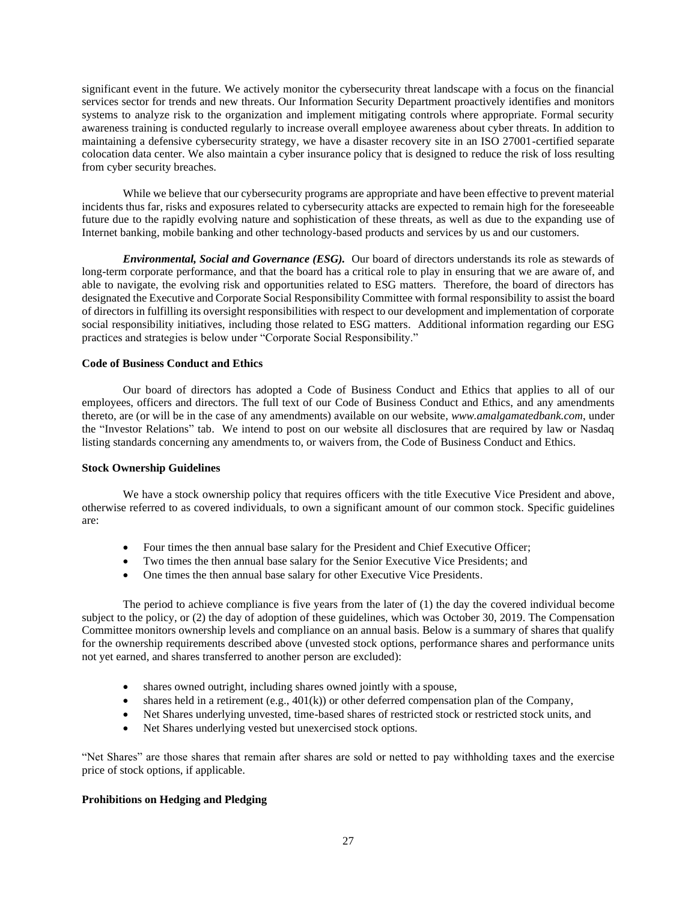significant event in the future. We actively monitor the cybersecurity threat landscape with a focus on the financial services sector for trends and new threats. Our Information Security Department proactively identifies and monitors systems to analyze risk to the organization and implement mitigating controls where appropriate. Formal security awareness training is conducted regularly to increase overall employee awareness about cyber threats. In addition to maintaining a defensive cybersecurity strategy, we have a disaster recovery site in an ISO 27001-certified separate colocation data center. We also maintain a cyber insurance policy that is designed to reduce the risk of loss resulting from cyber security breaches.

While we believe that our cybersecurity programs are appropriate and have been effective to prevent material incidents thus far, risks and exposures related to cybersecurity attacks are expected to remain high for the foreseeable future due to the rapidly evolving nature and sophistication of these threats, as well as due to the expanding use of Internet banking, mobile banking and other technology-based products and services by us and our customers.

***Environmental, Social and Governance (ESG).*** Our board of directors understands its role as stewards of long-term corporate performance, and that the board has a critical role to play in ensuring that we are aware of, and able to navigate, the evolving risk and opportunities related to ESG matters. Therefore, the board of directors has designated the Executive and Corporate Social Responsibility Committee with formal responsibility to assist the board of directors in fulfilling its oversight responsibilities with respect to our development and implementation of corporate social responsibility initiatives, including those related to ESG matters. Additional information regarding our ESG practices and strategies is below under "Corporate Social Responsibility."

**Code of Business Conduct and Ethics**

Our board of directors has adopted a Code of Business Conduct and Ethics that applies to all of our employees, officers and directors. The full text of our Code of Business Conduct and Ethics, and any amendments thereto, are (or will be in the case of any amendments) available on our website, *www.amalgamatedbank.com*, under the "Investor Relations" tab. We intend to post on our website all disclosures that are required by law or Nasdaq listing standards concerning any amendments to, or waivers from, the Code of Business Conduct and Ethics.

**Stock Ownership Guidelines**

We have a stock ownership policy that requires officers with the title Executive Vice President and above, otherwise referred to as covered individuals, to own a significant amount of our common stock. Specific guidelines are:

- Four times the then annual base salary for the President and Chief Executive Officer;
- Two times the then annual base salary for the Senior Executive Vice Presidents; and
- One times the then annual base salary for other Executive Vice Presidents.

The period to achieve compliance is five years from the later of (1) the day the covered individual become subject to the policy, or (2) the day of adoption of these guidelines, which was October 30, 2019. The Compensation Committee monitors ownership levels and compliance on an annual basis. Below is a summary of shares that qualify for the ownership requirements described above (unvested stock options, performance shares and performance units not yet earned, and shares transferred to another person are excluded):

- shares owned outright, including shares owned jointly with a spouse,
- shares held in a retirement (e.g., 401(k)) or other deferred compensation plan of the Company,
- Net Shares underlying unvested, time-based shares of restricted stock or restricted stock units, and
- Net Shares underlying vested but unexercised stock options.

"Net Shares" are those shares that remain after shares are sold or netted to pay withholding taxes and the exercise price of stock options, if applicable.

**Prohibitions on Hedging and Pledging**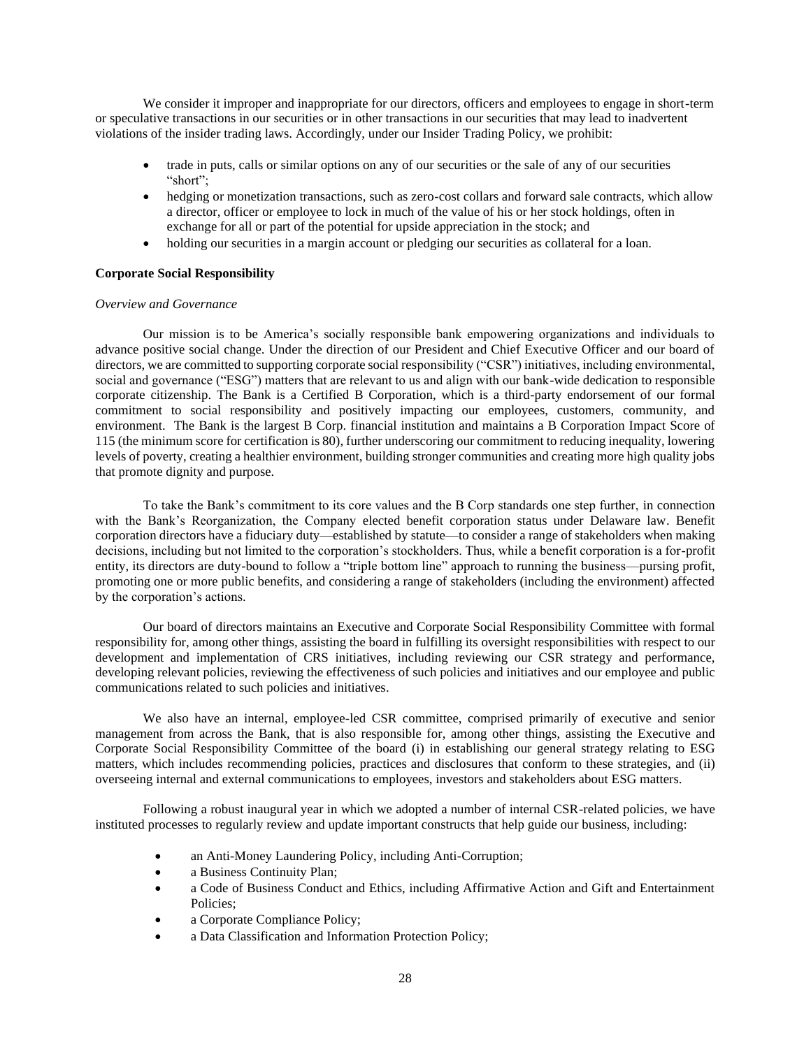We consider it improper and inappropriate for our directors, officers and employees to engage in short-term or speculative transactions in our securities or in other transactions in our securities that may lead to inadvertent violations of the insider trading laws. Accordingly, under our Insider Trading Policy, we prohibit:

- trade in puts, calls or similar options on any of our securities or the sale of any of our securities "short";
- hedging or monetization transactions, such as zero-cost collars and forward sale contracts, which allow a director, officer or employee to lock in much of the value of his or her stock holdings, often in exchange for all or part of the potential for upside appreciation in the stock; and
- holding our securities in a margin account or pledging our securities as collateral for a loan.

**Corporate Social Responsibility**

*Overview and Governance*

Our mission is to be America's socially responsible bank empowering organizations and individuals to advance positive social change. Under the direction of our President and Chief Executive Officer and our board of directors, we are committed to supporting corporate social responsibility ("CSR") initiatives, including environmental, social and governance ("ESG") matters that are relevant to us and align with our bank-wide dedication to responsible corporate citizenship. The Bank is a Certified B Corporation, which is a third-party endorsement of our formal commitment to social responsibility and positively impacting our employees, customers, community, and environment. The Bank is the largest B Corp. financial institution and maintains a B Corporation Impact Score of 115 (the minimum score for certification is 80), further underscoring our commitment to reducing inequality, lowering levels of poverty, creating a healthier environment, building stronger communities and creating more high quality jobs that promote dignity and purpose.

To take the Bank's commitment to its core values and the B Corp standards one step further, in connection with the Bank's Reorganization, the Company elected benefit corporation status under Delaware law. Benefit corporation directors have a fiduciary duty—established by statute—to consider a range of stakeholders when making decisions, including but not limited to the corporation's stockholders. Thus, while a benefit corporation is a for-profit entity, its directors are duty-bound to follow a "triple bottom line" approach to running the business—pursing profit, promoting one or more public benefits, and considering a range of stakeholders (including the environment) affected by the corporation's actions.

Our board of directors maintains an Executive and Corporate Social Responsibility Committee with formal responsibility for, among other things, assisting the board in fulfilling its oversight responsibilities with respect to our development and implementation of CRS initiatives, including reviewing our CSR strategy and performance, developing relevant policies, reviewing the effectiveness of such policies and initiatives and our employee and public communications related to such policies and initiatives.

We also have an internal, employee-led CSR committee, comprised primarily of executive and senior management from across the Bank, that is also responsible for, among other things, assisting the Executive and Corporate Social Responsibility Committee of the board (i) in establishing our general strategy relating to ESG matters, which includes recommending policies, practices and disclosures that conform to these strategies, and (ii) overseeing internal and external communications to employees, investors and stakeholders about ESG matters.

Following a robust inaugural year in which we adopted a number of internal CSR-related policies, we have instituted processes to regularly review and update important constructs that help guide our business, including:

- an Anti-Money Laundering Policy, including Anti-Corruption;
- a Business Continuity Plan;
- a Code of Business Conduct and Ethics, including Affirmative Action and Gift and Entertainment Policies;
- a Corporate Compliance Policy;
- a Data Classification and Information Protection Policy;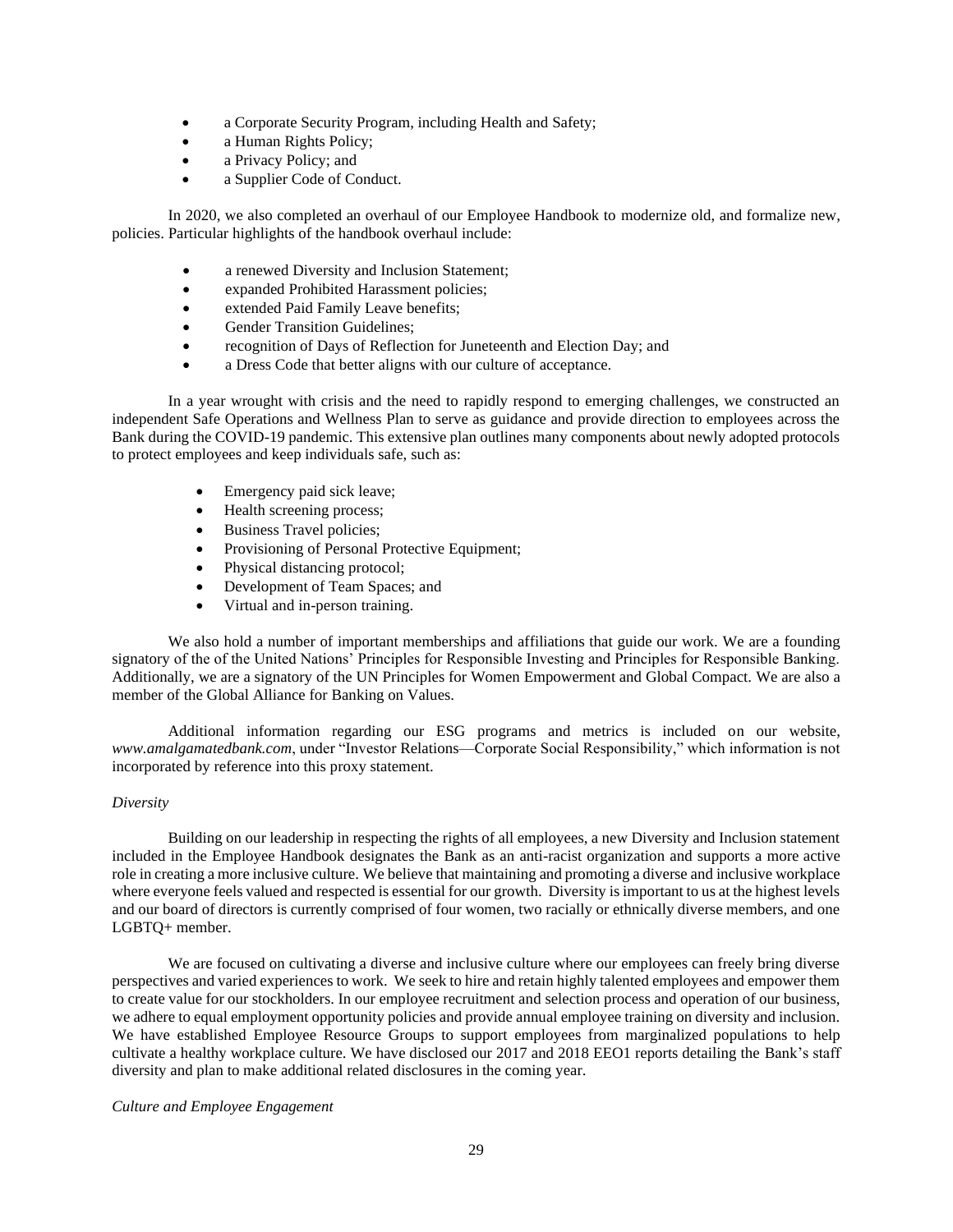- a Corporate Security Program, including Health and Safety;
- a Human Rights Policy;
- a Privacy Policy; and
- a Supplier Code of Conduct.

In 2020, we also completed an overhaul of our Employee Handbook to modernize old, and formalize new, policies. Particular highlights of the handbook overhaul include:

- a renewed Diversity and Inclusion Statement;
- expanded Prohibited Harassment policies;
- extended Paid Family Leave benefits;
- Gender Transition Guidelines;
- recognition of Days of Reflection for Juneteenth and Election Day; and
- a Dress Code that better aligns with our culture of acceptance.

In a year wrought with crisis and the need to rapidly respond to emerging challenges, we constructed an independent Safe Operations and Wellness Plan to serve as guidance and provide direction to employees across the Bank during the COVID-19 pandemic. This extensive plan outlines many components about newly adopted protocols to protect employees and keep individuals safe, such as:

- Emergency paid sick leave;
- Health screening process;
- Business Travel policies;
- Provisioning of Personal Protective Equipment;
- Physical distancing protocol;
- Development of Team Spaces; and
- Virtual and in-person training.

We also hold a number of important memberships and affiliations that guide our work. We are a founding signatory of the of the United Nations' Principles for Responsible Investing and Principles for Responsible Banking. Additionally, we are a signatory of the UN Principles for Women Empowerment and Global Compact. We are also a member of the Global Alliance for Banking on Values.

Additional information regarding our ESG programs and metrics is included on our website, *www.amalgamatedbank.com*, under "Investor Relations—Corporate Social Responsibility," which information is not incorporated by reference into this proxy statement.

*Diversity*

Building on our leadership in respecting the rights of all employees, a new Diversity and Inclusion statement included in the Employee Handbook designates the Bank as an anti-racist organization and supports a more active role in creating a more inclusive culture. We believe that maintaining and promoting a diverse and inclusive workplace where everyone feels valued and respected is essential for our growth. Diversity is important to us at the highest levels and our board of directors is currently comprised of four women, two racially or ethnically diverse members, and one LGBTQ+ member.

We are focused on cultivating a diverse and inclusive culture where our employees can freely bring diverse perspectives and varied experiences to work. We seek to hire and retain highly talented employees and empower them to create value for our stockholders. In our employee recruitment and selection process and operation of our business, we adhere to equal employment opportunity policies and provide annual employee training on diversity and inclusion. We have established Employee Resource Groups to support employees from marginalized populations to help cultivate a healthy workplace culture. We have disclosed our 2017 and 2018 EEO1 reports detailing the Bank's staff diversity and plan to make additional related disclosures in the coming year.

*Culture and Employee Engagement*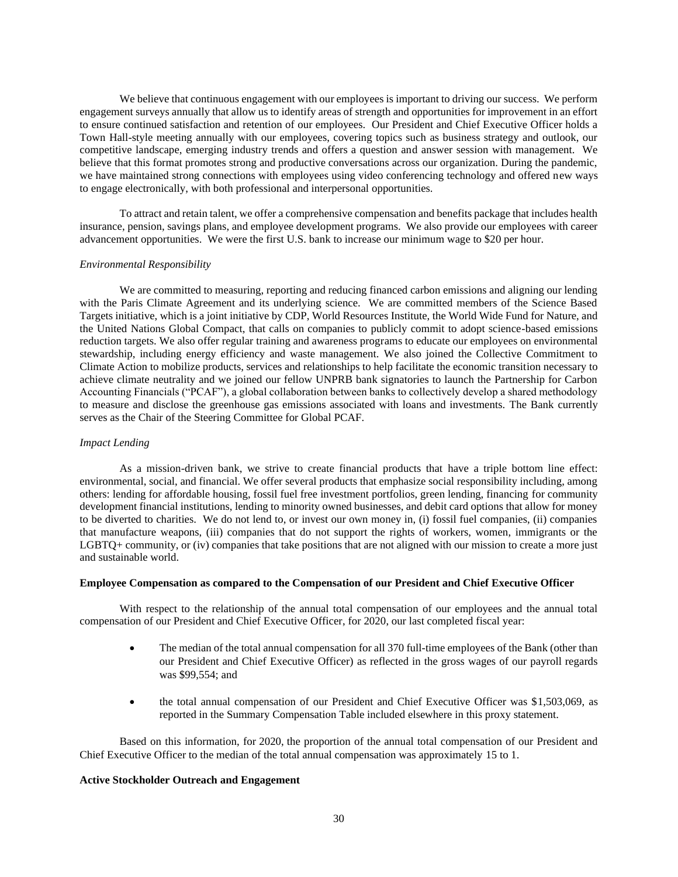We believe that continuous engagement with our employees is important to driving our success. We perform engagement surveys annually that allow us to identify areas of strength and opportunities for improvement in an effort to ensure continued satisfaction and retention of our employees. Our President and Chief Executive Officer holds a Town Hall-style meeting annually with our employees, covering topics such as business strategy and outlook, our competitive landscape, emerging industry trends and offers a question and answer session with management. We believe that this format promotes strong and productive conversations across our organization. During the pandemic, we have maintained strong connections with employees using video conferencing technology and offered new ways to engage electronically, with both professional and interpersonal opportunities.

To attract and retain talent, we offer a comprehensive compensation and benefits package that includes health insurance, pension, savings plans, and employee development programs. We also provide our employees with career advancement opportunities. We were the first U.S. bank to increase our minimum wage to $20 per hour.

*Environmental Responsibility*

We are committed to measuring, reporting and reducing financed carbon emissions and aligning our lending with the Paris Climate Agreement and its underlying science. We are committed members of the Science Based Targets initiative, which is a joint initiative by CDP, World Resources Institute, the World Wide Fund for Nature, and the United Nations Global Compact, that calls on companies to publicly commit to adopt science-based emissions reduction targets. We also offer regular training and awareness programs to educate our employees on environmental stewardship, including energy efficiency and waste management. We also joined the Collective Commitment to Climate Action to mobilize products, services and relationships to help facilitate the economic transition necessary to achieve climate neutrality and we joined our fellow UNPRB bank signatories to launch the Partnership for Carbon Accounting Financials ("PCAF"), a global collaboration between banks to collectively develop a shared methodology to measure and disclose the greenhouse gas emissions associated with loans and investments. The Bank currently serves as the Chair of the Steering Committee for Global PCAF.

*Impact Lending*

As a mission-driven bank, we strive to create financial products that have a triple bottom line effect: environmental, social, and financial. We offer several products that emphasize social responsibility including, among others: lending for affordable housing, fossil fuel free investment portfolios, green lending, financing for community development financial institutions, lending to minority owned businesses, and debit card options that allow for money to be diverted to charities. We do not lend to, or invest our own money in, (i) fossil fuel companies, (ii) companies that manufacture weapons, (iii) companies that do not support the rights of workers, women, immigrants or the LGBTQ+ community, or (iv) companies that take positions that are not aligned with our mission to create a more just and sustainable world.

**Employee Compensation as compared to the Compensation of our President and Chief Executive Officer**

With respect to the relationship of the annual total compensation of our employees and the annual total compensation of our President and Chief Executive Officer, for 2020, our last completed fiscal year:

- The median of the total annual compensation for all 370 full-time employees of the Bank (other than our President and Chief Executive Officer) as reflected in the gross wages of our payroll regards was $99,554; and
- the total annual compensation of our President and Chief Executive Officer was $1,503,069, as reported in the Summary Compensation Table included elsewhere in this proxy statement.

Based on this information, for 2020, the proportion of the annual total compensation of our President and Chief Executive Officer to the median of the total annual compensation was approximately 15 to 1.

**Active Stockholder Outreach and Engagement**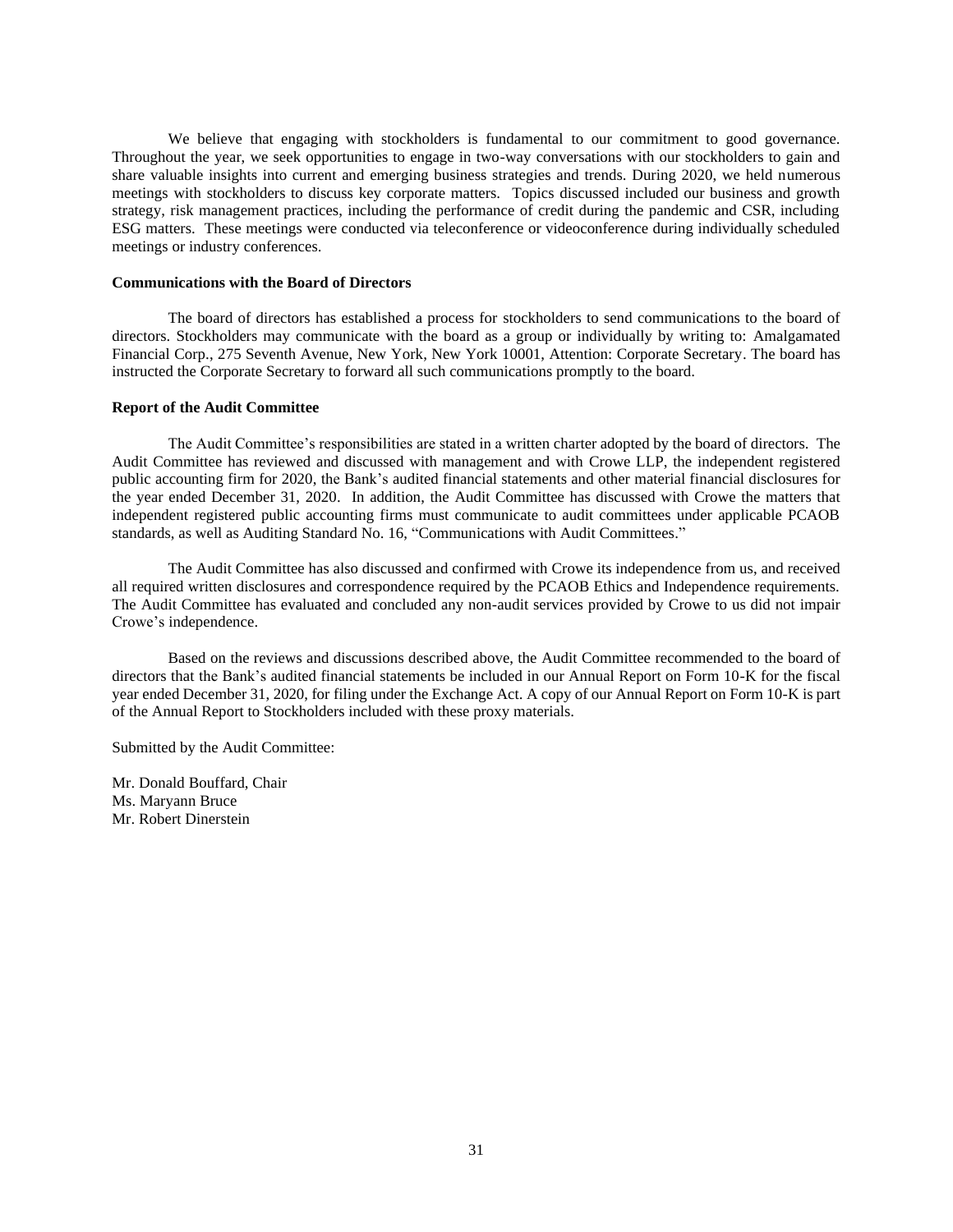We believe that engaging with stockholders is fundamental to our commitment to good governance. Throughout the year, we seek opportunities to engage in two-way conversations with our stockholders to gain and share valuable insights into current and emerging business strategies and trends. During 2020, we held numerous meetings with stockholders to discuss key corporate matters. Topics discussed included our business and growth strategy, risk management practices, including the performance of credit during the pandemic and CSR, including ESG matters. These meetings were conducted via teleconference or videoconference during individually scheduled meetings or industry conferences.

**Communications with the Board of Directors**

The board of directors has established a process for stockholders to send communications to the board of directors. Stockholders may communicate with the board as a group or individually by writing to: Amalgamated Financial Corp., 275 Seventh Avenue, New York, New York 10001, Attention: Corporate Secretary. The board has instructed the Corporate Secretary to forward all such communications promptly to the board.

**Report of the Audit Committee**

The Audit Committee's responsibilities are stated in a written charter adopted by the board of directors. The Audit Committee has reviewed and discussed with management and with Crowe LLP, the independent registered public accounting firm for 2020, the Bank's audited financial statements and other material financial disclosures for the year ended December 31, 2020. In addition, the Audit Committee has discussed with Crowe the matters that independent registered public accounting firms must communicate to audit committees under applicable PCAOB standards, as well as Auditing Standard No. 16, "Communications with Audit Committees."

The Audit Committee has also discussed and confirmed with Crowe its independence from us, and received all required written disclosures and correspondence required by the PCAOB Ethics and Independence requirements. The Audit Committee has evaluated and concluded any non-audit services provided by Crowe to us did not impair Crowe's independence.

Based on the reviews and discussions described above, the Audit Committee recommended to the board of directors that the Bank's audited financial statements be included in our Annual Report on Form 10-K for the fiscal year ended December 31, 2020, for filing under the Exchange Act. A copy of our Annual Report on Form 10-K is part of the Annual Report to Stockholders included with these proxy materials.

Submitted by the Audit Committee:

Mr. Donald Bouffard, Chair
Ms. Maryann Bruce
Mr. Robert Dinerstein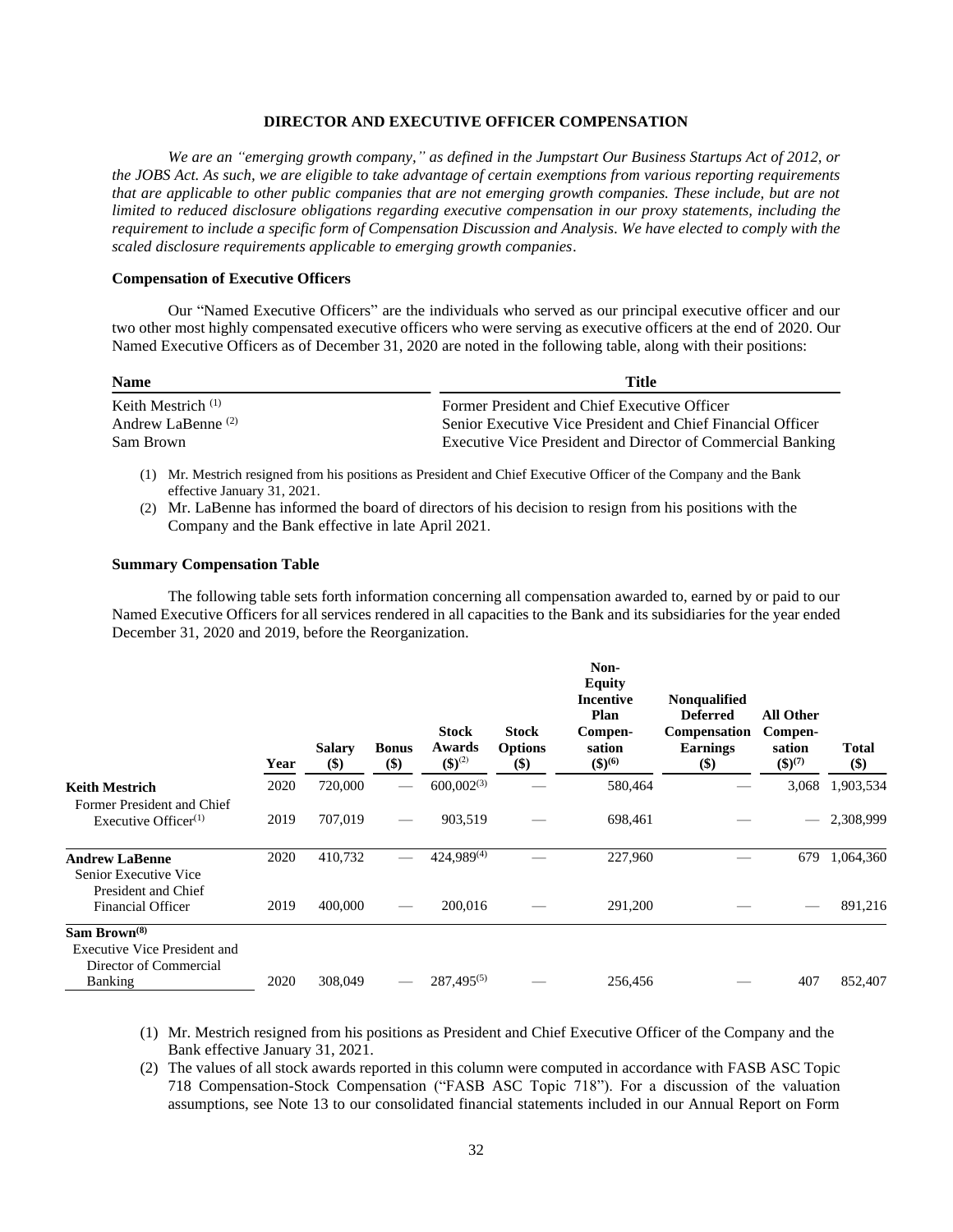## DIRECTOR AND EXECUTIVE OFFICER COMPENSATION

*We are an "emerging growth company," as defined in the Jumpstart Our Business Startups Act of 2012, or the JOBS Act. As such, we are eligible to take advantage of certain exemptions from various reporting requirements that are applicable to other public companies that are not emerging growth companies. These include, but are not limited to reduced disclosure obligations regarding executive compensation in our proxy statements, including the requirement to include a specific form of Compensation Discussion and Analysis. We have elected to comply with the scaled disclosure requirements applicable to emerging growth companies*.

### Compensation of Executive Officers

Our "Named Executive Officers" are the individuals who served as our principal executive officer and our two other most highly compensated executive officers who were serving as executive officers at the end of 2020. Our Named Executive Officers as of December 31, 2020 are noted in the following table, along with their positions:

| Name | Title |
|---|---|
| Keith Mestrich [(1)] | Former President and Chief Executive Officer |
| Andrew LaBenne [(2)] | Senior Executive Vice President and Chief Financial Officer |
| Sam Brown | Executive Vice President and Director of Commercial Banking |

(1) Mr. Mestrich resigned from his positions as President and Chief Executive Officer of the Company and the Bank effective January 31, 2021.

(2) Mr. LaBenne has informed the board of directors of his decision to resign from his positions with the Company and the Bank effective in late April 2021.

### Summary Compensation Table

The following table sets forth information concerning all compensation awarded to, earned by or paid to our Named Executive Officers for all services rendered in all capacities to the Bank and its subsidiaries for the year ended December 31, 2020 and 2019, before the Reorganization.

| | Year | Salary ($) | Bonus ($) | Stock Awards ($)[(2)] | Stock Options ($) | Non-Equity Incentive Plan Compensation ($)[(6)] | Nonqualified Deferred Compensation Earnings ($) | All Other Compensation ($)[(7)] | Total ($) |
|---|---|---|---|---|---|---|---|---|---|
| **Keith Mestrich** | 2020 | 720,000 | — | 600,002[(3)] | — | 580,464 | — | 3,068 | 1,903,534 |
| Former President and Chief Executive Officer[(1)] | 2019 | 707,019 | — | 903,519 | — | 698,461 | — | — | 2,308,999 |
| **Andrew LaBenne** | 2020 | 410,732 | — | 424,989[(4)] | — | 227,960 | — | 679 | 1,064,360 |
| Senior Executive Vice President and Chief Financial Officer | 2019 | 400,000 | — | 200,016 | — | 291,200 | — | — | 891,216 |
| **Sam Brown[(8)]** Executive Vice President and Director of Commercial Banking | 2020 | 308,049 | — | 287,495[(5)] | — | 256,456 | — | 407 | 852,407 |

(1) Mr. Mestrich resigned from his positions as President and Chief Executive Officer of the Company and the Bank effective January 31, 2021.

(2) The values of all stock awards reported in this column were computed in accordance with FASB ASC Topic 718 Compensation-Stock Compensation ("FASB ASC Topic 718"). For a discussion of the valuation assumptions, see Note 13 to our consolidated financial statements included in our Annual Report on Form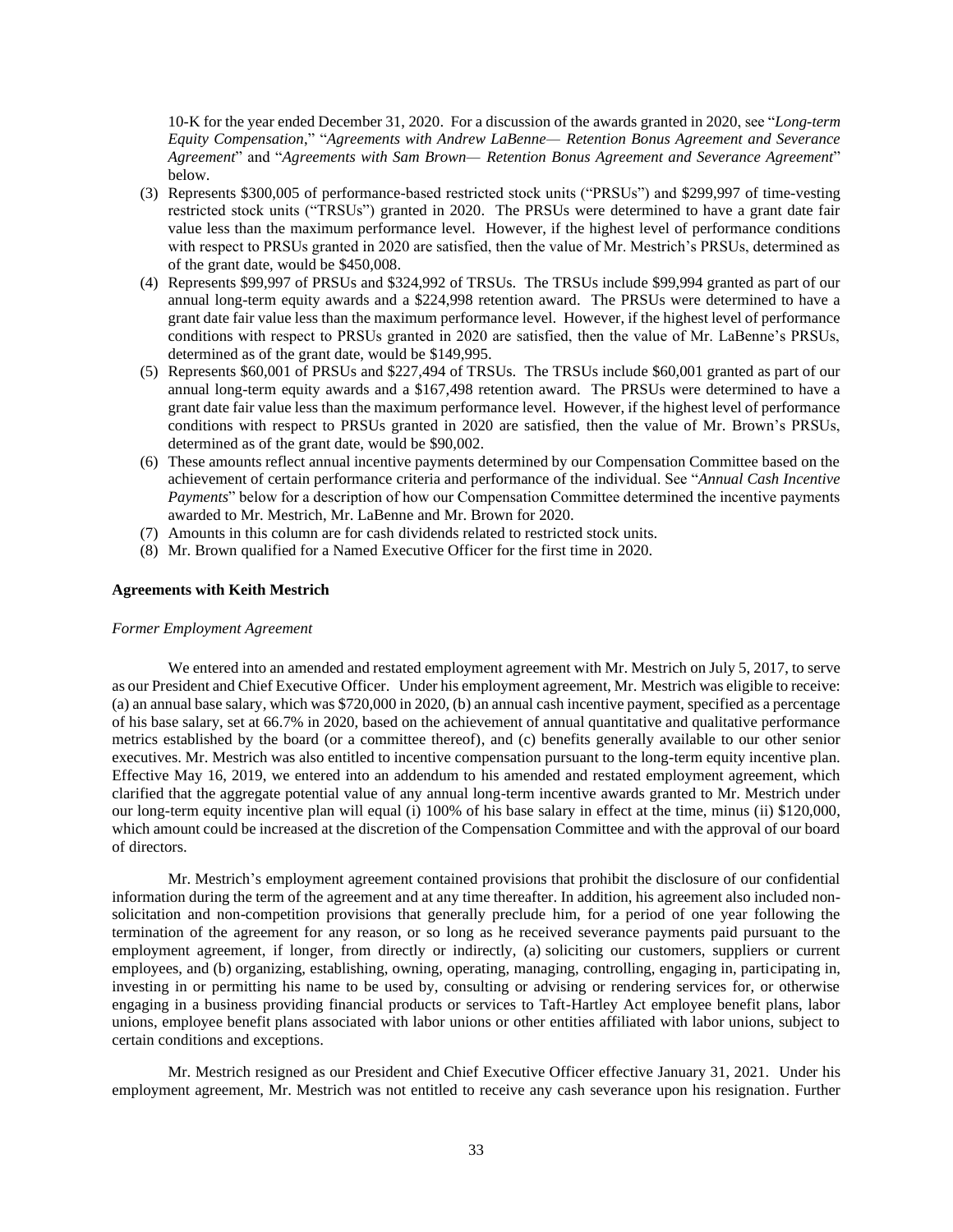10-K for the year ended December 31, 2020. For a discussion of the awards granted in 2020, see "*Long-term Equity Compensation*," "*Agreements with Andrew LaBenne— Retention Bonus Agreement and Severance Agreement*" and "*Agreements with Sam Brown— Retention Bonus Agreement and Severance Agreement*" below.

(3) Represents $300,005 of performance-based restricted stock units ("PRSUs") and $299,997 of time-vesting restricted stock units ("TRSUs") granted in 2020. The PRSUs were determined to have a grant date fair value less than the maximum performance level. However, if the highest level of performance conditions with respect to PRSUs granted in 2020 are satisfied, then the value of Mr. Mestrich's PRSUs, determined as of the grant date, would be $450,008.

(4) Represents $99,997 of PRSUs and $324,992 of TRSUs. The TRSUs include $99,994 granted as part of our annual long-term equity awards and a $224,998 retention award. The PRSUs were determined to have a grant date fair value less than the maximum performance level. However, if the highest level of performance conditions with respect to PRSUs granted in 2020 are satisfied, then the value of Mr. LaBenne's PRSUs, determined as of the grant date, would be $149,995.

(5) Represents $60,001 of PRSUs and $227,494 of TRSUs. The TRSUs include $60,001 granted as part of our annual long-term equity awards and a $167,498 retention award. The PRSUs were determined to have a grant date fair value less than the maximum performance level. However, if the highest level of performance conditions with respect to PRSUs granted in 2020 are satisfied, then the value of Mr. Brown's PRSUs, determined as of the grant date, would be $90,002.

(6) These amounts reflect annual incentive payments determined by our Compensation Committee based on the achievement of certain performance criteria and performance of the individual. See "*Annual Cash Incentive Payments*" below for a description of how our Compensation Committee determined the incentive payments awarded to Mr. Mestrich, Mr. LaBenne and Mr. Brown for 2020.

(7) Amounts in this column are for cash dividends related to restricted stock units.

(8) Mr. Brown qualified for a Named Executive Officer for the first time in 2020.

**Agreements with Keith Mestrich**

*Former Employment Agreement*

We entered into an amended and restated employment agreement with Mr. Mestrich on July 5, 2017, to serve as our President and Chief Executive Officer. Under his employment agreement, Mr. Mestrich was eligible to receive: (a) an annual base salary, which was $720,000 in 2020, (b) an annual cash incentive payment, specified as a percentage of his base salary, set at 66.7% in 2020, based on the achievement of annual quantitative and qualitative performance metrics established by the board (or a committee thereof), and (c) benefits generally available to our other senior executives. Mr. Mestrich was also entitled to incentive compensation pursuant to the long-term equity incentive plan. Effective May 16, 2019, we entered into an addendum to his amended and restated employment agreement, which clarified that the aggregate potential value of any annual long-term incentive awards granted to Mr. Mestrich under our long-term equity incentive plan will equal (i) 100% of his base salary in effect at the time, minus (ii) $120,000, which amount could be increased at the discretion of the Compensation Committee and with the approval of our board of directors.

Mr. Mestrich's employment agreement contained provisions that prohibit the disclosure of our confidential information during the term of the agreement and at any time thereafter. In addition, his agreement also included non-solicitation and non-competition provisions that generally preclude him, for a period of one year following the termination of the agreement for any reason, or so long as he received severance payments paid pursuant to the employment agreement, if longer, from directly or indirectly, (a) soliciting our customers, suppliers or current employees, and (b) organizing, establishing, owning, operating, managing, controlling, engaging in, participating in, investing in or permitting his name to be used by, consulting or advising or rendering services for, or otherwise engaging in a business providing financial products or services to Taft-Hartley Act employee benefit plans, labor unions, employee benefit plans associated with labor unions or other entities affiliated with labor unions, subject to certain conditions and exceptions.

Mr. Mestrich resigned as our President and Chief Executive Officer effective January 31, 2021. Under his employment agreement, Mr. Mestrich was not entitled to receive any cash severance upon his resignation. Further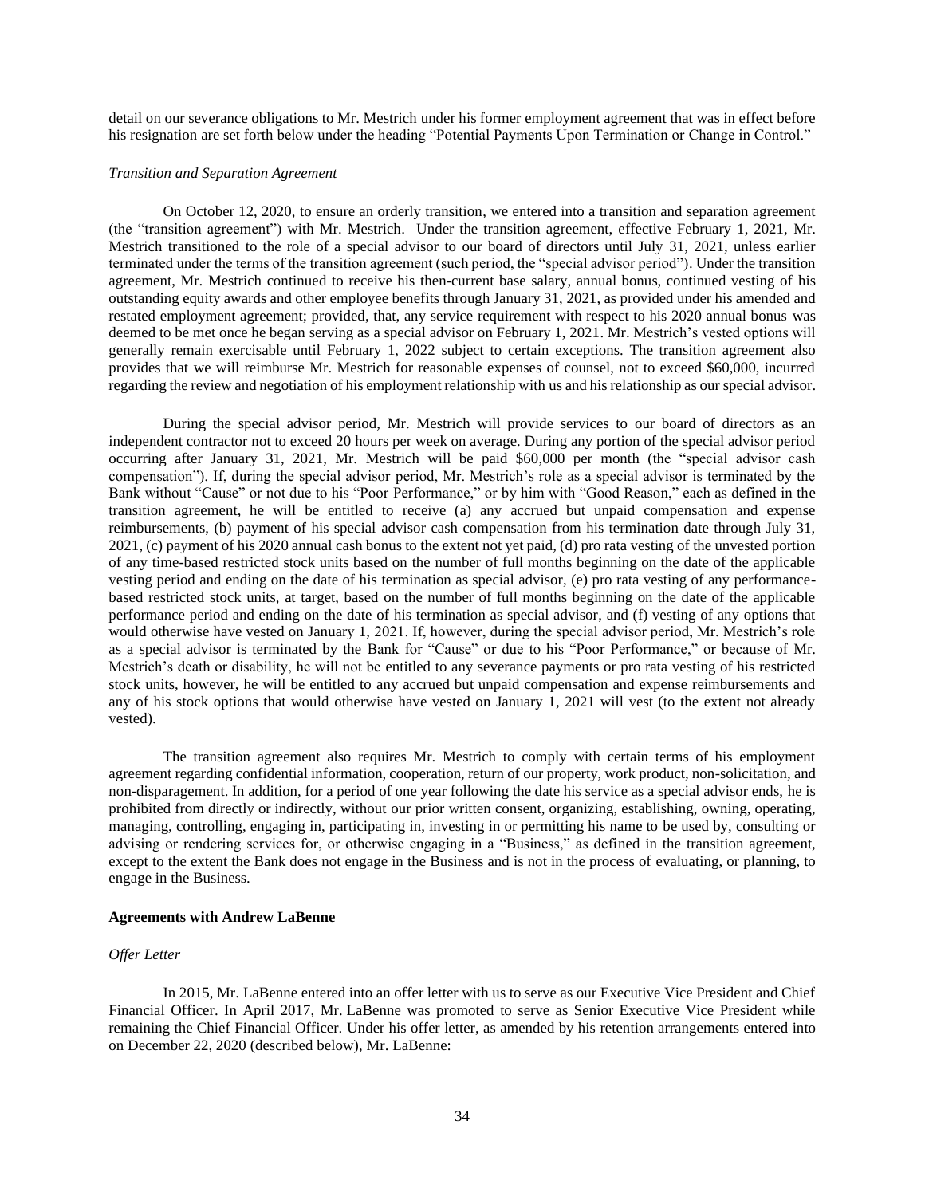detail on our severance obligations to Mr. Mestrich under his former employment agreement that was in effect before his resignation are set forth below under the heading "Potential Payments Upon Termination or Change in Control."

*Transition and Separation Agreement*

On October 12, 2020, to ensure an orderly transition, we entered into a transition and separation agreement (the "transition agreement") with Mr. Mestrich. Under the transition agreement, effective February 1, 2021, Mr. Mestrich transitioned to the role of a special advisor to our board of directors until July 31, 2021, unless earlier terminated under the terms of the transition agreement (such period, the "special advisor period"). Under the transition agreement, Mr. Mestrich continued to receive his then-current base salary, annual bonus, continued vesting of his outstanding equity awards and other employee benefits through January 31, 2021, as provided under his amended and restated employment agreement; provided, that, any service requirement with respect to his 2020 annual bonus was deemed to be met once he began serving as a special advisor on February 1, 2021. Mr. Mestrich's vested options will generally remain exercisable until February 1, 2022 subject to certain exceptions. The transition agreement also provides that we will reimburse Mr. Mestrich for reasonable expenses of counsel, not to exceed $60,000, incurred regarding the review and negotiation of his employment relationship with us and his relationship as our special advisor.

During the special advisor period, Mr. Mestrich will provide services to our board of directors as an independent contractor not to exceed 20 hours per week on average. During any portion of the special advisor period occurring after January 31, 2021, Mr. Mestrich will be paid $60,000 per month (the "special advisor cash compensation"). If, during the special advisor period, Mr. Mestrich's role as a special advisor is terminated by the Bank without "Cause" or not due to his "Poor Performance," or by him with "Good Reason," each as defined in the transition agreement, he will be entitled to receive (a) any accrued but unpaid compensation and expense reimbursements, (b) payment of his special advisor cash compensation from his termination date through July 31, 2021, (c) payment of his 2020 annual cash bonus to the extent not yet paid, (d) pro rata vesting of the unvested portion of any time-based restricted stock units based on the number of full months beginning on the date of the applicable vesting period and ending on the date of his termination as special advisor, (e) pro rata vesting of any performance-based restricted stock units, at target, based on the number of full months beginning on the date of the applicable performance period and ending on the date of his termination as special advisor, and (f) vesting of any options that would otherwise have vested on January 1, 2021. If, however, during the special advisor period, Mr. Mestrich's role as a special advisor is terminated by the Bank for "Cause" or due to his "Poor Performance," or because of Mr. Mestrich's death or disability, he will not be entitled to any severance payments or pro rata vesting of his restricted stock units, however, he will be entitled to any accrued but unpaid compensation and expense reimbursements and any of his stock options that would otherwise have vested on January 1, 2021 will vest (to the extent not already vested).

The transition agreement also requires Mr. Mestrich to comply with certain terms of his employment agreement regarding confidential information, cooperation, return of our property, work product, non-solicitation, and non-disparagement. In addition, for a period of one year following the date his service as a special advisor ends, he is prohibited from directly or indirectly, without our prior written consent, organizing, establishing, owning, operating, managing, controlling, engaging in, participating in, investing in or permitting his name to be used by, consulting or advising or rendering services for, or otherwise engaging in a "Business," as defined in the transition agreement, except to the extent the Bank does not engage in the Business and is not in the process of evaluating, or planning, to engage in the Business.

**Agreements with Andrew LaBenne**

*Offer Letter*

In 2015, Mr. LaBenne entered into an offer letter with us to serve as our Executive Vice President and Chief Financial Officer. In April 2017, Mr. LaBenne was promoted to serve as Senior Executive Vice President while remaining the Chief Financial Officer. Under his offer letter, as amended by his retention arrangements entered into on December 22, 2020 (described below), Mr. LaBenne: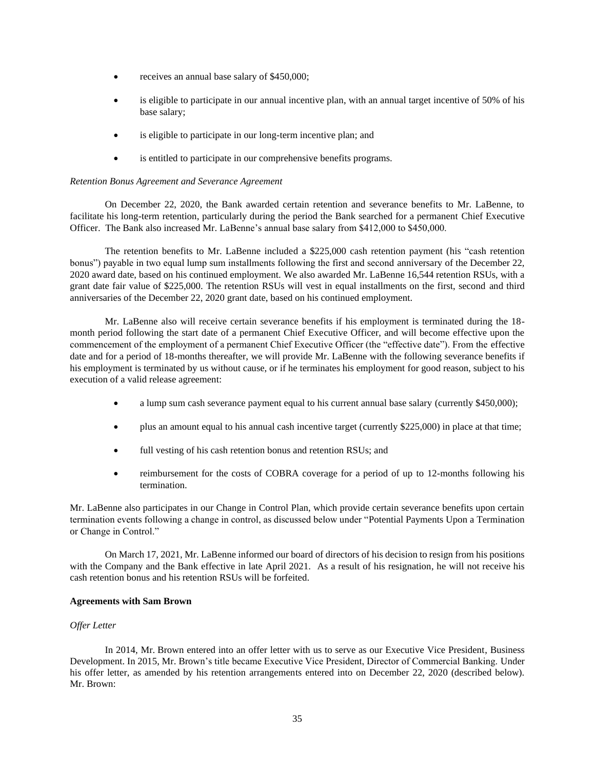- receives an annual base salary of $450,000;
- is eligible to participate in our annual incentive plan, with an annual target incentive of 50% of his base salary;
- is eligible to participate in our long-term incentive plan; and
- is entitled to participate in our comprehensive benefits programs.

*Retention Bonus Agreement and Severance Agreement*

On December 22, 2020, the Bank awarded certain retention and severance benefits to Mr. LaBenne, to facilitate his long-term retention, particularly during the period the Bank searched for a permanent Chief Executive Officer. The Bank also increased Mr. LaBenne's annual base salary from $412,000 to $450,000.

The retention benefits to Mr. LaBenne included a $225,000 cash retention payment (his "cash retention bonus") payable in two equal lump sum installments following the first and second anniversary of the December 22, 2020 award date, based on his continued employment. We also awarded Mr. LaBenne 16,544 retention RSUs, with a grant date fair value of $225,000. The retention RSUs will vest in equal installments on the first, second and third anniversaries of the December 22, 2020 grant date, based on his continued employment.

Mr. LaBenne also will receive certain severance benefits if his employment is terminated during the 18-month period following the start date of a permanent Chief Executive Officer, and will become effective upon the commencement of the employment of a permanent Chief Executive Officer (the "effective date"). From the effective date and for a period of 18-months thereafter, we will provide Mr. LaBenne with the following severance benefits if his employment is terminated by us without cause, or if he terminates his employment for good reason, subject to his execution of a valid release agreement:

- a lump sum cash severance payment equal to his current annual base salary (currently $450,000);
- plus an amount equal to his annual cash incentive target (currently $225,000) in place at that time;
- full vesting of his cash retention bonus and retention RSUs; and
- reimbursement for the costs of COBRA coverage for a period of up to 12-months following his termination.

Mr. LaBenne also participates in our Change in Control Plan, which provide certain severance benefits upon certain termination events following a change in control, as discussed below under "Potential Payments Upon a Termination or Change in Control."

On March 17, 2021, Mr. LaBenne informed our board of directors of his decision to resign from his positions with the Company and the Bank effective in late April 2021. As a result of his resignation, he will not receive his cash retention bonus and his retention RSUs will be forfeited.

**Agreements with Sam Brown**

*Offer Letter*

In 2014, Mr. Brown entered into an offer letter with us to serve as our Executive Vice President, Business Development. In 2015, Mr. Brown's title became Executive Vice President, Director of Commercial Banking. Under his offer letter, as amended by his retention arrangements entered into on December 22, 2020 (described below). Mr. Brown: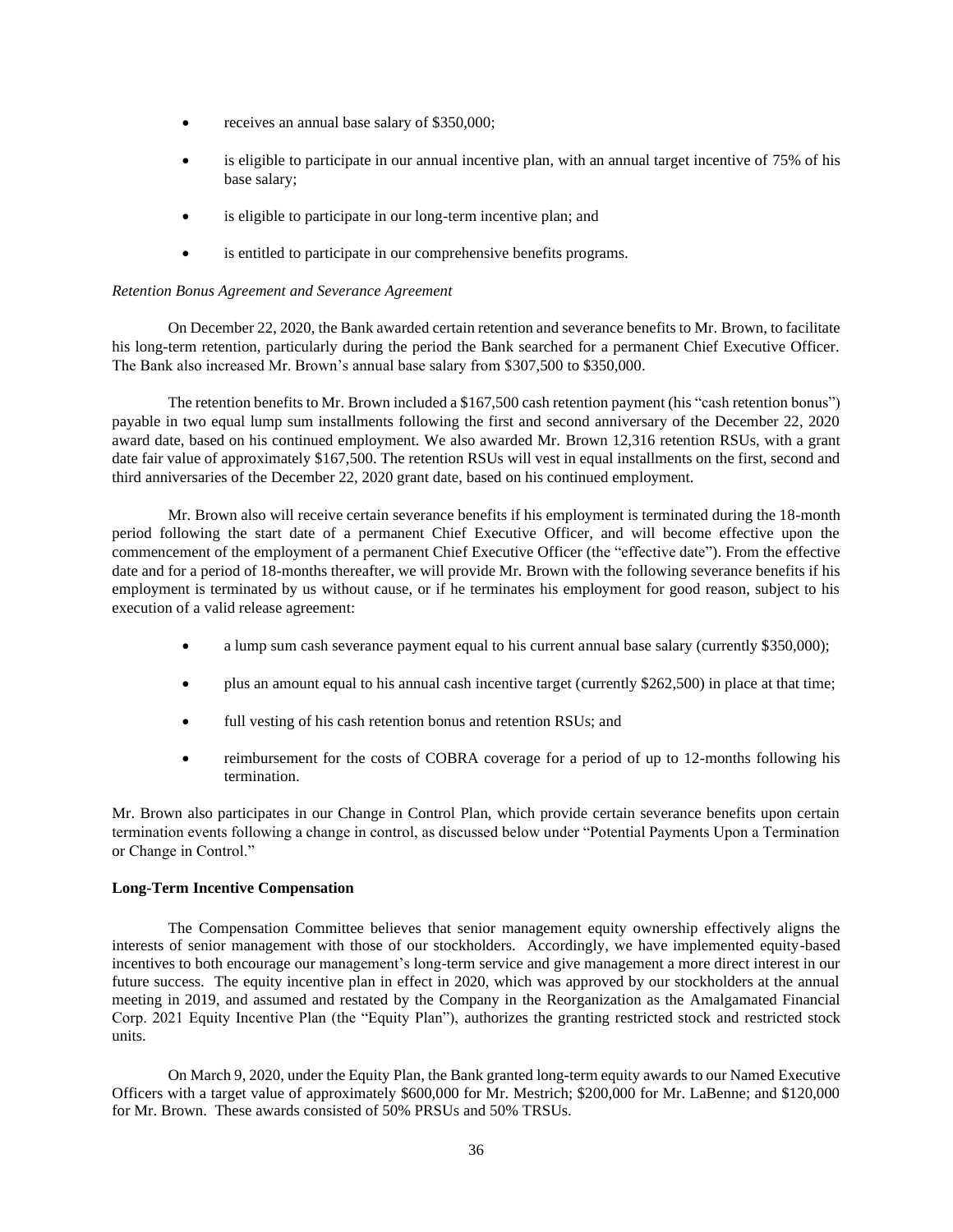- receives an annual base salary of $350,000;
- is eligible to participate in our annual incentive plan, with an annual target incentive of 75% of his base salary;
- is eligible to participate in our long-term incentive plan; and
- is entitled to participate in our comprehensive benefits programs.

*Retention Bonus Agreement and Severance Agreement*

On December 22, 2020, the Bank awarded certain retention and severance benefits to Mr. Brown, to facilitate his long-term retention, particularly during the period the Bank searched for a permanent Chief Executive Officer. The Bank also increased Mr. Brown's annual base salary from $307,500 to $350,000.

The retention benefits to Mr. Brown included a $167,500 cash retention payment (his "cash retention bonus") payable in two equal lump sum installments following the first and second anniversary of the December 22, 2020 award date, based on his continued employment. We also awarded Mr. Brown 12,316 retention RSUs, with a grant date fair value of approximately $167,500. The retention RSUs will vest in equal installments on the first, second and third anniversaries of the December 22, 2020 grant date, based on his continued employment.

Mr. Brown also will receive certain severance benefits if his employment is terminated during the 18-month period following the start date of a permanent Chief Executive Officer, and will become effective upon the commencement of the employment of a permanent Chief Executive Officer (the "effective date"). From the effective date and for a period of 18-months thereafter, we will provide Mr. Brown with the following severance benefits if his employment is terminated by us without cause, or if he terminates his employment for good reason, subject to his execution of a valid release agreement:

- a lump sum cash severance payment equal to his current annual base salary (currently $350,000);
- plus an amount equal to his annual cash incentive target (currently $262,500) in place at that time;
- full vesting of his cash retention bonus and retention RSUs; and
- reimbursement for the costs of COBRA coverage for a period of up to 12-months following his termination.

Mr. Brown also participates in our Change in Control Plan, which provide certain severance benefits upon certain termination events following a change in control, as discussed below under "Potential Payments Upon a Termination or Change in Control."

**Long-Term Incentive Compensation**

The Compensation Committee believes that senior management equity ownership effectively aligns the interests of senior management with those of our stockholders. Accordingly, we have implemented equity-based incentives to both encourage our management's long-term service and give management a more direct interest in our future success. The equity incentive plan in effect in 2020, which was approved by our stockholders at the annual meeting in 2019, and assumed and restated by the Company in the Reorganization as the Amalgamated Financial Corp. 2021 Equity Incentive Plan (the "Equity Plan"), authorizes the granting restricted stock and restricted stock units.

On March 9, 2020, under the Equity Plan, the Bank granted long-term equity awards to our Named Executive Officers with a target value of approximately $600,000 for Mr. Mestrich; $200,000 for Mr. LaBenne; and $120,000 for Mr. Brown. These awards consisted of 50% PRSUs and 50% TRSUs.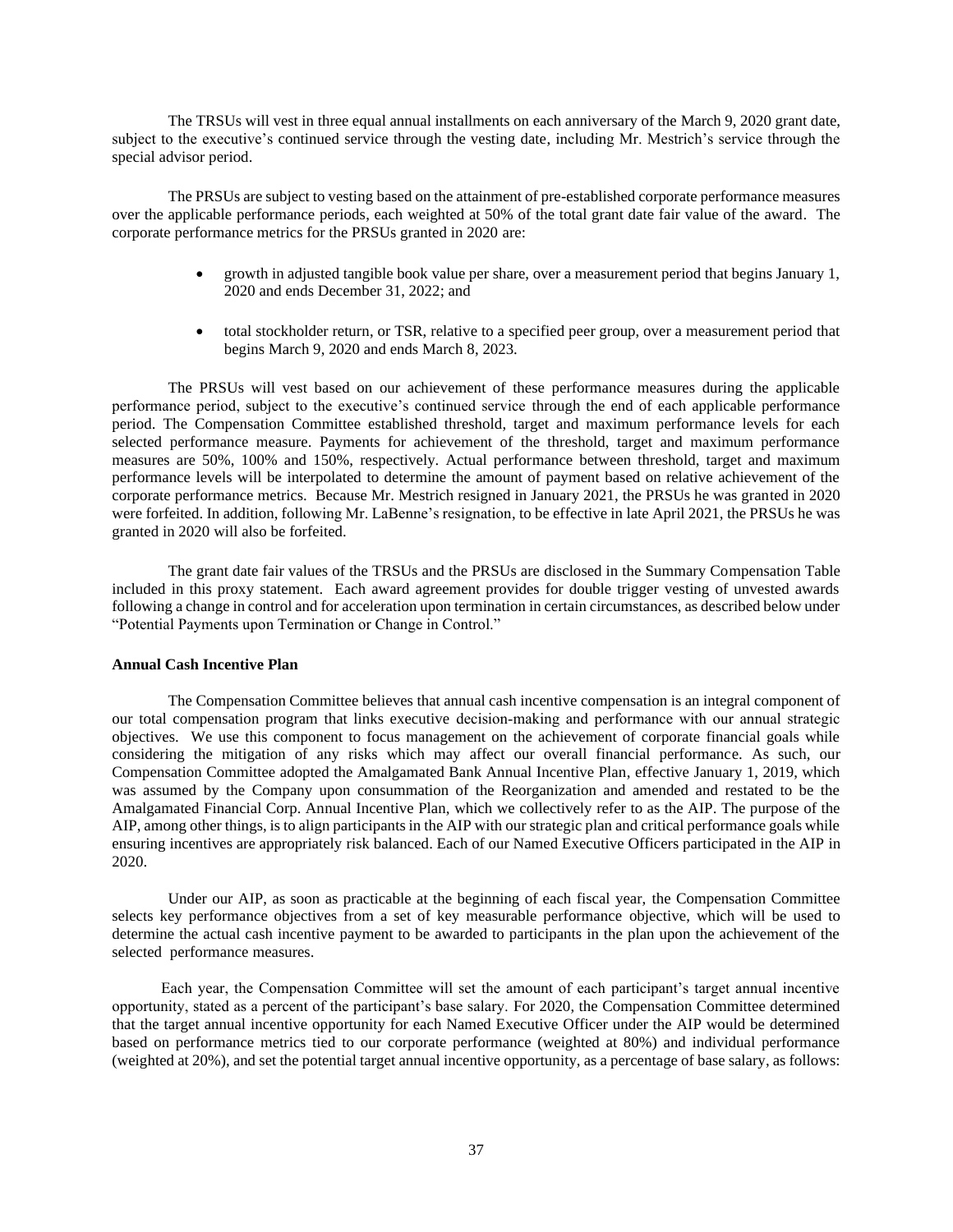The TRSUs will vest in three equal annual installments on each anniversary of the March 9, 2020 grant date, subject to the executive's continued service through the vesting date, including Mr. Mestrich's service through the special advisor period.

The PRSUs are subject to vesting based on the attainment of pre-established corporate performance measures over the applicable performance periods, each weighted at 50% of the total grant date fair value of the award. The corporate performance metrics for the PRSUs granted in 2020 are:

- growth in adjusted tangible book value per share, over a measurement period that begins January 1, 2020 and ends December 31, 2022; and
- total stockholder return, or TSR, relative to a specified peer group, over a measurement period that begins March 9, 2020 and ends March 8, 2023.

The PRSUs will vest based on our achievement of these performance measures during the applicable performance period, subject to the executive's continued service through the end of each applicable performance period. The Compensation Committee established threshold, target and maximum performance levels for each selected performance measure. Payments for achievement of the threshold, target and maximum performance measures are 50%, 100% and 150%, respectively. Actual performance between threshold, target and maximum performance levels will be interpolated to determine the amount of payment based on relative achievement of the corporate performance metrics. Because Mr. Mestrich resigned in January 2021, the PRSUs he was granted in 2020 were forfeited. In addition, following Mr. LaBenne's resignation, to be effective in late April 2021, the PRSUs he was granted in 2020 will also be forfeited.

The grant date fair values of the TRSUs and the PRSUs are disclosed in the Summary Compensation Table included in this proxy statement. Each award agreement provides for double trigger vesting of unvested awards following a change in control and for acceleration upon termination in certain circumstances, as described below under "Potential Payments upon Termination or Change in Control."

**Annual Cash Incentive Plan**

The Compensation Committee believes that annual cash incentive compensation is an integral component of our total compensation program that links executive decision-making and performance with our annual strategic objectives. We use this component to focus management on the achievement of corporate financial goals while considering the mitigation of any risks which may affect our overall financial performance. As such, our Compensation Committee adopted the Amalgamated Bank Annual Incentive Plan, effective January 1, 2019, which was assumed by the Company upon consummation of the Reorganization and amended and restated to be the Amalgamated Financial Corp. Annual Incentive Plan, which we collectively refer to as the AIP. The purpose of the AIP, among other things, is to align participants in the AIP with our strategic plan and critical performance goals while ensuring incentives are appropriately risk balanced. Each of our Named Executive Officers participated in the AIP in 2020.

Under our AIP, as soon as practicable at the beginning of each fiscal year, the Compensation Committee selects key performance objectives from a set of key measurable performance objective, which will be used to determine the actual cash incentive payment to be awarded to participants in the plan upon the achievement of the selected performance measures.

Each year, the Compensation Committee will set the amount of each participant's target annual incentive opportunity, stated as a percent of the participant's base salary. For 2020, the Compensation Committee determined that the target annual incentive opportunity for each Named Executive Officer under the AIP would be determined based on performance metrics tied to our corporate performance (weighted at 80%) and individual performance (weighted at 20%), and set the potential target annual incentive opportunity, as a percentage of base salary, as follows: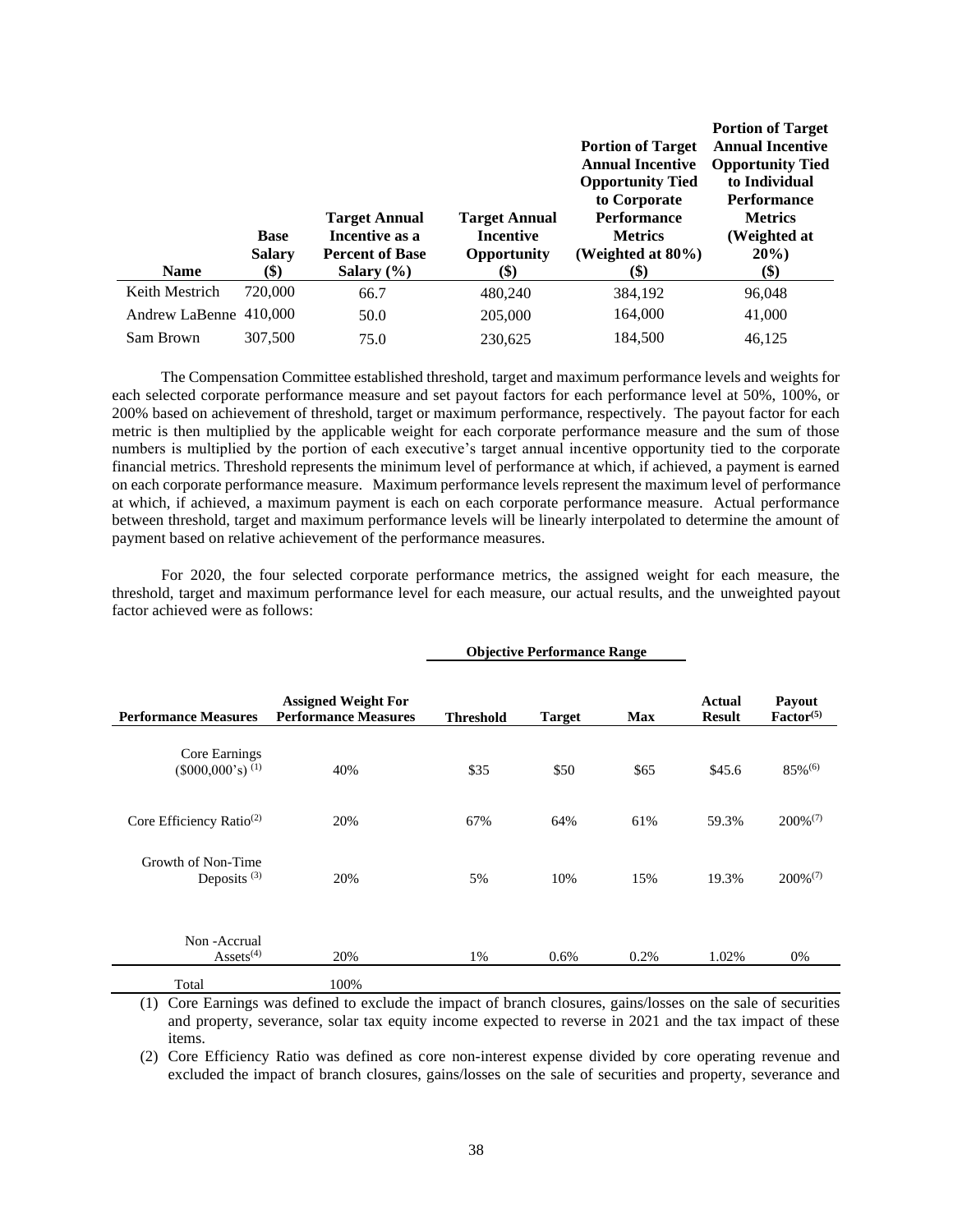| Name | Base Salary ($) | Target Annual Incentive as a Percent of Base Salary (%) | Target Annual Incentive Opportunity ($) | Portion of Target Annual Incentive Opportunity Tied to Corporate Performance Metrics (Weighted at 80%) ($) | Portion of Target Annual Incentive Opportunity Tied to Individual Performance Metrics (Weighted at 20%) ($) |
|---|---|---|---|---|---|
| Keith Mestrich | 720,000 | 66.7 | 480,240 | 384,192 | 96,048 |
| Andrew LaBenne | 410,000 | 50.0 | 205,000 | 164,000 | 41,000 |
| Sam Brown | 307,500 | 75.0 | 230,625 | 184,500 | 46,125 |

The Compensation Committee established threshold, target and maximum performance levels and weights for each selected corporate performance measure and set payout factors for each performance level at 50%, 100%, or 200% based on achievement of threshold, target or maximum performance, respectively. The payout factor for each metric is then multiplied by the applicable weight for each corporate performance measure and the sum of those numbers is multiplied by the portion of each executive's target annual incentive opportunity tied to the corporate financial metrics. Threshold represents the minimum level of performance at which, if achieved, a payment is earned on each corporate performance measure. Maximum performance levels represent the maximum level of performance at which, if achieved, a maximum payment is each on each corporate performance measure. Actual performance between threshold, target and maximum performance levels will be linearly interpolated to determine the amount of payment based on relative achievement of the performance measures.

For 2020, the four selected corporate performance metrics, the assigned weight for each measure, the threshold, target and maximum performance level for each measure, our actual results, and the unweighted payout factor achieved were as follows:

| | | Objective Performance Range | | | | |
|---|---|---|---|---|---|---|
| Performance Measures | Assigned Weight For Performance Measures | Threshold | Target | Max | Actual Result | Payout Factor(5) |
| Core Earnings ($000,000's) (1) | 40% | $35 | $50 | $65 | $45.6 | 85%(6) |
| Core Efficiency Ratio(2) | 20% | 67% | 64% | 61% | 59.3% | 200%(7) |
| Growth of Non-Time Deposits (3) | 20% | 5% | 10% | 15% | 19.3% | 200%(7) |
| Non -Accrual Assets(4) | 20% | 1% | 0.6% | 0.2% | 1.02% | 0% |
| Total | 100% | | | | | |

(1) Core Earnings was defined to exclude the impact of branch closures, gains/losses on the sale of securities and property, severance, solar tax equity income expected to reverse in 2021 and the tax impact of these items.

(2) Core Efficiency Ratio was defined as core non-interest expense divided by core operating revenue and excluded the impact of branch closures, gains/losses on the sale of securities and property, severance and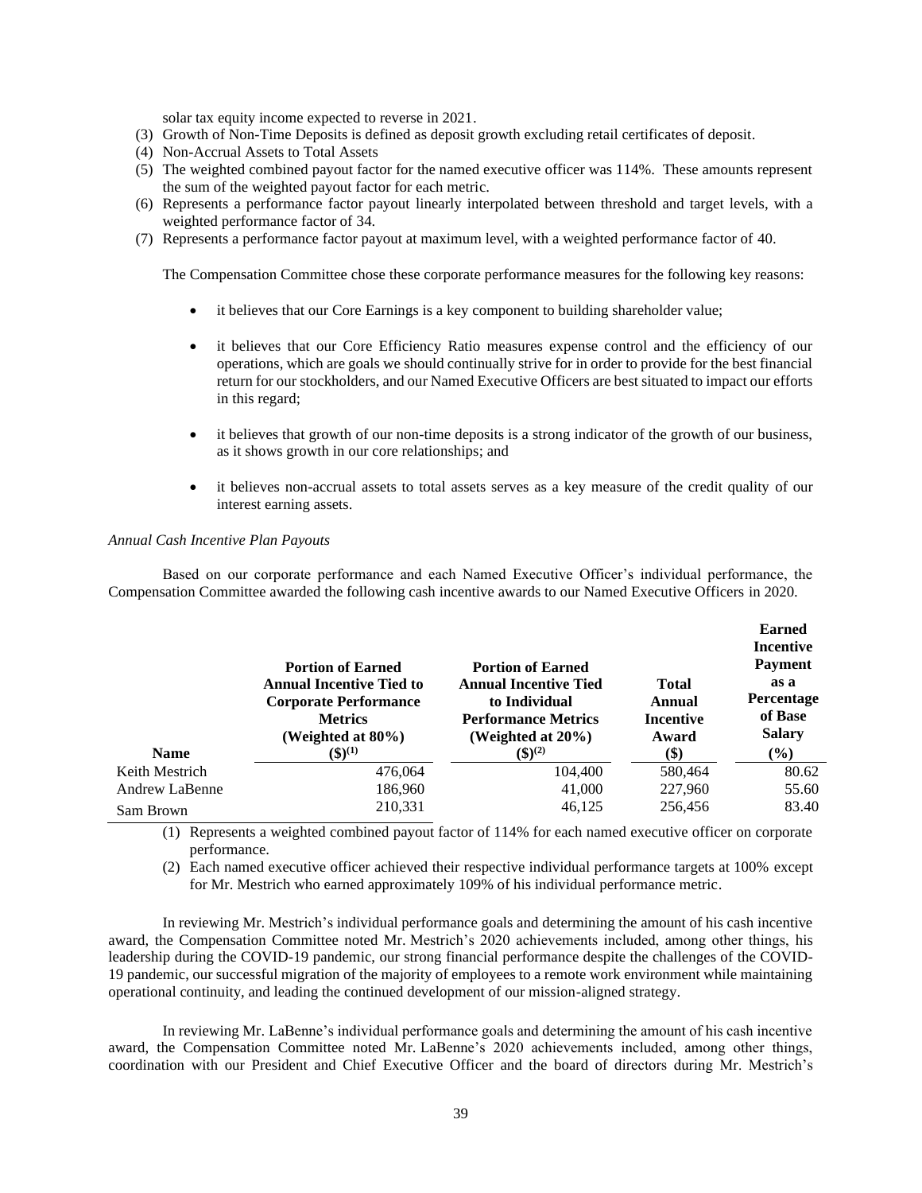solar tax equity income expected to reverse in 2021.

(3) Growth of Non-Time Deposits is defined as deposit growth excluding retail certificates of deposit.

(4) Non-Accrual Assets to Total Assets

(5) The weighted combined payout factor for the named executive officer was 114%. These amounts represent the sum of the weighted payout factor for each metric.

(6) Represents a performance factor payout linearly interpolated between threshold and target levels, with a weighted performance factor of 34.

(7) Represents a performance factor payout at maximum level, with a weighted performance factor of 40.

The Compensation Committee chose these corporate performance measures for the following key reasons:

- it believes that our Core Earnings is a key component to building shareholder value;
- it believes that our Core Efficiency Ratio measures expense control and the efficiency of our operations, which are goals we should continually strive for in order to provide for the best financial return for our stockholders, and our Named Executive Officers are best situated to impact our efforts in this regard;
- it believes that growth of our non-time deposits is a strong indicator of the growth of our business, as it shows growth in our core relationships; and
- it believes non-accrual assets to total assets serves as a key measure of the credit quality of our interest earning assets.

*Annual Cash Incentive Plan Payouts*

Based on our corporate performance and each Named Executive Officer's individual performance, the Compensation Committee awarded the following cash incentive awards to our Named Executive Officers in 2020.

| Name | Portion of Earned Annual Incentive Tied to Corporate Performance Metrics (Weighted at 80%) ($)(1) | Portion of Earned Annual Incentive Tied to Individual Performance Metrics (Weighted at 20%) ($)(2) | Total Annual Incentive Award ($) | Earned Incentive Payment as a Percentage of Base Salary (%) |
|---|---|---|---|---|
| Keith Mestrich | 476,064 | 104,400 | 580,464 | 80.62 |
| Andrew LaBenne | 186,960 | 41,000 | 227,960 | 55.60 |
| Sam Brown | 210,331 | 46,125 | 256,456 | 83.40 |

(1) Represents a weighted combined payout factor of 114% for each named executive officer on corporate performance.

(2) Each named executive officer achieved their respective individual performance targets at 100% except for Mr. Mestrich who earned approximately 109% of his individual performance metric.

In reviewing Mr. Mestrich's individual performance goals and determining the amount of his cash incentive award, the Compensation Committee noted Mr. Mestrich's 2020 achievements included, among other things, his leadership during the COVID-19 pandemic, our strong financial performance despite the challenges of the COVID-19 pandemic, our successful migration of the majority of employees to a remote work environment while maintaining operational continuity, and leading the continued development of our mission-aligned strategy.

In reviewing Mr. LaBenne's individual performance goals and determining the amount of his cash incentive award, the Compensation Committee noted Mr. LaBenne's 2020 achievements included, among other things, coordination with our President and Chief Executive Officer and the board of directors during Mr. Mestrich's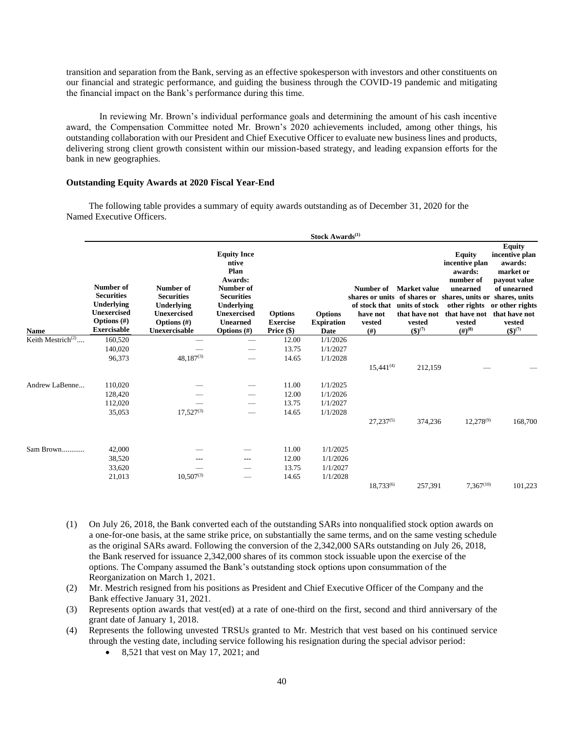transition and separation from the Bank, serving as an effective spokesperson with investors and other constituents on our financial and strategic performance, and guiding the business through the COVID-19 pandemic and mitigating the financial impact on the Bank's performance during this time.

In reviewing Mr. Brown's individual performance goals and determining the amount of his cash incentive award, the Compensation Committee noted Mr. Brown's 2020 achievements included, among other things, his outstanding collaboration with our President and Chief Executive Officer to evaluate new business lines and products, delivering strong client growth consistent within our mission-based strategy, and leading expansion efforts for the bank in new geographies.

**Outstanding Equity Awards at 2020 Fiscal Year-End**

The following table provides a summary of equity awards outstanding as of December 31, 2020 for the Named Executive Officers.

| | Stock Awards[1] | | | | | | | | |
|---|---|---|---|---|---|---|---|---|---|
| **Name** | **Number of Securities Underlying Unexercised Options (#) Exercisable** | **Number of Securities Underlying Unexercised Options (#) Unexercisable** | **Equity Incentive Plan Awards: Number of Securities Underlying Unexercised Unearned Options (#)** | **Options Exercise Price ($)** | **Options Expiration Date** | **Number of shares or units of stock that have not vested (#)** | **Market value of shares or units of stock that have not vested ($)[7]** | **Equity incentive plan awards: number of unearned shares, units or other rights that have not vested (#)[8]** | **Equity incentive plan awards: market or payout value of unearned shares, units or other rights that have not vested ($)[7]** |
| Keith Mestrich[2].... | 160,520 | — | — | 12.00 | 1/1/2026 | | | | |
| | 140,020 | — | — | 13.75 | 1/1/2027 | | | | |
| | 96,373 | 48,187[3] | — | 14.65 | 1/1/2028 | | | | |
| | | | | | | 15,441[4] | 212,159 | — | — |
| Andrew LaBenne... | 110,020 | — | — | 11.00 | 1/1/2025 | | | | |
| | 128,420 | — | — | 12.00 | 1/1/2026 | | | | |
| | 112,020 | — | — | 13.75 | 1/1/2027 | | | | |
| | 35,053 | 17,527[3] | — | 14.65 | 1/1/2028 | | | | |
| | | | | | | 27,237[5] | 374,236 | 12,278[9] | 168,700 |
| Sam Brown............ | 42,000 | — | — | 11.00 | 1/1/2025 | | | | |
| | 38,520 | --- | --- | 12.00 | 1/1/2026 | | | | |
| | 33,620 | — | — | 13.75 | 1/1/2027 | | | | |
| | 21,013 | 10,507[3] | — | 14.65 | 1/1/2028 | | | | |
| | | | | | | 18,733[6] | 257,391 | 7,367[10] | 101,223 |

(1) On July 26, 2018, the Bank converted each of the outstanding SARs into nonqualified stock option awards on a one-for-one basis, at the same strike price, on substantially the same terms, and on the same vesting schedule as the original SARs award. Following the conversion of the 2,342,000 SARs outstanding on July 26, 2018, the Bank reserved for issuance 2,342,000 shares of its common stock issuable upon the exercise of the options. The Company assumed the Bank's outstanding stock options upon consummation of the Reorganization on March 1, 2021.

(2) Mr. Mestrich resigned from his positions as President and Chief Executive Officer of the Company and the Bank effective January 31, 2021.

(3) Represents option awards that vest(ed) at a rate of one-third on the first, second and third anniversary of the grant date of January 1, 2018.

(4) Represents the following unvested TRSUs granted to Mr. Mestrich that vest based on his continued service through the vesting date, including service following his resignation during the special advisor period:
- 8,521 that vest on May 17, 2021; and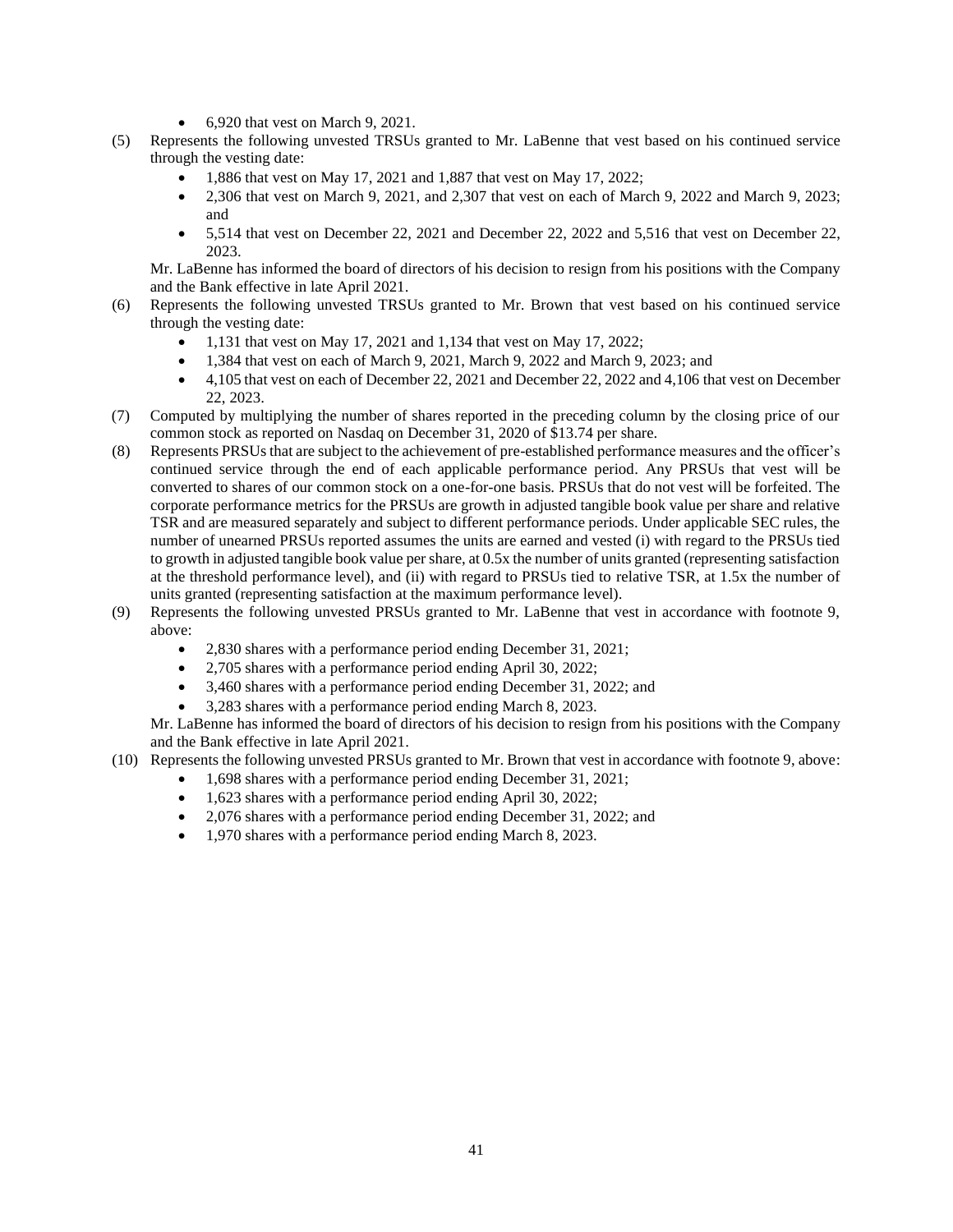- 6,920 that vest on March 9, 2021.

(5) Represents the following unvested TRSUs granted to Mr. LaBenne that vest based on his continued service through the vesting date:
- 1,886 that vest on May 17, 2021 and 1,887 that vest on May 17, 2022;
- 2,306 that vest on March 9, 2021, and 2,307 that vest on each of March 9, 2022 and March 9, 2023; and
- 5,514 that vest on December 22, 2021 and December 22, 2022 and 5,516 that vest on December 22, 2023.

Mr. LaBenne has informed the board of directors of his decision to resign from his positions with the Company and the Bank effective in late April 2021.

(6) Represents the following unvested TRSUs granted to Mr. Brown that vest based on his continued service through the vesting date:
- 1,131 that vest on May 17, 2021 and 1,134 that vest on May 17, 2022;
- 1,384 that vest on each of March 9, 2021, March 9, 2022 and March 9, 2023; and
- 4,105 that vest on each of December 22, 2021 and December 22, 2022 and 4,106 that vest on December 22, 2023.

(7) Computed by multiplying the number of shares reported in the preceding column by the closing price of our common stock as reported on Nasdaq on December 31, 2020 of $13.74 per share.

(8) Represents PRSUs that are subject to the achievement of pre-established performance measures and the officer's continued service through the end of each applicable performance period. Any PRSUs that vest will be converted to shares of our common stock on a one-for-one basis. PRSUs that do not vest will be forfeited. The corporate performance metrics for the PRSUs are growth in adjusted tangible book value per share and relative TSR and are measured separately and subject to different performance periods. Under applicable SEC rules, the number of unearned PRSUs reported assumes the units are earned and vested (i) with regard to the PRSUs tied to growth in adjusted tangible book value per share, at 0.5x the number of units granted (representing satisfaction at the threshold performance level), and (ii) with regard to PRSUs tied to relative TSR, at 1.5x the number of units granted (representing satisfaction at the maximum performance level).

(9) Represents the following unvested PRSUs granted to Mr. LaBenne that vest in accordance with footnote 9, above:
- 2,830 shares with a performance period ending December 31, 2021;
- 2,705 shares with a performance period ending April 30, 2022;
- 3,460 shares with a performance period ending December 31, 2022; and
- 3,283 shares with a performance period ending March 8, 2023.

Mr. LaBenne has informed the board of directors of his decision to resign from his positions with the Company and the Bank effective in late April 2021.

(10) Represents the following unvested PRSUs granted to Mr. Brown that vest in accordance with footnote 9, above:
- 1,698 shares with a performance period ending December 31, 2021;
- 1,623 shares with a performance period ending April 30, 2022;
- 2,076 shares with a performance period ending December 31, 2022; and
- 1,970 shares with a performance period ending March 8, 2023.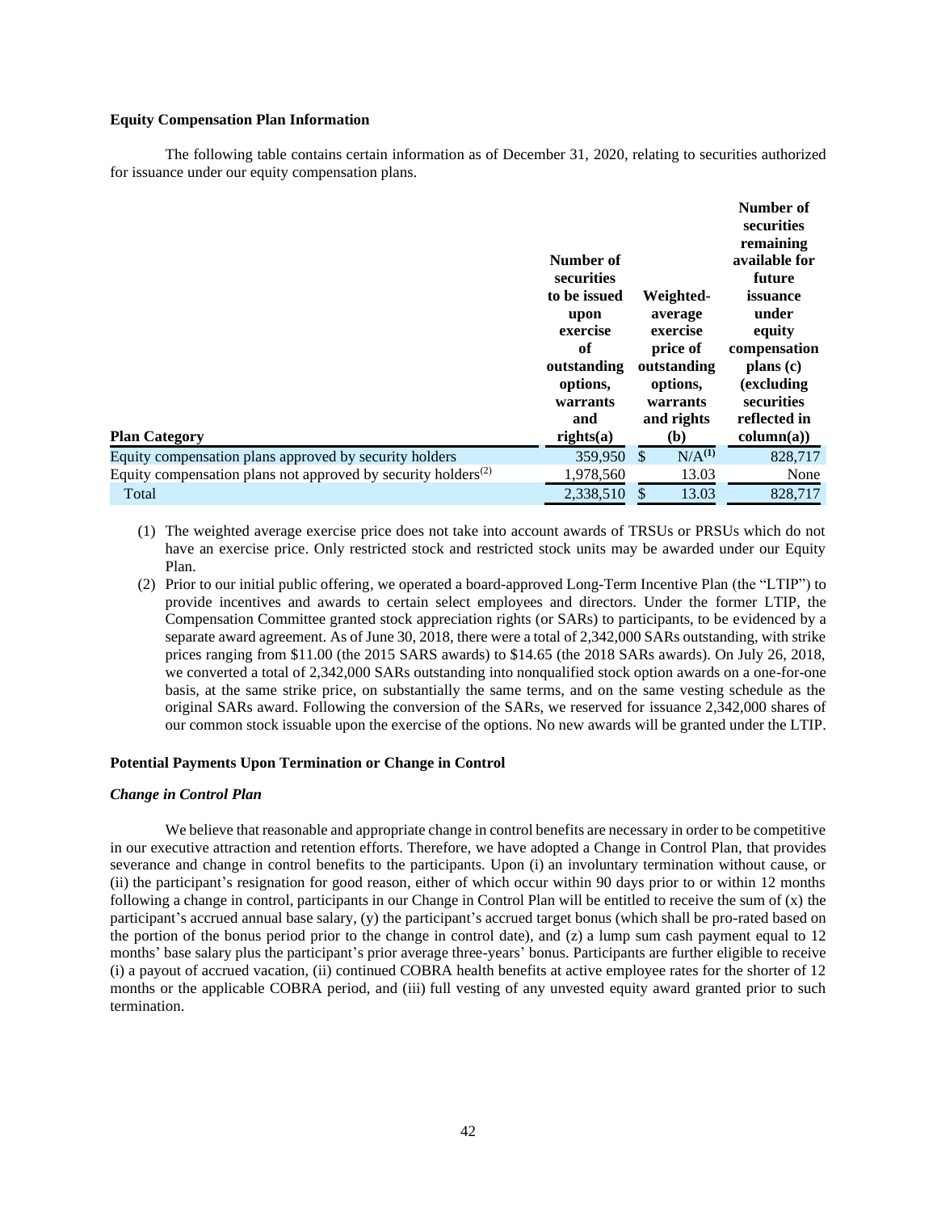**Equity Compensation Plan Information**

The following table contains certain information as of December 31, 2020, relating to securities authorized for issuance under our equity compensation plans.

| Plan Category | Number of securities to be issued upon exercise of outstanding options, warrants and rights(a) | Weighted-average exercise price of outstanding options, warrants and rights (b) | Number of securities remaining available for future issuance under equity compensation plans (c) (excluding securities reflected in column(a)) |
|---|---|---|---|
| Equity compensation plans approved by security holders | 359,950 | $ N/A[(1)] | 828,717 |
| Equity compensation plans not approved by security holders[(2)] | 1,978,560 | 13.03 | None |
| Total | 2,338,510 | $ 13.03 | 828,717 |

(1) The weighted average exercise price does not take into account awards of TRSUs or PRSUs which do not have an exercise price. Only restricted stock and restricted stock units may be awarded under our Equity Plan.

(2) Prior to our initial public offering, we operated a board-approved Long-Term Incentive Plan (the "LTIP") to provide incentives and awards to certain select employees and directors. Under the former LTIP, the Compensation Committee granted stock appreciation rights (or SARs) to participants, to be evidenced by a separate award agreement. As of June 30, 2018, there were a total of 2,342,000 SARs outstanding, with strike prices ranging from $11.00 (the 2015 SARS awards) to $14.65 (the 2018 SARs awards). On July 26, 2018, we converted a total of 2,342,000 SARs outstanding into nonqualified stock option awards on a one-for-one basis, at the same strike price, on substantially the same terms, and on the same vesting schedule as the original SARs award. Following the conversion of the SARs, we reserved for issuance 2,342,000 shares of our common stock issuable upon the exercise of the options. No new awards will be granted under the LTIP.

**Potential Payments Upon Termination or Change in Control**

***Change in Control Plan***

We believe that reasonable and appropriate change in control benefits are necessary in order to be competitive in our executive attraction and retention efforts. Therefore, we have adopted a Change in Control Plan, that provides severance and change in control benefits to the participants. Upon (i) an involuntary termination without cause, or (ii) the participant's resignation for good reason, either of which occur within 90 days prior to or within 12 months following a change in control, participants in our Change in Control Plan will be entitled to receive the sum of (x) the participant's accrued annual base salary, (y) the participant's accrued target bonus (which shall be pro-rated based on the portion of the bonus period prior to the change in control date), and (z) a lump sum cash payment equal to 12 months' base salary plus the participant's prior average three-years' bonus. Participants are further eligible to receive (i) a payout of accrued vacation, (ii) continued COBRA health benefits at active employee rates for the shorter of 12 months or the applicable COBRA period, and (iii) full vesting of any unvested equity award granted prior to such termination.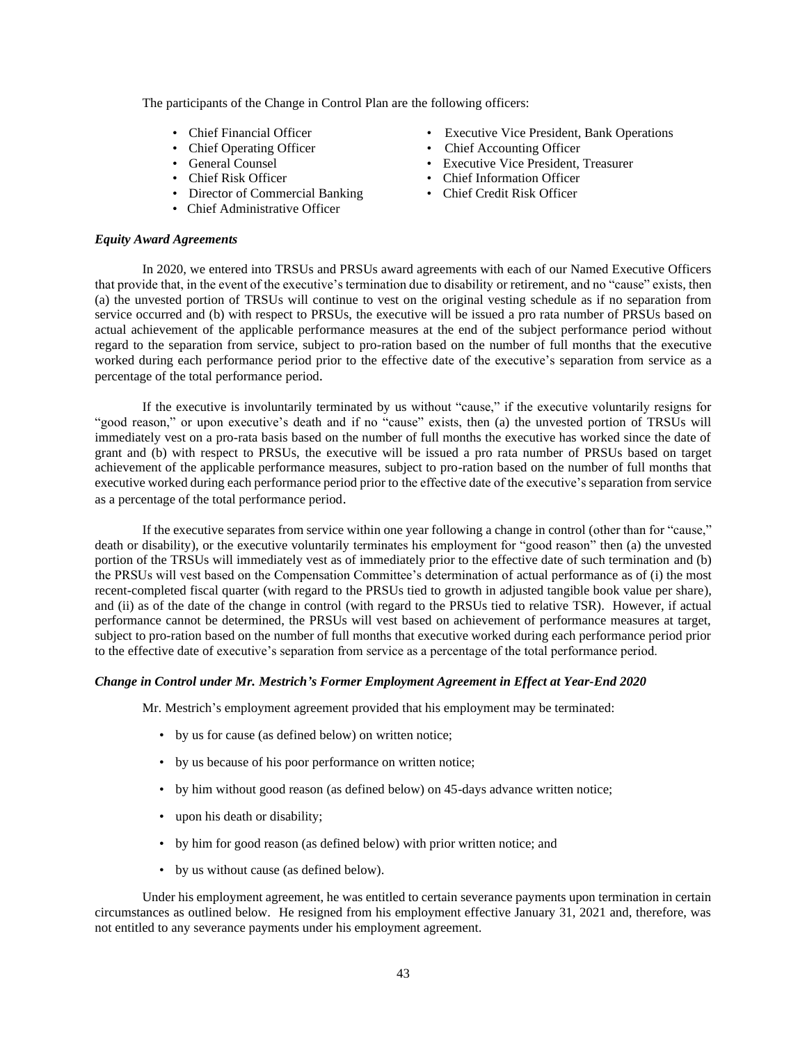The participants of the Change in Control Plan are the following officers:

- Chief Financial Officer
- Chief Operating Officer
- General Counsel
- Chief Risk Officer
- Director of Commercial Banking
- Chief Administrative Officer
- Executive Vice President, Bank Operations
- Chief Accounting Officer
- Executive Vice President, Treasurer
- Chief Information Officer
- Chief Credit Risk Officer

***Equity Award Agreements***

In 2020, we entered into TRSUs and PRSUs award agreements with each of our Named Executive Officers that provide that, in the event of the executive's termination due to disability or retirement, and no "cause" exists, then (a) the unvested portion of TRSUs will continue to vest on the original vesting schedule as if no separation from service occurred and (b) with respect to PRSUs, the executive will be issued a pro rata number of PRSUs based on actual achievement of the applicable performance measures at the end of the subject performance period without regard to the separation from service, subject to pro-ration based on the number of full months that the executive worked during each performance period prior to the effective date of the executive's separation from service as a percentage of the total performance period.

If the executive is involuntarily terminated by us without "cause," if the executive voluntarily resigns for "good reason," or upon executive's death and if no "cause" exists, then (a) the unvested portion of TRSUs will immediately vest on a pro-rata basis based on the number of full months the executive has worked since the date of grant and (b) with respect to PRSUs, the executive will be issued a pro rata number of PRSUs based on target achievement of the applicable performance measures, subject to pro-ration based on the number of full months that executive worked during each performance period prior to the effective date of the executive's separation from service as a percentage of the total performance period.

If the executive separates from service within one year following a change in control (other than for "cause," death or disability), or the executive voluntarily terminates his employment for "good reason" then (a) the unvested portion of the TRSUs will immediately vest as of immediately prior to the effective date of such termination and (b) the PRSUs will vest based on the Compensation Committee's determination of actual performance as of (i) the most recent-completed fiscal quarter (with regard to the PRSUs tied to growth in adjusted tangible book value per share), and (ii) as of the date of the change in control (with regard to the PRSUs tied to relative TSR). However, if actual performance cannot be determined, the PRSUs will vest based on achievement of performance measures at target, subject to pro-ration based on the number of full months that executive worked during each performance period prior to the effective date of executive's separation from service as a percentage of the total performance period.

***Change in Control under Mr. Mestrich's Former Employment Agreement in Effect at Year-End 2020***

Mr. Mestrich's employment agreement provided that his employment may be terminated:

- by us for cause (as defined below) on written notice;
- by us because of his poor performance on written notice;
- by him without good reason (as defined below) on 45-days advance written notice;
- upon his death or disability;
- by him for good reason (as defined below) with prior written notice; and
- by us without cause (as defined below).

Under his employment agreement, he was entitled to certain severance payments upon termination in certain circumstances as outlined below. He resigned from his employment effective January 31, 2021 and, therefore, was not entitled to any severance payments under his employment agreement.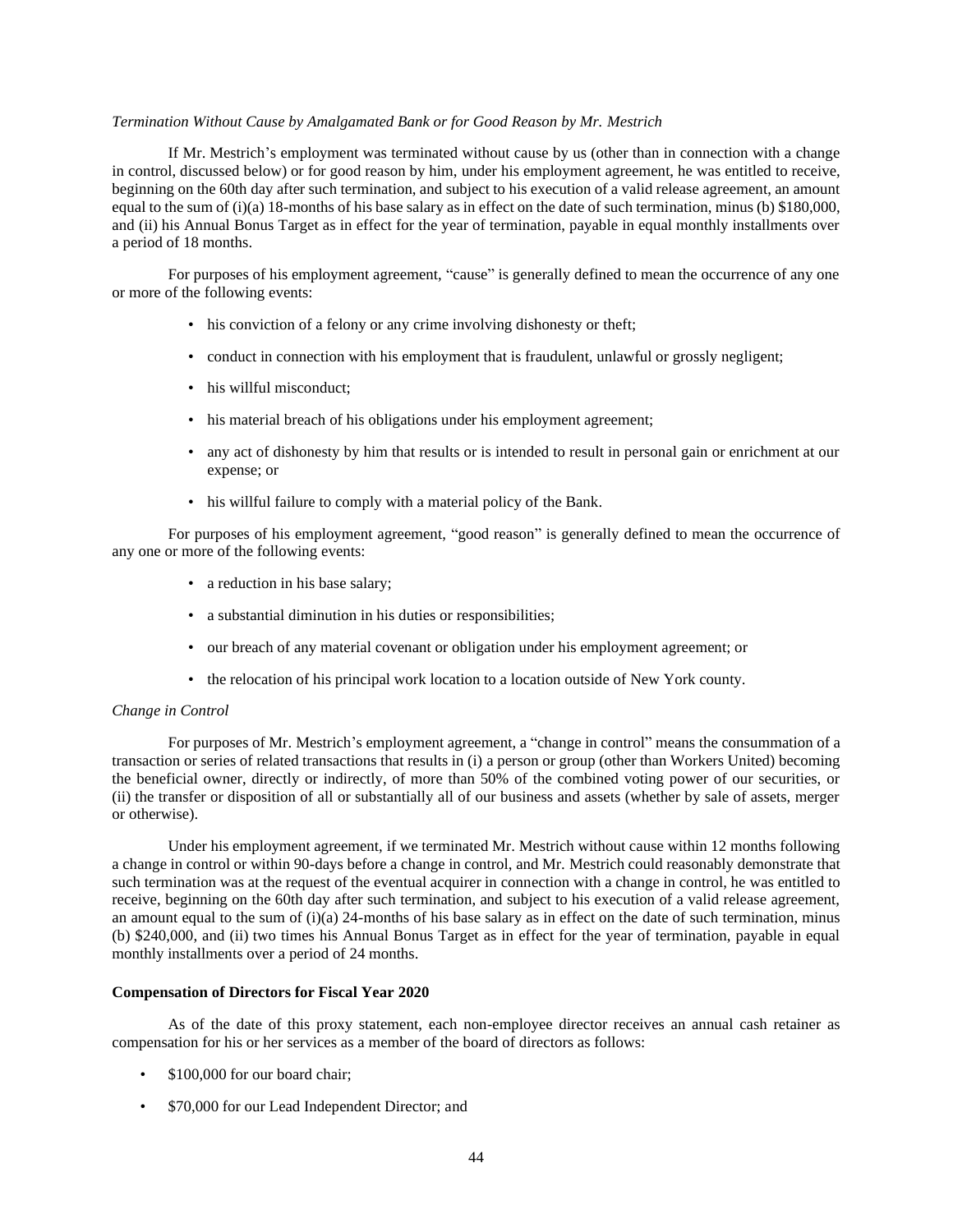*Termination Without Cause by Amalgamated Bank or for Good Reason by Mr. Mestrich*

If Mr. Mestrich's employment was terminated without cause by us (other than in connection with a change in control, discussed below) or for good reason by him, under his employment agreement, he was entitled to receive, beginning on the 60th day after such termination, and subject to his execution of a valid release agreement, an amount equal to the sum of (i)(a) 18-months of his base salary as in effect on the date of such termination, minus (b) $180,000, and (ii) his Annual Bonus Target as in effect for the year of termination, payable in equal monthly installments over a period of 18 months.

For purposes of his employment agreement, "cause" is generally defined to mean the occurrence of any one or more of the following events:

- his conviction of a felony or any crime involving dishonesty or theft;
- conduct in connection with his employment that is fraudulent, unlawful or grossly negligent;
- his willful misconduct;
- his material breach of his obligations under his employment agreement;
- any act of dishonesty by him that results or is intended to result in personal gain or enrichment at our expense; or
- his willful failure to comply with a material policy of the Bank.

For purposes of his employment agreement, "good reason" is generally defined to mean the occurrence of any one or more of the following events:

- a reduction in his base salary;
- a substantial diminution in his duties or responsibilities;
- our breach of any material covenant or obligation under his employment agreement; or
- the relocation of his principal work location to a location outside of New York county.

*Change in Control*

For purposes of Mr. Mestrich's employment agreement, a "change in control" means the consummation of a transaction or series of related transactions that results in (i) a person or group (other than Workers United) becoming the beneficial owner, directly or indirectly, of more than 50% of the combined voting power of our securities, or (ii) the transfer or disposition of all or substantially all of our business and assets (whether by sale of assets, merger or otherwise).

Under his employment agreement, if we terminated Mr. Mestrich without cause within 12 months following a change in control or within 90-days before a change in control, and Mr. Mestrich could reasonably demonstrate that such termination was at the request of the eventual acquirer in connection with a change in control, he was entitled to receive, beginning on the 60th day after such termination, and subject to his execution of a valid release agreement, an amount equal to the sum of (i)(a) 24-months of his base salary as in effect on the date of such termination, minus (b) $240,000, and (ii) two times his Annual Bonus Target as in effect for the year of termination, payable in equal monthly installments over a period of 24 months.

**Compensation of Directors for Fiscal Year 2020**

As of the date of this proxy statement, each non-employee director receives an annual cash retainer as compensation for his or her services as a member of the board of directors as follows:

- $100,000 for our board chair;
- $70,000 for our Lead Independent Director; and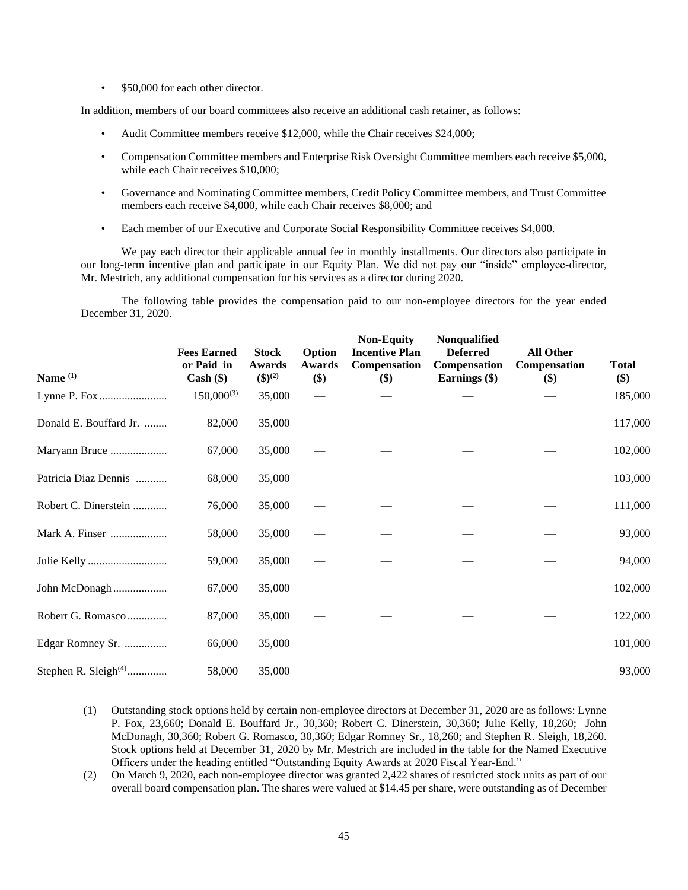- $50,000 for each other director.

In addition, members of our board committees also receive an additional cash retainer, as follows:

- Audit Committee members receive $12,000, while the Chair receives $24,000;
- Compensation Committee members and Enterprise Risk Oversight Committee members each receive $5,000, while each Chair receives $10,000;
- Governance and Nominating Committee members, Credit Policy Committee members, and Trust Committee members each receive $4,000, while each Chair receives $8,000; and
- Each member of our Executive and Corporate Social Responsibility Committee receives $4,000.

We pay each director their applicable annual fee in monthly installments. Our directors also participate in our long-term incentive plan and participate in our Equity Plan. We did not pay our "inside" employee-director, Mr. Mestrich, any additional compensation for his services as a director during 2020.

The following table provides the compensation paid to our non-employee directors for the year ended December 31, 2020.

| Name [(1)] | Fees Earned or Paid in Cash ($) | Stock Awards ($)[(2)] | Option Awards ($) | Non-Equity Incentive Plan Compensation ($) | Nonqualified Deferred Compensation Earnings ($) | All Other Compensation ($) | Total ($) |
|---|---|---|---|---|---|---|---|
| Lynne P. Fox | 150,000[(3)] | 35,000 | — | — | — | — | 185,000 |
| Donald E. Bouffard Jr. | 82,000 | 35,000 | — | — | — | — | 117,000 |
| Maryann Bruce | 67,000 | 35,000 | — | — | — | — | 102,000 |
| Patricia Diaz Dennis | 68,000 | 35,000 | — | — | — | — | 103,000 |
| Robert C. Dinerstein | 76,000 | 35,000 | — | — | — | — | 111,000 |
| Mark A. Finser | 58,000 | 35,000 | — | — | — | — | 93,000 |
| Julie Kelly | 59,000 | 35,000 | — | — | — | — | 94,000 |
| John McDonagh | 67,000 | 35,000 | — | — | — | — | 102,000 |
| Robert G. Romasco | 87,000 | 35,000 | — | — | — | — | 122,000 |
| Edgar Romney Sr. | 66,000 | 35,000 | — | — | — | — | 101,000 |
| Stephen R. Sleigh[(4)] | 58,000 | 35,000 | — | — | — | — | 93,000 |

(1) Outstanding stock options held by certain non-employee directors at December 31, 2020 are as follows: Lynne P. Fox, 23,660; Donald E. Bouffard Jr., 30,360; Robert C. Dinerstein, 30,360; Julie Kelly, 18,260; John McDonagh, 30,360; Robert G. Romasco, 30,360; Edgar Romney Sr., 18,260; and Stephen R. Sleigh, 18,260. Stock options held at December 31, 2020 by Mr. Mestrich are included in the table for the Named Executive Officers under the heading entitled "Outstanding Equity Awards at 2020 Fiscal Year-End."

(2) On March 9, 2020, each non-employee director was granted 2,422 shares of restricted stock units as part of our overall board compensation plan. The shares were valued at $14.45 per share, were outstanding as of December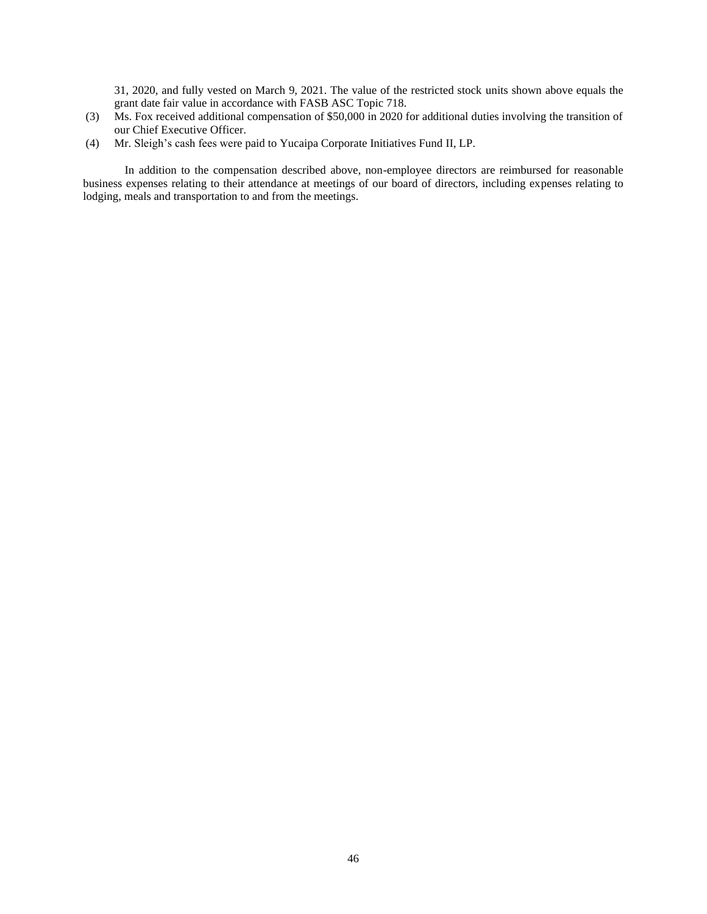31, 2020, and fully vested on March 9, 2021. The value of the restricted stock units shown above equals the grant date fair value in accordance with FASB ASC Topic 718.

(3) Ms. Fox received additional compensation of $50,000 in 2020 for additional duties involving the transition of our Chief Executive Officer.

(4) Mr. Sleigh's cash fees were paid to Yucaipa Corporate Initiatives Fund II, LP.

In addition to the compensation described above, non-employee directors are reimbursed for reasonable business expenses relating to their attendance at meetings of our board of directors, including expenses relating to lodging, meals and transportation to and from the meetings.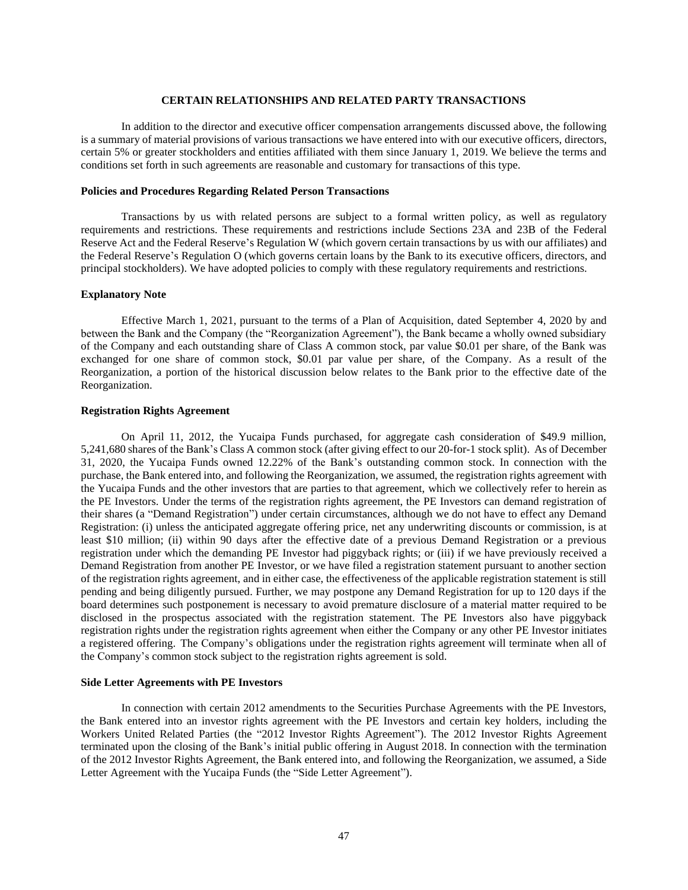## CERTAIN RELATIONSHIPS AND RELATED PARTY TRANSACTIONS

In addition to the director and executive officer compensation arrangements discussed above, the following is a summary of material provisions of various transactions we have entered into with our executive officers, directors, certain 5% or greater stockholders and entities affiliated with them since January 1, 2019. We believe the terms and conditions set forth in such agreements are reasonable and customary for transactions of this type.

### Policies and Procedures Regarding Related Person Transactions

Transactions by us with related persons are subject to a formal written policy, as well as regulatory requirements and restrictions. These requirements and restrictions include Sections 23A and 23B of the Federal Reserve Act and the Federal Reserve's Regulation W (which govern certain transactions by us with our affiliates) and the Federal Reserve's Regulation O (which governs certain loans by the Bank to its executive officers, directors, and principal stockholders). We have adopted policies to comply with these regulatory requirements and restrictions.

### Explanatory Note

Effective March 1, 2021, pursuant to the terms of a Plan of Acquisition, dated September 4, 2020 by and between the Bank and the Company (the "Reorganization Agreement"), the Bank became a wholly owned subsidiary of the Company and each outstanding share of Class A common stock, par value $0.01 per share, of the Bank was exchanged for one share of common stock, $0.01 par value per share, of the Company. As a result of the Reorganization, a portion of the historical discussion below relates to the Bank prior to the effective date of the Reorganization.

### Registration Rights Agreement

On April 11, 2012, the Yucaipa Funds purchased, for aggregate cash consideration of $49.9 million, 5,241,680 shares of the Bank's Class A common stock (after giving effect to our 20-for-1 stock split). As of December 31, 2020, the Yucaipa Funds owned 12.22% of the Bank's outstanding common stock. In connection with the purchase, the Bank entered into, and following the Reorganization, we assumed, the registration rights agreement with the Yucaipa Funds and the other investors that are parties to that agreement, which we collectively refer to herein as the PE Investors. Under the terms of the registration rights agreement, the PE Investors can demand registration of their shares (a "Demand Registration") under certain circumstances, although we do not have to effect any Demand Registration: (i) unless the anticipated aggregate offering price, net any underwriting discounts or commission, is at least $10 million; (ii) within 90 days after the effective date of a previous Demand Registration or a previous registration under which the demanding PE Investor had piggyback rights; or (iii) if we have previously received a Demand Registration from another PE Investor, or we have filed a registration statement pursuant to another section of the registration rights agreement, and in either case, the effectiveness of the applicable registration statement is still pending and being diligently pursued. Further, we may postpone any Demand Registration for up to 120 days if the board determines such postponement is necessary to avoid premature disclosure of a material matter required to be disclosed in the prospectus associated with the registration statement. The PE Investors also have piggyback registration rights under the registration rights agreement when either the Company or any other PE Investor initiates a registered offering. The Company's obligations under the registration rights agreement will terminate when all of the Company's common stock subject to the registration rights agreement is sold.

### Side Letter Agreements with PE Investors

In connection with certain 2012 amendments to the Securities Purchase Agreements with the PE Investors, the Bank entered into an investor rights agreement with the PE Investors and certain key holders, including the Workers United Related Parties (the "2012 Investor Rights Agreement"). The 2012 Investor Rights Agreement terminated upon the closing of the Bank's initial public offering in August 2018. In connection with the termination of the 2012 Investor Rights Agreement, the Bank entered into, and following the Reorganization, we assumed, a Side Letter Agreement with the Yucaipa Funds (the "Side Letter Agreement").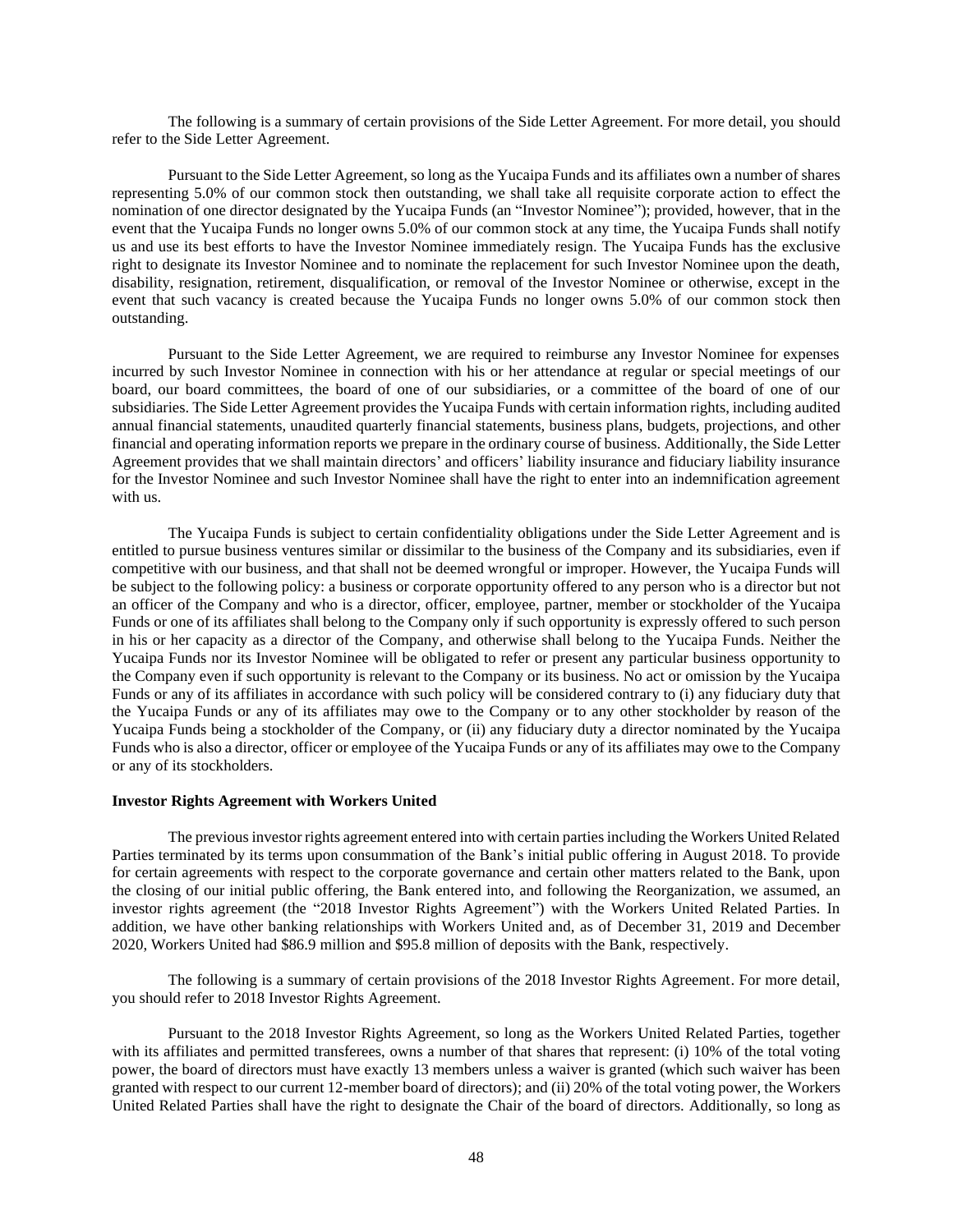The following is a summary of certain provisions of the Side Letter Agreement. For more detail, you should refer to the Side Letter Agreement.

Pursuant to the Side Letter Agreement, so long as the Yucaipa Funds and its affiliates own a number of shares representing 5.0% of our common stock then outstanding, we shall take all requisite corporate action to effect the nomination of one director designated by the Yucaipa Funds (an "Investor Nominee"); provided, however, that in the event that the Yucaipa Funds no longer owns 5.0% of our common stock at any time, the Yucaipa Funds shall notify us and use its best efforts to have the Investor Nominee immediately resign. The Yucaipa Funds has the exclusive right to designate its Investor Nominee and to nominate the replacement for such Investor Nominee upon the death, disability, resignation, retirement, disqualification, or removal of the Investor Nominee or otherwise, except in the event that such vacancy is created because the Yucaipa Funds no longer owns 5.0% of our common stock then outstanding.

Pursuant to the Side Letter Agreement, we are required to reimburse any Investor Nominee for expenses incurred by such Investor Nominee in connection with his or her attendance at regular or special meetings of our board, our board committees, the board of one of our subsidiaries, or a committee of the board of one of our subsidiaries. The Side Letter Agreement provides the Yucaipa Funds with certain information rights, including audited annual financial statements, unaudited quarterly financial statements, business plans, budgets, projections, and other financial and operating information reports we prepare in the ordinary course of business. Additionally, the Side Letter Agreement provides that we shall maintain directors' and officers' liability insurance and fiduciary liability insurance for the Investor Nominee and such Investor Nominee shall have the right to enter into an indemnification agreement with us.

The Yucaipa Funds is subject to certain confidentiality obligations under the Side Letter Agreement and is entitled to pursue business ventures similar or dissimilar to the business of the Company and its subsidiaries, even if competitive with our business, and that shall not be deemed wrongful or improper. However, the Yucaipa Funds will be subject to the following policy: a business or corporate opportunity offered to any person who is a director but not an officer of the Company and who is a director, officer, employee, partner, member or stockholder of the Yucaipa Funds or one of its affiliates shall belong to the Company only if such opportunity is expressly offered to such person in his or her capacity as a director of the Company, and otherwise shall belong to the Yucaipa Funds. Neither the Yucaipa Funds nor its Investor Nominee will be obligated to refer or present any particular business opportunity to the Company even if such opportunity is relevant to the Company or its business. No act or omission by the Yucaipa Funds or any of its affiliates in accordance with such policy will be considered contrary to (i) any fiduciary duty that the Yucaipa Funds or any of its affiliates may owe to the Company or to any other stockholder by reason of the Yucaipa Funds being a stockholder of the Company, or (ii) any fiduciary duty a director nominated by the Yucaipa Funds who is also a director, officer or employee of the Yucaipa Funds or any of its affiliates may owe to the Company or any of its stockholders.

**Investor Rights Agreement with Workers United**

The previous investor rights agreement entered into with certain parties including the Workers United Related Parties terminated by its terms upon consummation of the Bank's initial public offering in August 2018. To provide for certain agreements with respect to the corporate governance and certain other matters related to the Bank, upon the closing of our initial public offering, the Bank entered into, and following the Reorganization, we assumed, an investor rights agreement (the "2018 Investor Rights Agreement") with the Workers United Related Parties. In addition, we have other banking relationships with Workers United and, as of December 31, 2019 and December 2020, Workers United had $86.9 million and $95.8 million of deposits with the Bank, respectively.

The following is a summary of certain provisions of the 2018 Investor Rights Agreement. For more detail, you should refer to 2018 Investor Rights Agreement.

Pursuant to the 2018 Investor Rights Agreement, so long as the Workers United Related Parties, together with its affiliates and permitted transferees, owns a number of that shares that represent: (i) 10% of the total voting power, the board of directors must have exactly 13 members unless a waiver is granted (which such waiver has been granted with respect to our current 12-member board of directors); and (ii) 20% of the total voting power, the Workers United Related Parties shall have the right to designate the Chair of the board of directors. Additionally, so long as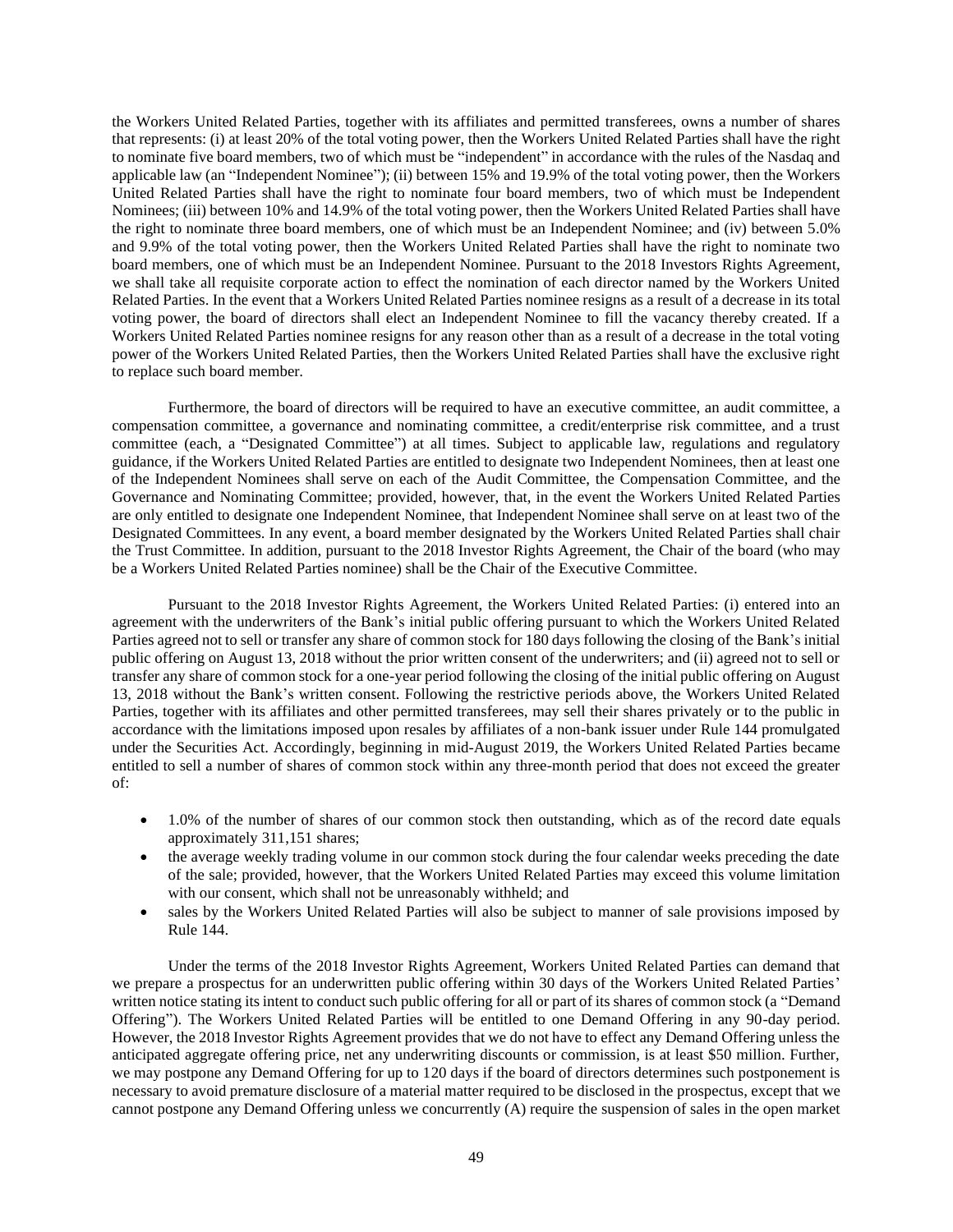the Workers United Related Parties, together with its affiliates and permitted transferees, owns a number of shares that represents: (i) at least 20% of the total voting power, then the Workers United Related Parties shall have the right to nominate five board members, two of which must be "independent" in accordance with the rules of the Nasdaq and applicable law (an "Independent Nominee"); (ii) between 15% and 19.9% of the total voting power, then the Workers United Related Parties shall have the right to nominate four board members, two of which must be Independent Nominees; (iii) between 10% and 14.9% of the total voting power, then the Workers United Related Parties shall have the right to nominate three board members, one of which must be an Independent Nominee; and (iv) between 5.0% and 9.9% of the total voting power, then the Workers United Related Parties shall have the right to nominate two board members, one of which must be an Independent Nominee. Pursuant to the 2018 Investors Rights Agreement, we shall take all requisite corporate action to effect the nomination of each director named by the Workers United Related Parties. In the event that a Workers United Related Parties nominee resigns as a result of a decrease in its total voting power, the board of directors shall elect an Independent Nominee to fill the vacancy thereby created. If a Workers United Related Parties nominee resigns for any reason other than as a result of a decrease in the total voting power of the Workers United Related Parties, then the Workers United Related Parties shall have the exclusive right to replace such board member.

Furthermore, the board of directors will be required to have an executive committee, an audit committee, a compensation committee, a governance and nominating committee, a credit/enterprise risk committee, and a trust committee (each, a "Designated Committee") at all times. Subject to applicable law, regulations and regulatory guidance, if the Workers United Related Parties are entitled to designate two Independent Nominees, then at least one of the Independent Nominees shall serve on each of the Audit Committee, the Compensation Committee, and the Governance and Nominating Committee; provided, however, that, in the event the Workers United Related Parties are only entitled to designate one Independent Nominee, that Independent Nominee shall serve on at least two of the Designated Committees. In any event, a board member designated by the Workers United Related Parties shall chair the Trust Committee. In addition, pursuant to the 2018 Investor Rights Agreement, the Chair of the board (who may be a Workers United Related Parties nominee) shall be the Chair of the Executive Committee.

Pursuant to the 2018 Investor Rights Agreement, the Workers United Related Parties: (i) entered into an agreement with the underwriters of the Bank's initial public offering pursuant to which the Workers United Related Parties agreed not to sell or transfer any share of common stock for 180 days following the closing of the Bank's initial public offering on August 13, 2018 without the prior written consent of the underwriters; and (ii) agreed not to sell or transfer any share of common stock for a one-year period following the closing of the initial public offering on August 13, 2018 without the Bank's written consent. Following the restrictive periods above, the Workers United Related Parties, together with its affiliates and other permitted transferees, may sell their shares privately or to the public in accordance with the limitations imposed upon resales by affiliates of a non-bank issuer under Rule 144 promulgated under the Securities Act. Accordingly, beginning in mid-August 2019, the Workers United Related Parties became entitled to sell a number of shares of common stock within any three-month period that does not exceed the greater of:

- 1.0% of the number of shares of our common stock then outstanding, which as of the record date equals approximately 311,151 shares;
- the average weekly trading volume in our common stock during the four calendar weeks preceding the date of the sale; provided, however, that the Workers United Related Parties may exceed this volume limitation with our consent, which shall not be unreasonably withheld; and
- sales by the Workers United Related Parties will also be subject to manner of sale provisions imposed by Rule 144.

Under the terms of the 2018 Investor Rights Agreement, Workers United Related Parties can demand that we prepare a prospectus for an underwritten public offering within 30 days of the Workers United Related Parties' written notice stating its intent to conduct such public offering for all or part of its shares of common stock (a "Demand Offering"). The Workers United Related Parties will be entitled to one Demand Offering in any 90-day period. However, the 2018 Investor Rights Agreement provides that we do not have to effect any Demand Offering unless the anticipated aggregate offering price, net any underwriting discounts or commission, is at least $50 million. Further, we may postpone any Demand Offering for up to 120 days if the board of directors determines such postponement is necessary to avoid premature disclosure of a material matter required to be disclosed in the prospectus, except that we cannot postpone any Demand Offering unless we concurrently (A) require the suspension of sales in the open market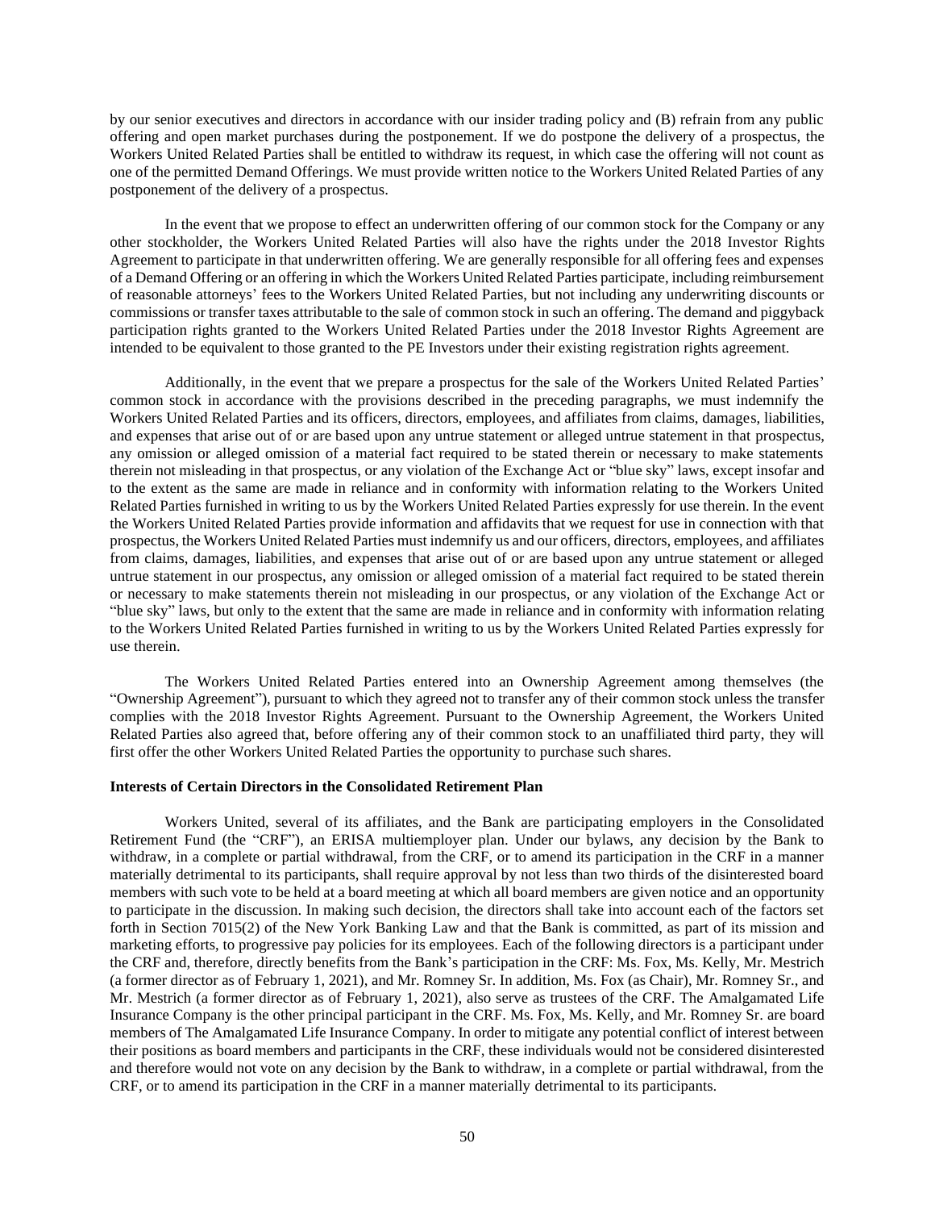by our senior executives and directors in accordance with our insider trading policy and (B) refrain from any public offering and open market purchases during the postponement. If we do postpone the delivery of a prospectus, the Workers United Related Parties shall be entitled to withdraw its request, in which case the offering will not count as one of the permitted Demand Offerings. We must provide written notice to the Workers United Related Parties of any postponement of the delivery of a prospectus.

In the event that we propose to effect an underwritten offering of our common stock for the Company or any other stockholder, the Workers United Related Parties will also have the rights under the 2018 Investor Rights Agreement to participate in that underwritten offering. We are generally responsible for all offering fees and expenses of a Demand Offering or an offering in which the Workers United Related Parties participate, including reimbursement of reasonable attorneys' fees to the Workers United Related Parties, but not including any underwriting discounts or commissions or transfer taxes attributable to the sale of common stock in such an offering. The demand and piggyback participation rights granted to the Workers United Related Parties under the 2018 Investor Rights Agreement are intended to be equivalent to those granted to the PE Investors under their existing registration rights agreement.

Additionally, in the event that we prepare a prospectus for the sale of the Workers United Related Parties' common stock in accordance with the provisions described in the preceding paragraphs, we must indemnify the Workers United Related Parties and its officers, directors, employees, and affiliates from claims, damages, liabilities, and expenses that arise out of or are based upon any untrue statement or alleged untrue statement in that prospectus, any omission or alleged omission of a material fact required to be stated therein or necessary to make statements therein not misleading in that prospectus, or any violation of the Exchange Act or "blue sky" laws, except insofar and to the extent as the same are made in reliance and in conformity with information relating to the Workers United Related Parties furnished in writing to us by the Workers United Related Parties expressly for use therein. In the event the Workers United Related Parties provide information and affidavits that we request for use in connection with that prospectus, the Workers United Related Parties must indemnify us and our officers, directors, employees, and affiliates from claims, damages, liabilities, and expenses that arise out of or are based upon any untrue statement or alleged untrue statement in our prospectus, any omission or alleged omission of a material fact required to be stated therein or necessary to make statements therein not misleading in our prospectus, or any violation of the Exchange Act or "blue sky" laws, but only to the extent that the same are made in reliance and in conformity with information relating to the Workers United Related Parties furnished in writing to us by the Workers United Related Parties expressly for use therein.

The Workers United Related Parties entered into an Ownership Agreement among themselves (the "Ownership Agreement"), pursuant to which they agreed not to transfer any of their common stock unless the transfer complies with the 2018 Investor Rights Agreement. Pursuant to the Ownership Agreement, the Workers United Related Parties also agreed that, before offering any of their common stock to an unaffiliated third party, they will first offer the other Workers United Related Parties the opportunity to purchase such shares.

**Interests of Certain Directors in the Consolidated Retirement Plan**

Workers United, several of its affiliates, and the Bank are participating employers in the Consolidated Retirement Fund (the "CRF"), an ERISA multiemployer plan. Under our bylaws, any decision by the Bank to withdraw, in a complete or partial withdrawal, from the CRF, or to amend its participation in the CRF in a manner materially detrimental to its participants, shall require approval by not less than two thirds of the disinterested board members with such vote to be held at a board meeting at which all board members are given notice and an opportunity to participate in the discussion. In making such decision, the directors shall take into account each of the factors set forth in Section 7015(2) of the New York Banking Law and that the Bank is committed, as part of its mission and marketing efforts, to progressive pay policies for its employees. Each of the following directors is a participant under the CRF and, therefore, directly benefits from the Bank's participation in the CRF: Ms. Fox, Ms. Kelly, Mr. Mestrich (a former director as of February 1, 2021), and Mr. Romney Sr. In addition, Ms. Fox (as Chair), Mr. Romney Sr., and Mr. Mestrich (a former director as of February 1, 2021), also serve as trustees of the CRF. The Amalgamated Life Insurance Company is the other principal participant in the CRF. Ms. Fox, Ms. Kelly, and Mr. Romney Sr. are board members of The Amalgamated Life Insurance Company. In order to mitigate any potential conflict of interest between their positions as board members and participants in the CRF, these individuals would not be considered disinterested and therefore would not vote on any decision by the Bank to withdraw, in a complete or partial withdrawal, from the CRF, or to amend its participation in the CRF in a manner materially detrimental to its participants.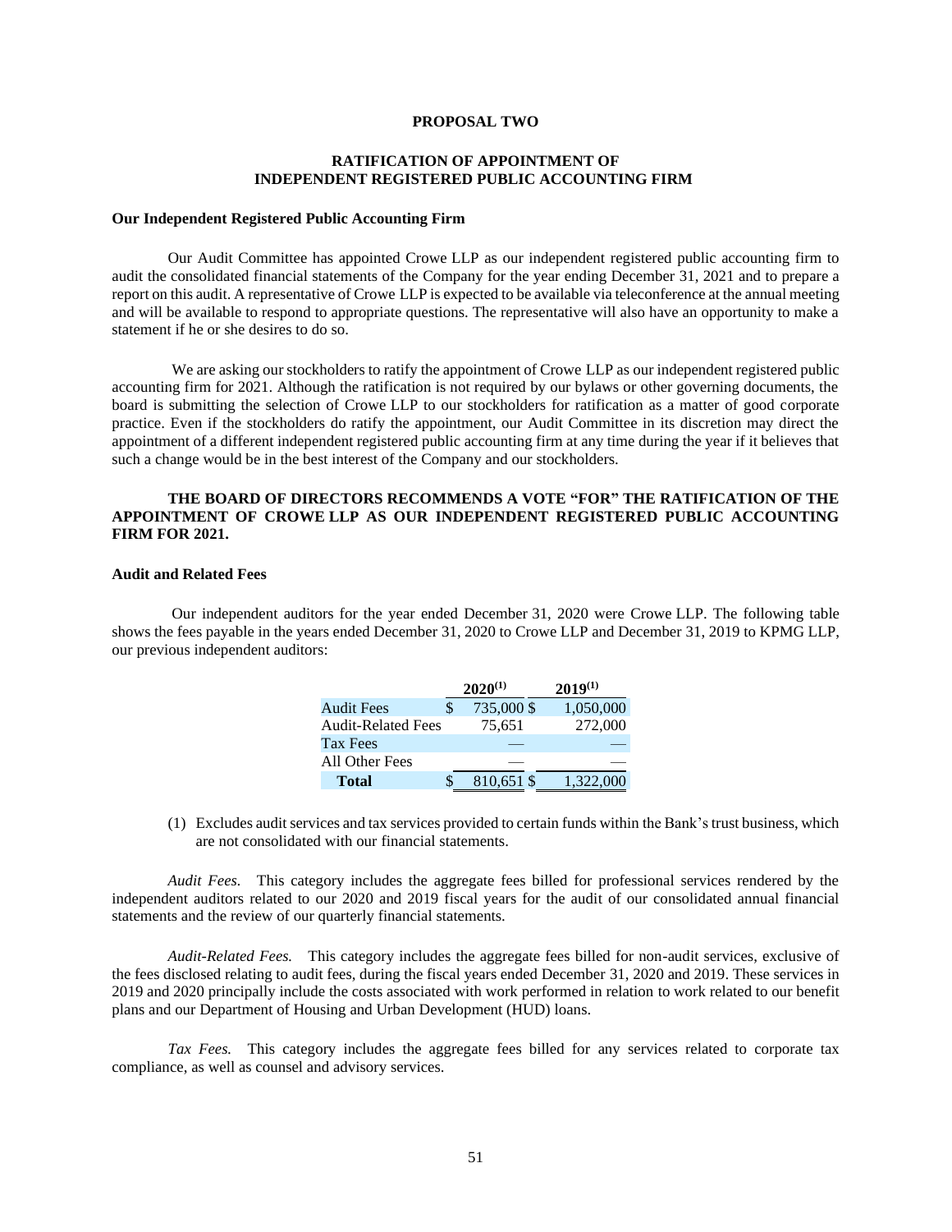## PROPOSAL TWO

## RATIFICATION OF APPOINTMENT OF INDEPENDENT REGISTERED PUBLIC ACCOUNTING FIRM

### Our Independent Registered Public Accounting Firm

Our Audit Committee has appointed Crowe LLP as our independent registered public accounting firm to audit the consolidated financial statements of the Company for the year ending December 31, 2021 and to prepare a report on this audit. A representative of Crowe LLP is expected to be available via teleconference at the annual meeting and will be available to respond to appropriate questions. The representative will also have an opportunity to make a statement if he or she desires to do so.

We are asking our stockholders to ratify the appointment of Crowe LLP as our independent registered public accounting firm for 2021. Although the ratification is not required by our bylaws or other governing documents, the board is submitting the selection of Crowe LLP to our stockholders for ratification as a matter of good corporate practice. Even if the stockholders do ratify the appointment, our Audit Committee in its discretion may direct the appointment of a different independent registered public accounting firm at any time during the year if it believes that such a change would be in the best interest of the Company and our stockholders.

**THE BOARD OF DIRECTORS RECOMMENDS A VOTE "FOR" THE RATIFICATION OF THE APPOINTMENT OF CROWE LLP AS OUR INDEPENDENT REGISTERED PUBLIC ACCOUNTING FIRM FOR 2021.**

### Audit and Related Fees

Our independent auditors for the year ended December 31, 2020 were Crowe LLP. The following table shows the fees payable in the years ended December 31, 2020 to Crowe LLP and December 31, 2019 to KPMG LLP, our previous independent auditors:

| | 2020[(1)] | 2019[(1)] |
|---|---|---|
| Audit Fees | $ 735,000 | $ 1,050,000 |
| Audit-Related Fees | 75,651 | 272,000 |
| Tax Fees | — | — |
| All Other Fees | — | — |
| **Total** | $ 810,651 | $ 1,322,000 |

(1) Excludes audit services and tax services provided to certain funds within the Bank's trust business, which are not consolidated with our financial statements.

*Audit Fees.* This category includes the aggregate fees billed for professional services rendered by the independent auditors related to our 2020 and 2019 fiscal years for the audit of our consolidated annual financial statements and the review of our quarterly financial statements.

*Audit-Related Fees.* This category includes the aggregate fees billed for non-audit services, exclusive of the fees disclosed relating to audit fees, during the fiscal years ended December 31, 2020 and 2019. These services in 2019 and 2020 principally include the costs associated with work performed in relation to work related to our benefit plans and our Department of Housing and Urban Development (HUD) loans.

*Tax Fees.* This category includes the aggregate fees billed for any services related to corporate tax compliance, as well as counsel and advisory services.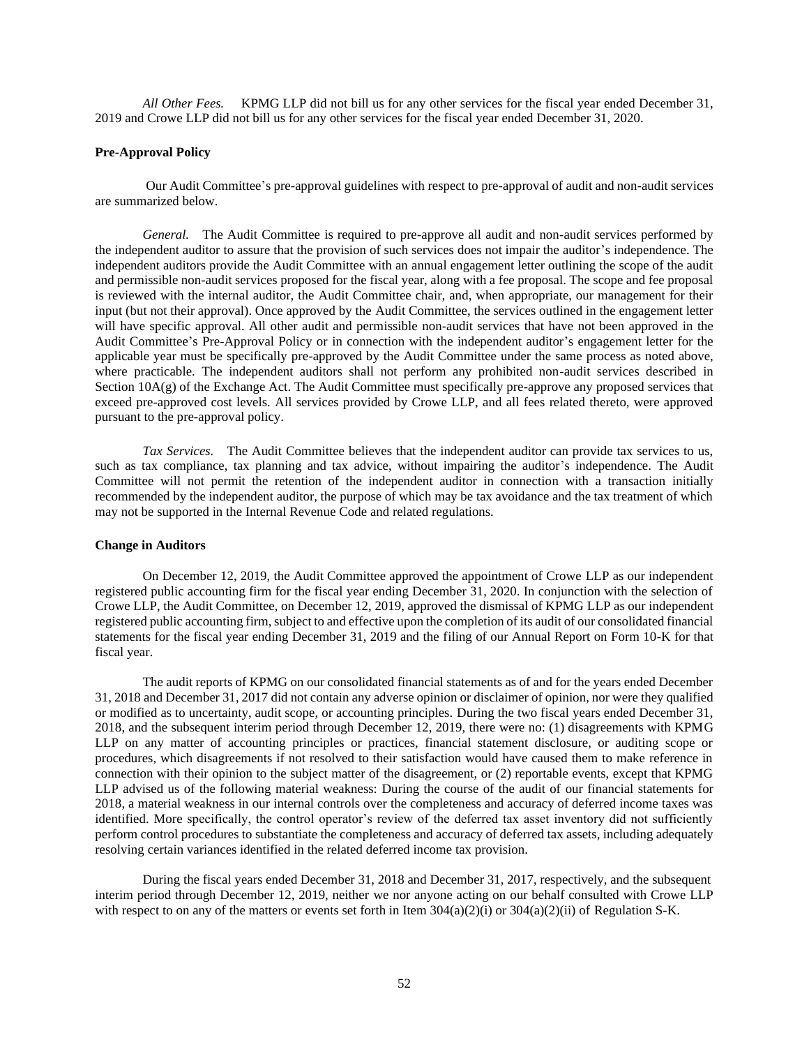*All Other Fees.* KPMG LLP did not bill us for any other services for the fiscal year ended December 31, 2019 and Crowe LLP did not bill us for any other services for the fiscal year ended December 31, 2020.

**Pre-Approval Policy**

Our Audit Committee's pre-approval guidelines with respect to pre-approval of audit and non-audit services are summarized below.

*General.* The Audit Committee is required to pre-approve all audit and non-audit services performed by the independent auditor to assure that the provision of such services does not impair the auditor's independence. The independent auditors provide the Audit Committee with an annual engagement letter outlining the scope of the audit and permissible non-audit services proposed for the fiscal year, along with a fee proposal. The scope and fee proposal is reviewed with the internal auditor, the Audit Committee chair, and, when appropriate, our management for their input (but not their approval). Once approved by the Audit Committee, the services outlined in the engagement letter will have specific approval. All other audit and permissible non-audit services that have not been approved in the Audit Committee's Pre-Approval Policy or in connection with the independent auditor's engagement letter for the applicable year must be specifically pre-approved by the Audit Committee under the same process as noted above, where practicable. The independent auditors shall not perform any prohibited non-audit services described in Section 10A(g) of the Exchange Act. The Audit Committee must specifically pre-approve any proposed services that exceed pre-approved cost levels. All services provided by Crowe LLP, and all fees related thereto, were approved pursuant to the pre-approval policy.

*Tax Services.* The Audit Committee believes that the independent auditor can provide tax services to us, such as tax compliance, tax planning and tax advice, without impairing the auditor's independence. The Audit Committee will not permit the retention of the independent auditor in connection with a transaction initially recommended by the independent auditor, the purpose of which may be tax avoidance and the tax treatment of which may not be supported in the Internal Revenue Code and related regulations.

**Change in Auditors**

On December 12, 2019, the Audit Committee approved the appointment of Crowe LLP as our independent registered public accounting firm for the fiscal year ending December 31, 2020. In conjunction with the selection of Crowe LLP, the Audit Committee, on December 12, 2019, approved the dismissal of KPMG LLP as our independent registered public accounting firm, subject to and effective upon the completion of its audit of our consolidated financial statements for the fiscal year ending December 31, 2019 and the filing of our Annual Report on Form 10-K for that fiscal year.

The audit reports of KPMG on our consolidated financial statements as of and for the years ended December 31, 2018 and December 31, 2017 did not contain any adverse opinion or disclaimer of opinion, nor were they qualified or modified as to uncertainty, audit scope, or accounting principles. During the two fiscal years ended December 31, 2018, and the subsequent interim period through December 12, 2019, there were no: (1) disagreements with KPMG LLP on any matter of accounting principles or practices, financial statement disclosure, or auditing scope or procedures, which disagreements if not resolved to their satisfaction would have caused them to make reference in connection with their opinion to the subject matter of the disagreement, or (2) reportable events, except that KPMG LLP advised us of the following material weakness: During the course of the audit of our financial statements for 2018, a material weakness in our internal controls over the completeness and accuracy of deferred income taxes was identified. More specifically, the control operator's review of the deferred tax asset inventory did not sufficiently perform control procedures to substantiate the completeness and accuracy of deferred tax assets, including adequately resolving certain variances identified in the related deferred income tax provision.

During the fiscal years ended December 31, 2018 and December 31, 2017, respectively, and the subsequent interim period through December 12, 2019, neither we nor anyone acting on our behalf consulted with Crowe LLP with respect to on any of the matters or events set forth in Item 304(a)(2)(i) or 304(a)(2)(ii) of Regulation S-K.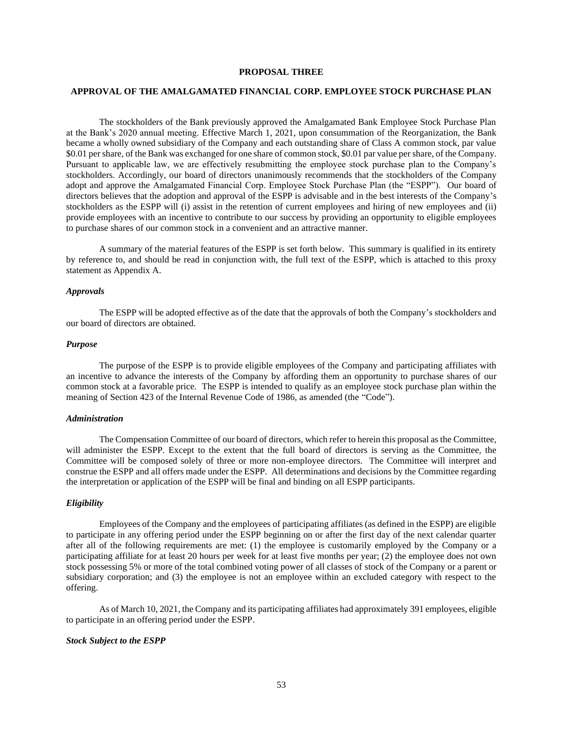## PROPOSAL THREE

## APPROVAL OF THE AMALGAMATED FINANCIAL CORP. EMPLOYEE STOCK PURCHASE PLAN

The stockholders of the Bank previously approved the Amalgamated Bank Employee Stock Purchase Plan at the Bank's 2020 annual meeting. Effective March 1, 2021, upon consummation of the Reorganization, the Bank became a wholly owned subsidiary of the Company and each outstanding share of Class A common stock, par value $0.01 per share, of the Bank was exchanged for one share of common stock, $0.01 par value per share, of the Company. Pursuant to applicable law, we are effectively resubmitting the employee stock purchase plan to the Company's stockholders. Accordingly, our board of directors unanimously recommends that the stockholders of the Company adopt and approve the Amalgamated Financial Corp. Employee Stock Purchase Plan (the "ESPP"). Our board of directors believes that the adoption and approval of the ESPP is advisable and in the best interests of the Company's stockholders as the ESPP will (i) assist in the retention of current employees and hiring of new employees and (ii) provide employees with an incentive to contribute to our success by providing an opportunity to eligible employees to purchase shares of our common stock in a convenient and an attractive manner.

A summary of the material features of the ESPP is set forth below. This summary is qualified in its entirety by reference to, and should be read in conjunction with, the full text of the ESPP, which is attached to this proxy statement as Appendix A.

### *Approvals*

The ESPP will be adopted effective as of the date that the approvals of both the Company's stockholders and our board of directors are obtained.

### *Purpose*

The purpose of the ESPP is to provide eligible employees of the Company and participating affiliates with an incentive to advance the interests of the Company by affording them an opportunity to purchase shares of our common stock at a favorable price. The ESPP is intended to qualify as an employee stock purchase plan within the meaning of Section 423 of the Internal Revenue Code of 1986, as amended (the "Code").

### *Administration*

The Compensation Committee of our board of directors, which refer to herein this proposal as the Committee, will administer the ESPP. Except to the extent that the full board of directors is serving as the Committee, the Committee will be composed solely of three or more non-employee directors. The Committee will interpret and construe the ESPP and all offers made under the ESPP. All determinations and decisions by the Committee regarding the interpretation or application of the ESPP will be final and binding on all ESPP participants.

### *Eligibility*

Employees of the Company and the employees of participating affiliates (as defined in the ESPP) are eligible to participate in any offering period under the ESPP beginning on or after the first day of the next calendar quarter after all of the following requirements are met: (1) the employee is customarily employed by the Company or a participating affiliate for at least 20 hours per week for at least five months per year; (2) the employee does not own stock possessing 5% or more of the total combined voting power of all classes of stock of the Company or a parent or subsidiary corporation; and (3) the employee is not an employee within an excluded category with respect to the offering.

As of March 10, 2021, the Company and its participating affiliates had approximately 391 employees, eligible to participate in an offering period under the ESPP.

### *Stock Subject to the ESPP*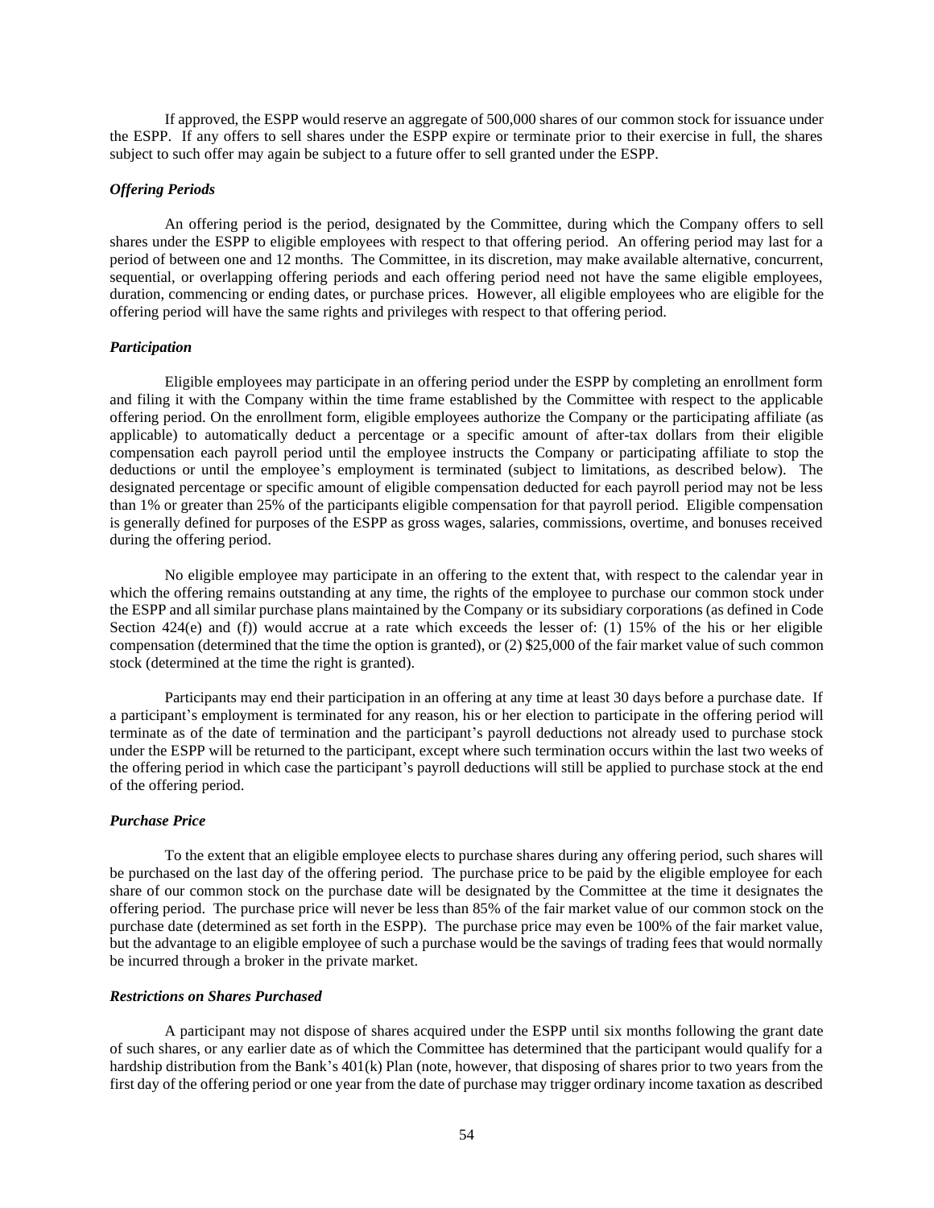If approved, the ESPP would reserve an aggregate of 500,000 shares of our common stock for issuance under the ESPP. If any offers to sell shares under the ESPP expire or terminate prior to their exercise in full, the shares subject to such offer may again be subject to a future offer to sell granted under the ESPP.

***Offering Periods***

An offering period is the period, designated by the Committee, during which the Company offers to sell shares under the ESPP to eligible employees with respect to that offering period. An offering period may last for a period of between one and 12 months. The Committee, in its discretion, may make available alternative, concurrent, sequential, or overlapping offering periods and each offering period need not have the same eligible employees, duration, commencing or ending dates, or purchase prices. However, all eligible employees who are eligible for the offering period will have the same rights and privileges with respect to that offering period.

***Participation***

Eligible employees may participate in an offering period under the ESPP by completing an enrollment form and filing it with the Company within the time frame established by the Committee with respect to the applicable offering period. On the enrollment form, eligible employees authorize the Company or the participating affiliate (as applicable) to automatically deduct a percentage or a specific amount of after-tax dollars from their eligible compensation each payroll period until the employee instructs the Company or participating affiliate to stop the deductions or until the employee's employment is terminated (subject to limitations, as described below). The designated percentage or specific amount of eligible compensation deducted for each payroll period may not be less than 1% or greater than 25% of the participants eligible compensation for that payroll period. Eligible compensation is generally defined for purposes of the ESPP as gross wages, salaries, commissions, overtime, and bonuses received during the offering period.

No eligible employee may participate in an offering to the extent that, with respect to the calendar year in which the offering remains outstanding at any time, the rights of the employee to purchase our common stock under the ESPP and all similar purchase plans maintained by the Company or its subsidiary corporations (as defined in Code Section 424(e) and (f)) would accrue at a rate which exceeds the lesser of: (1) 15% of the his or her eligible compensation (determined that the time the option is granted), or (2) $25,000 of the fair market value of such common stock (determined at the time the right is granted).

Participants may end their participation in an offering at any time at least 30 days before a purchase date. If a participant's employment is terminated for any reason, his or her election to participate in the offering period will terminate as of the date of termination and the participant's payroll deductions not already used to purchase stock under the ESPP will be returned to the participant, except where such termination occurs within the last two weeks of the offering period in which case the participant's payroll deductions will still be applied to purchase stock at the end of the offering period.

***Purchase Price***

To the extent that an eligible employee elects to purchase shares during any offering period, such shares will be purchased on the last day of the offering period. The purchase price to be paid by the eligible employee for each share of our common stock on the purchase date will be designated by the Committee at the time it designates the offering period. The purchase price will never be less than 85% of the fair market value of our common stock on the purchase date (determined as set forth in the ESPP). The purchase price may even be 100% of the fair market value, but the advantage to an eligible employee of such a purchase would be the savings of trading fees that would normally be incurred through a broker in the private market.

***Restrictions on Shares Purchased***

A participant may not dispose of shares acquired under the ESPP until six months following the grant date of such shares, or any earlier date as of which the Committee has determined that the participant would qualify for a hardship distribution from the Bank's 401(k) Plan (note, however, that disposing of shares prior to two years from the first day of the offering period or one year from the date of purchase may trigger ordinary income taxation as described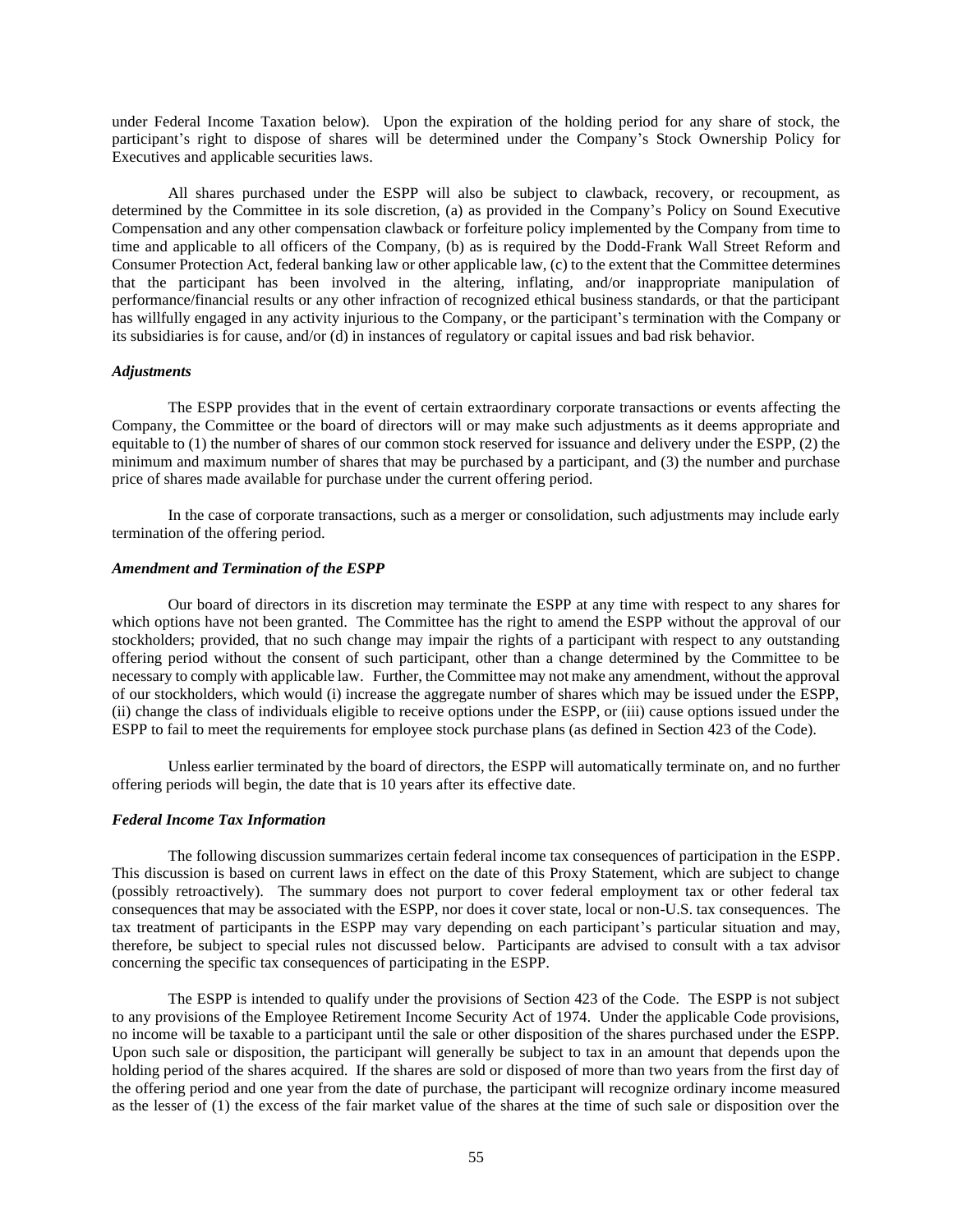under Federal Income Taxation below). Upon the expiration of the holding period for any share of stock, the participant's right to dispose of shares will be determined under the Company's Stock Ownership Policy for Executives and applicable securities laws.

All shares purchased under the ESPP will also be subject to clawback, recovery, or recoupment, as determined by the Committee in its sole discretion, (a) as provided in the Company's Policy on Sound Executive Compensation and any other compensation clawback or forfeiture policy implemented by the Company from time to time and applicable to all officers of the Company, (b) as is required by the Dodd-Frank Wall Street Reform and Consumer Protection Act, federal banking law or other applicable law, (c) to the extent that the Committee determines that the participant has been involved in the altering, inflating, and/or inappropriate manipulation of performance/financial results or any other infraction of recognized ethical business standards, or that the participant has willfully engaged in any activity injurious to the Company, or the participant's termination with the Company or its subsidiaries is for cause, and/or (d) in instances of regulatory or capital issues and bad risk behavior.

***Adjustments***

The ESPP provides that in the event of certain extraordinary corporate transactions or events affecting the Company, the Committee or the board of directors will or may make such adjustments as it deems appropriate and equitable to (1) the number of shares of our common stock reserved for issuance and delivery under the ESPP, (2) the minimum and maximum number of shares that may be purchased by a participant, and (3) the number and purchase price of shares made available for purchase under the current offering period.

In the case of corporate transactions, such as a merger or consolidation, such adjustments may include early termination of the offering period.

***Amendment and Termination of the ESPP***

Our board of directors in its discretion may terminate the ESPP at any time with respect to any shares for which options have not been granted. The Committee has the right to amend the ESPP without the approval of our stockholders; provided, that no such change may impair the rights of a participant with respect to any outstanding offering period without the consent of such participant, other than a change determined by the Committee to be necessary to comply with applicable law. Further, the Committee may not make any amendment, without the approval of our stockholders, which would (i) increase the aggregate number of shares which may be issued under the ESPP, (ii) change the class of individuals eligible to receive options under the ESPP, or (iii) cause options issued under the ESPP to fail to meet the requirements for employee stock purchase plans (as defined in Section 423 of the Code).

Unless earlier terminated by the board of directors, the ESPP will automatically terminate on, and no further offering periods will begin, the date that is 10 years after its effective date.

***Federal Income Tax Information***

The following discussion summarizes certain federal income tax consequences of participation in the ESPP. This discussion is based on current laws in effect on the date of this Proxy Statement, which are subject to change (possibly retroactively). The summary does not purport to cover federal employment tax or other federal tax consequences that may be associated with the ESPP, nor does it cover state, local or non-U.S. tax consequences. The tax treatment of participants in the ESPP may vary depending on each participant's particular situation and may, therefore, be subject to special rules not discussed below. Participants are advised to consult with a tax advisor concerning the specific tax consequences of participating in the ESPP.

The ESPP is intended to qualify under the provisions of Section 423 of the Code. The ESPP is not subject to any provisions of the Employee Retirement Income Security Act of 1974. Under the applicable Code provisions, no income will be taxable to a participant until the sale or other disposition of the shares purchased under the ESPP. Upon such sale or disposition, the participant will generally be subject to tax in an amount that depends upon the holding period of the shares acquired. If the shares are sold or disposed of more than two years from the first day of the offering period and one year from the date of purchase, the participant will recognize ordinary income measured as the lesser of (1) the excess of the fair market value of the shares at the time of such sale or disposition over the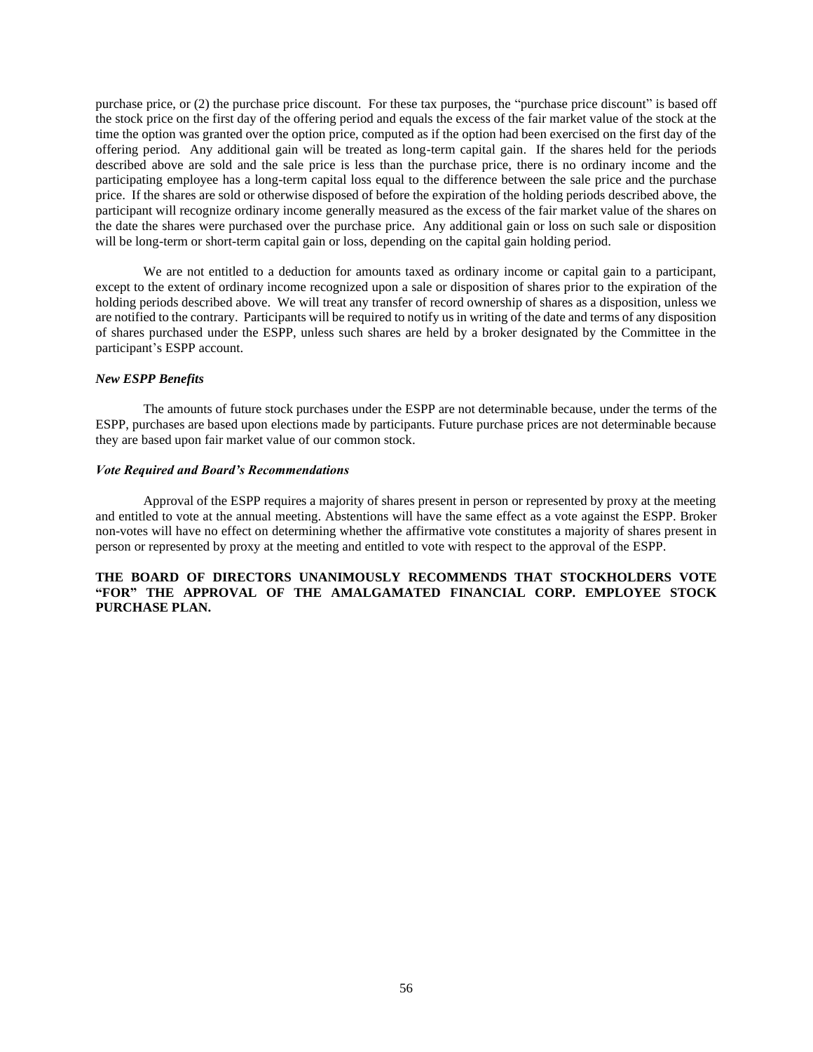purchase price, or (2) the purchase price discount. For these tax purposes, the "purchase price discount" is based off the stock price on the first day of the offering period and equals the excess of the fair market value of the stock at the time the option was granted over the option price, computed as if the option had been exercised on the first day of the offering period. Any additional gain will be treated as long-term capital gain. If the shares held for the periods described above are sold and the sale price is less than the purchase price, there is no ordinary income and the participating employee has a long-term capital loss equal to the difference between the sale price and the purchase price. If the shares are sold or otherwise disposed of before the expiration of the holding periods described above, the participant will recognize ordinary income generally measured as the excess of the fair market value of the shares on the date the shares were purchased over the purchase price. Any additional gain or loss on such sale or disposition will be long-term or short-term capital gain or loss, depending on the capital gain holding period.

We are not entitled to a deduction for amounts taxed as ordinary income or capital gain to a participant, except to the extent of ordinary income recognized upon a sale or disposition of shares prior to the expiration of the holding periods described above. We will treat any transfer of record ownership of shares as a disposition, unless we are notified to the contrary. Participants will be required to notify us in writing of the date and terms of any disposition of shares purchased under the ESPP, unless such shares are held by a broker designated by the Committee in the participant's ESPP account.

***New ESPP Benefits***

The amounts of future stock purchases under the ESPP are not determinable because, under the terms of the ESPP, purchases are based upon elections made by participants. Future purchase prices are not determinable because they are based upon fair market value of our common stock.

***Vote Required and Board's Recommendations***

Approval of the ESPP requires a majority of shares present in person or represented by proxy at the meeting and entitled to vote at the annual meeting. Abstentions will have the same effect as a vote against the ESPP. Broker non-votes will have no effect on determining whether the affirmative vote constitutes a majority of shares present in person or represented by proxy at the meeting and entitled to vote with respect to the approval of the ESPP.

**THE BOARD OF DIRECTORS UNANIMOUSLY RECOMMENDS THAT STOCKHOLDERS VOTE "FOR" THE APPROVAL OF THE AMALGAMATED FINANCIAL CORP. EMPLOYEE STOCK PURCHASE PLAN.**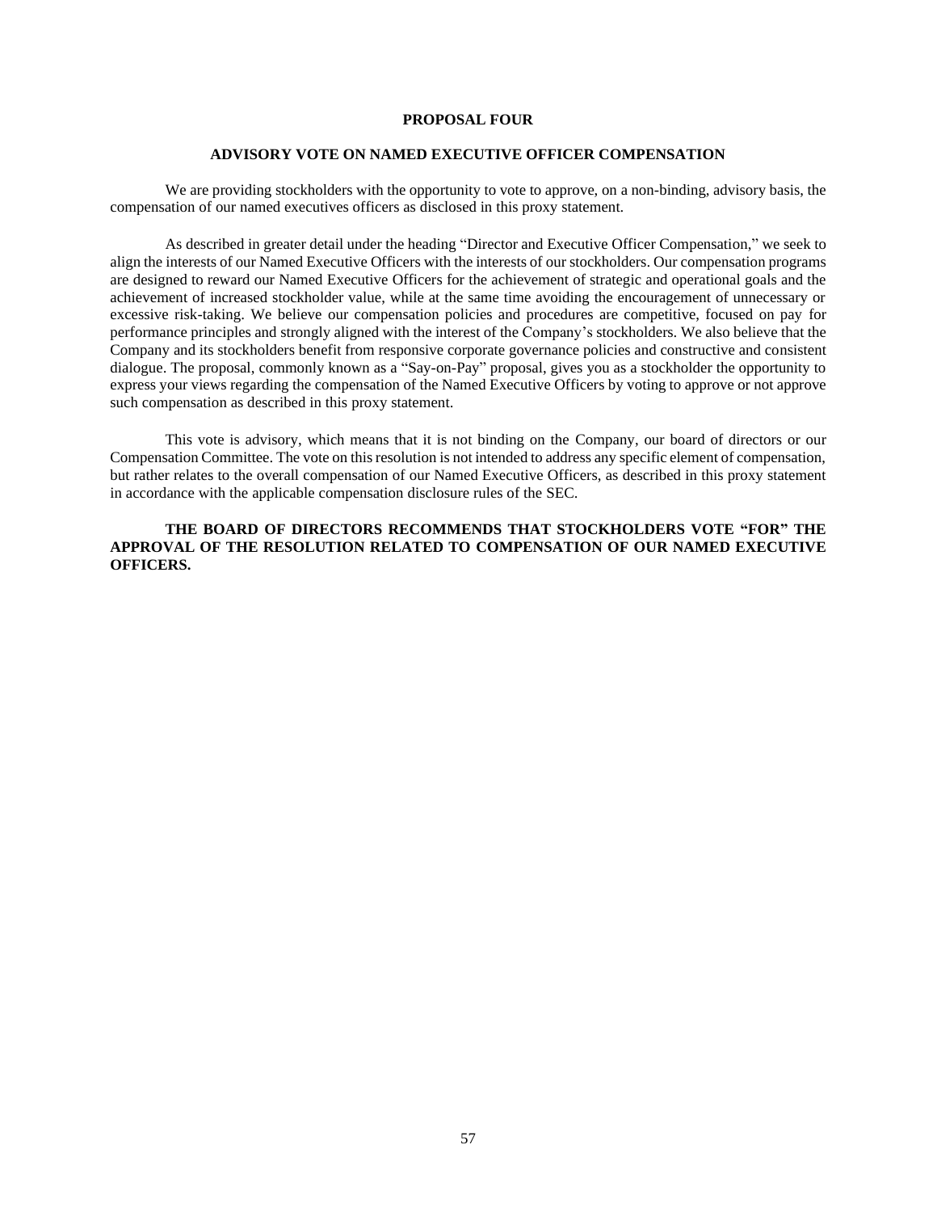## PROPOSAL FOUR

### ADVISORY VOTE ON NAMED EXECUTIVE OFFICER COMPENSATION

We are providing stockholders with the opportunity to vote to approve, on a non-binding, advisory basis, the compensation of our named executives officers as disclosed in this proxy statement.

As described in greater detail under the heading "Director and Executive Officer Compensation," we seek to align the interests of our Named Executive Officers with the interests of our stockholders. Our compensation programs are designed to reward our Named Executive Officers for the achievement of strategic and operational goals and the achievement of increased stockholder value, while at the same time avoiding the encouragement of unnecessary or excessive risk-taking. We believe our compensation policies and procedures are competitive, focused on pay for performance principles and strongly aligned with the interest of the Company's stockholders. We also believe that the Company and its stockholders benefit from responsive corporate governance policies and constructive and consistent dialogue. The proposal, commonly known as a "Say-on-Pay" proposal, gives you as a stockholder the opportunity to express your views regarding the compensation of the Named Executive Officers by voting to approve or not approve such compensation as described in this proxy statement.

This vote is advisory, which means that it is not binding on the Company, our board of directors or our Compensation Committee. The vote on this resolution is not intended to address any specific element of compensation, but rather relates to the overall compensation of our Named Executive Officers, as described in this proxy statement in accordance with the applicable compensation disclosure rules of the SEC.

**THE BOARD OF DIRECTORS RECOMMENDS THAT STOCKHOLDERS VOTE "FOR" THE APPROVAL OF THE RESOLUTION RELATED TO COMPENSATION OF OUR NAMED EXECUTIVE OFFICERS.**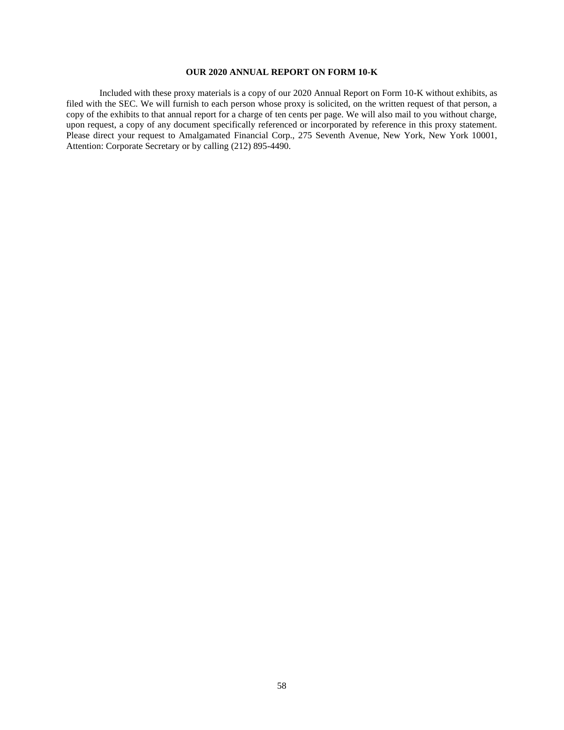## OUR 2020 ANNUAL REPORT ON FORM 10-K

Included with these proxy materials is a copy of our 2020 Annual Report on Form 10-K without exhibits, as filed with the SEC. We will furnish to each person whose proxy is solicited, on the written request of that person, a copy of the exhibits to that annual report for a charge of ten cents per page. We will also mail to you without charge, upon request, a copy of any document specifically referenced or incorporated by reference in this proxy statement. Please direct your request to Amalgamated Financial Corp., 275 Seventh Avenue, New York, New York 10001, Attention: Corporate Secretary or by calling (212) 895-4490.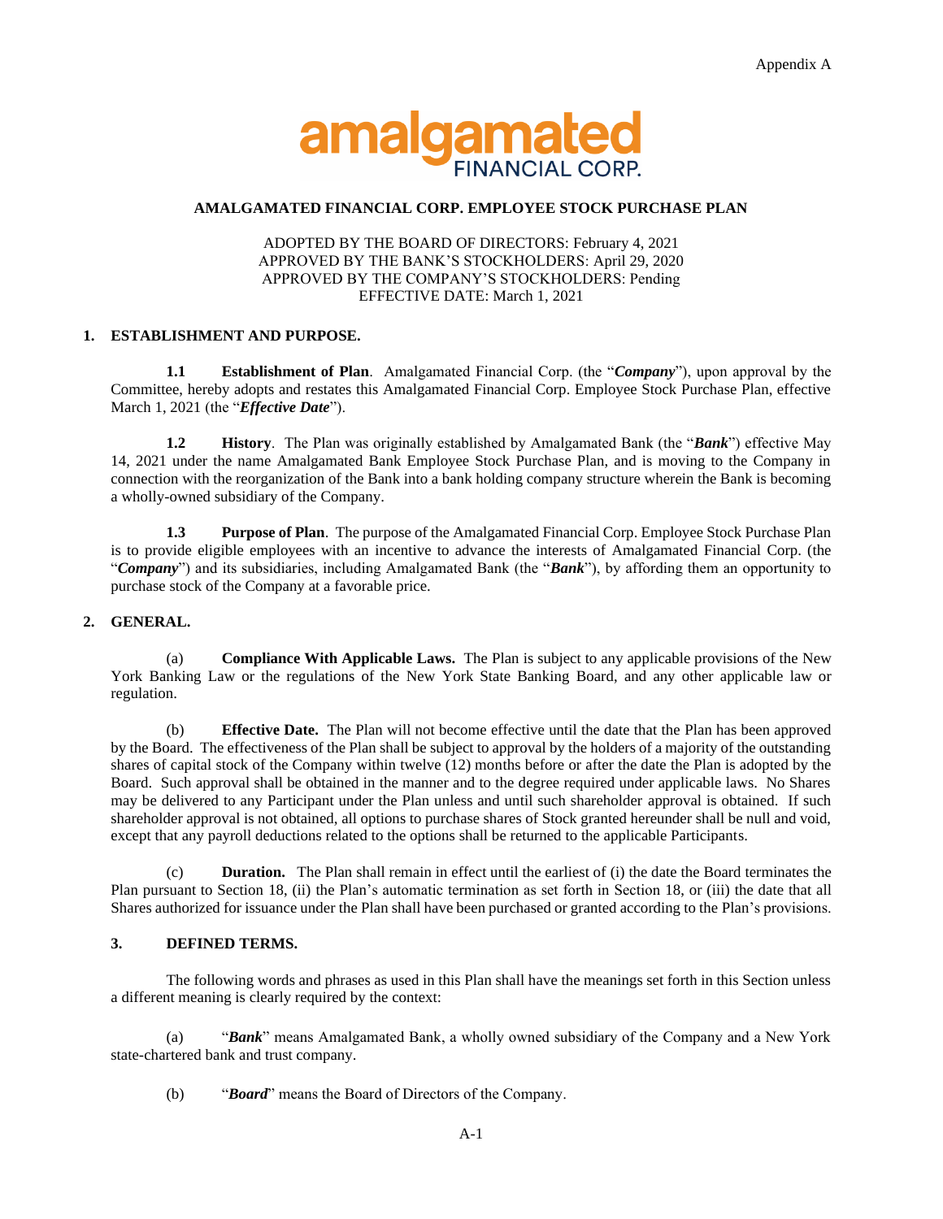Appendix A

amalgamated
FINANCIAL CORP.

**AMALGAMATED FINANCIAL CORP. EMPLOYEE STOCK PURCHASE PLAN**

ADOPTED BY THE BOARD OF DIRECTORS: February 4, 2021
APPROVED BY THE BANK'S STOCKHOLDERS: April 29, 2020
APPROVED BY THE COMPANY'S STOCKHOLDERS: Pending
EFFECTIVE DATE: March 1, 2021

## 1. ESTABLISHMENT AND PURPOSE.

**1.1 Establishment of Plan**. Amalgamated Financial Corp. (the "***Company***"), upon approval by the Committee, hereby adopts and restates this Amalgamated Financial Corp. Employee Stock Purchase Plan, effective March 1, 2021 (the "***Effective Date***").

**1.2 History**. The Plan was originally established by Amalgamated Bank (the "***Bank***") effective May 14, 2021 under the name Amalgamated Bank Employee Stock Purchase Plan, and is moving to the Company in connection with the reorganization of the Bank into a bank holding company structure wherein the Bank is becoming a wholly-owned subsidiary of the Company.

**1.3 Purpose of Plan**. The purpose of the Amalgamated Financial Corp. Employee Stock Purchase Plan is to provide eligible employees with an incentive to advance the interests of Amalgamated Financial Corp. (the "***Company***") and its subsidiaries, including Amalgamated Bank (the "***Bank***"), by affording them an opportunity to purchase stock of the Company at a favorable price.

## 2. GENERAL.

(a) **Compliance With Applicable Laws.** The Plan is subject to any applicable provisions of the New York Banking Law or the regulations of the New York State Banking Board, and any other applicable law or regulation.

(b) **Effective Date.** The Plan will not become effective until the date that the Plan has been approved by the Board. The effectiveness of the Plan shall be subject to approval by the holders of a majority of the outstanding shares of capital stock of the Company within twelve (12) months before or after the date the Plan is adopted by the Board. Such approval shall be obtained in the manner and to the degree required under applicable laws. No Shares may be delivered to any Participant under the Plan unless and until such shareholder approval is obtained. If such shareholder approval is not obtained, all options to purchase shares of Stock granted hereunder shall be null and void, except that any payroll deductions related to the options shall be returned to the applicable Participants.

(c) **Duration.** The Plan shall remain in effect until the earliest of (i) the date the Board terminates the Plan pursuant to Section 18, (ii) the Plan's automatic termination as set forth in Section 18, or (iii) the date that all Shares authorized for issuance under the Plan shall have been purchased or granted according to the Plan's provisions.

## 3. DEFINED TERMS.

The following words and phrases as used in this Plan shall have the meanings set forth in this Section unless a different meaning is clearly required by the context:

(a) "***Bank***" means Amalgamated Bank, a wholly owned subsidiary of the Company and a New York state-chartered bank and trust company.

(b) "***Board***" means the Board of Directors of the Company.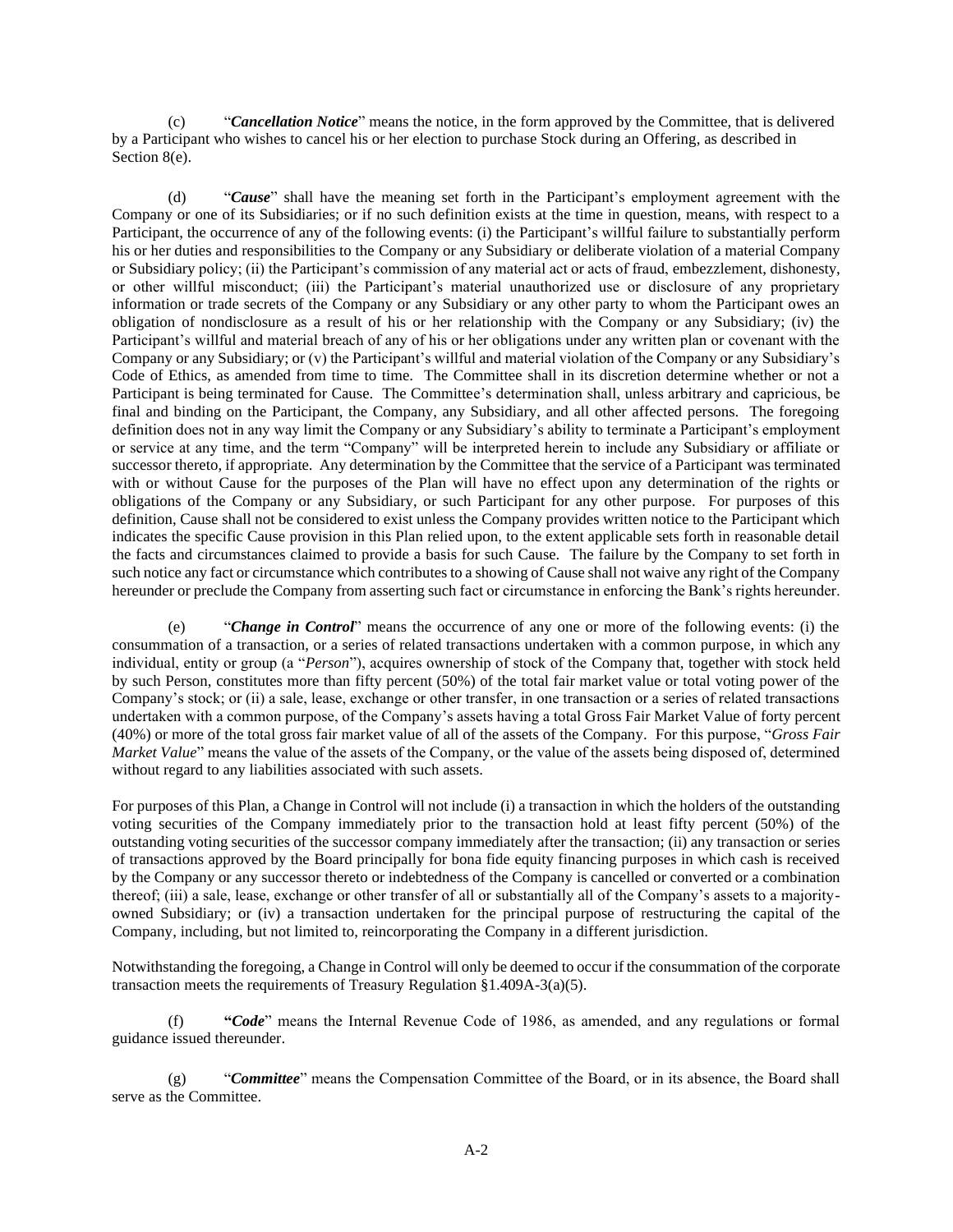(c) "***Cancellation Notice***" means the notice, in the form approved by the Committee, that is delivered by a Participant who wishes to cancel his or her election to purchase Stock during an Offering, as described in Section 8(e).

(d) "***Cause***" shall have the meaning set forth in the Participant's employment agreement with the Company or one of its Subsidiaries; or if no such definition exists at the time in question, means, with respect to a Participant, the occurrence of any of the following events: (i) the Participant's willful failure to substantially perform his or her duties and responsibilities to the Company or any Subsidiary or deliberate violation of a material Company or Subsidiary policy; (ii) the Participant's commission of any material act or acts of fraud, embezzlement, dishonesty, or other willful misconduct; (iii) the Participant's material unauthorized use or disclosure of any proprietary information or trade secrets of the Company or any Subsidiary or any other party to whom the Participant owes an obligation of nondisclosure as a result of his or her relationship with the Company or any Subsidiary; (iv) the Participant's willful and material breach of any of his or her obligations under any written plan or covenant with the Company or any Subsidiary; or (v) the Participant's willful and material violation of the Company or any Subsidiary's Code of Ethics, as amended from time to time. The Committee shall in its discretion determine whether or not a Participant is being terminated for Cause. The Committee's determination shall, unless arbitrary and capricious, be final and binding on the Participant, the Company, any Subsidiary, and all other affected persons. The foregoing definition does not in any way limit the Company or any Subsidiary's ability to terminate a Participant's employment or service at any time, and the term "Company" will be interpreted herein to include any Subsidiary or affiliate or successor thereto, if appropriate. Any determination by the Committee that the service of a Participant was terminated with or without Cause for the purposes of the Plan will have no effect upon any determination of the rights or obligations of the Company or any Subsidiary, or such Participant for any other purpose. For purposes of this definition, Cause shall not be considered to exist unless the Company provides written notice to the Participant which indicates the specific Cause provision in this Plan relied upon, to the extent applicable sets forth in reasonable detail the facts and circumstances claimed to provide a basis for such Cause. The failure by the Company to set forth in such notice any fact or circumstance which contributes to a showing of Cause shall not waive any right of the Company hereunder or preclude the Company from asserting such fact or circumstance in enforcing the Bank's rights hereunder.

(e) "***Change in Control***" means the occurrence of any one or more of the following events: (i) the consummation of a transaction, or a series of related transactions undertaken with a common purpose, in which any individual, entity or group (a "*Person*"), acquires ownership of stock of the Company that, together with stock held by such Person, constitutes more than fifty percent (50%) of the total fair market value or total voting power of the Company's stock; or (ii) a sale, lease, exchange or other transfer, in one transaction or a series of related transactions undertaken with a common purpose, of the Company's assets having a total Gross Fair Market Value of forty percent (40%) or more of the total gross fair market value of all of the assets of the Company. For this purpose, "*Gross Fair Market Value*" means the value of the assets of the Company, or the value of the assets being disposed of, determined without regard to any liabilities associated with such assets.

For purposes of this Plan, a Change in Control will not include (i) a transaction in which the holders of the outstanding voting securities of the Company immediately prior to the transaction hold at least fifty percent (50%) of the outstanding voting securities of the successor company immediately after the transaction; (ii) any transaction or series of transactions approved by the Board principally for bona fide equity financing purposes in which cash is received by the Company or any successor thereto or indebtedness of the Company is cancelled or converted or a combination thereof; (iii) a sale, lease, exchange or other transfer of all or substantially all of the Company's assets to a majority-owned Subsidiary; or (iv) a transaction undertaken for the principal purpose of restructuring the capital of the Company, including, but not limited to, reincorporating the Company in a different jurisdiction.

Notwithstanding the foregoing, a Change in Control will only be deemed to occur if the consummation of the corporate transaction meets the requirements of Treasury Regulation §1.409A-3(a)(5).

(f) "***Code***" means the Internal Revenue Code of 1986, as amended, and any regulations or formal guidance issued thereunder.

(g) "***Committee***" means the Compensation Committee of the Board, or in its absence, the Board shall serve as the Committee.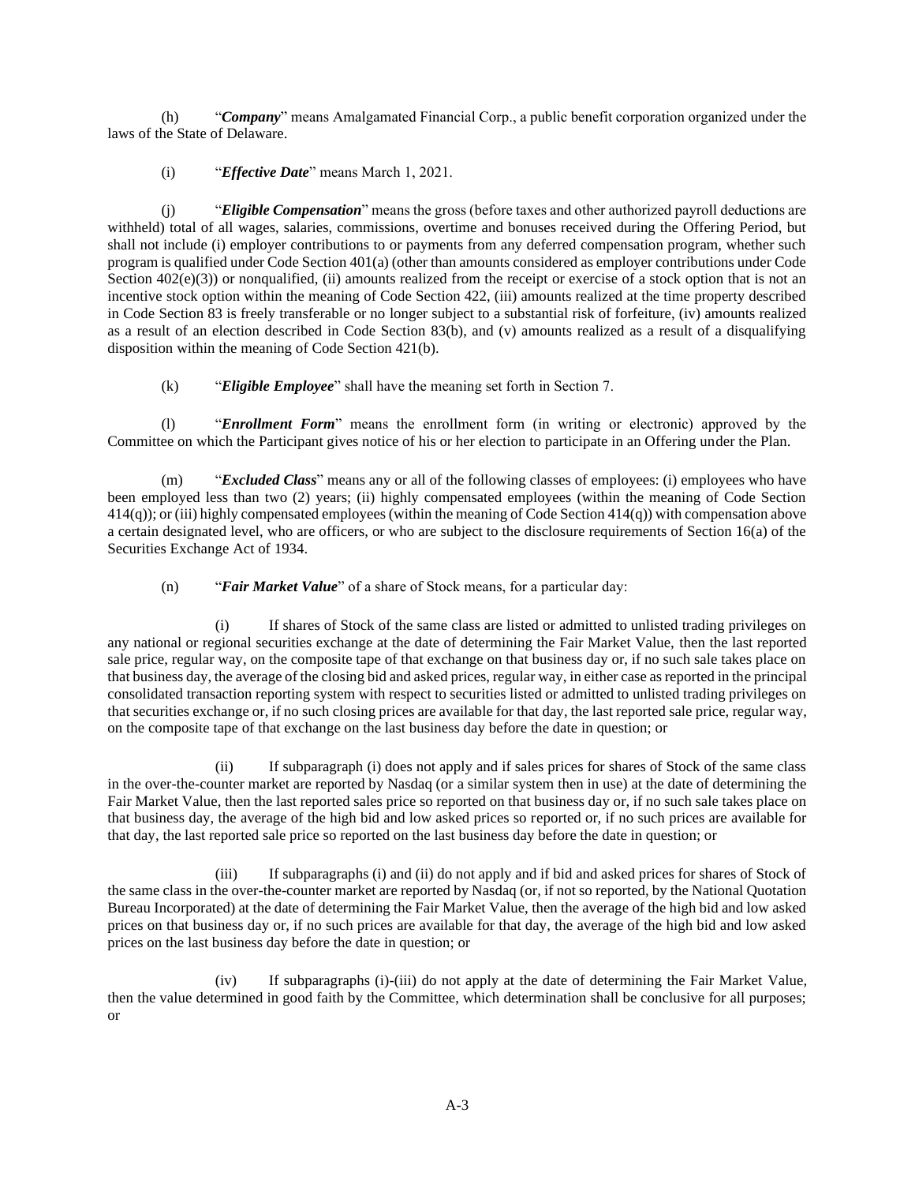(h) "***Company***" means Amalgamated Financial Corp., a public benefit corporation organized under the laws of the State of Delaware.

(i) "***Effective Date***" means March 1, 2021.

(j) "***Eligible Compensation***" means the gross (before taxes and other authorized payroll deductions are withheld) total of all wages, salaries, commissions, overtime and bonuses received during the Offering Period, but shall not include (i) employer contributions to or payments from any deferred compensation program, whether such program is qualified under Code Section 401(a) (other than amounts considered as employer contributions under Code Section 402(e)(3)) or nonqualified, (ii) amounts realized from the receipt or exercise of a stock option that is not an incentive stock option within the meaning of Code Section 422, (iii) amounts realized at the time property described in Code Section 83 is freely transferable or no longer subject to a substantial risk of forfeiture, (iv) amounts realized as a result of an election described in Code Section 83(b), and (v) amounts realized as a result of a disqualifying disposition within the meaning of Code Section 421(b).

(k) "***Eligible Employee***" shall have the meaning set forth in Section 7.

(l) "***Enrollment Form***" means the enrollment form (in writing or electronic) approved by the Committee on which the Participant gives notice of his or her election to participate in an Offering under the Plan.

(m) "***Excluded Class***" means any or all of the following classes of employees: (i) employees who have been employed less than two (2) years; (ii) highly compensated employees (within the meaning of Code Section 414(q)); or (iii) highly compensated employees (within the meaning of Code Section 414(q)) with compensation above a certain designated level, who are officers, or who are subject to the disclosure requirements of Section 16(a) of the Securities Exchange Act of 1934.

(n) "***Fair Market Value***" of a share of Stock means, for a particular day:

(i) If shares of Stock of the same class are listed or admitted to unlisted trading privileges on any national or regional securities exchange at the date of determining the Fair Market Value, then the last reported sale price, regular way, on the composite tape of that exchange on that business day or, if no such sale takes place on that business day, the average of the closing bid and asked prices, regular way, in either case as reported in the principal consolidated transaction reporting system with respect to securities listed or admitted to unlisted trading privileges on that securities exchange or, if no such closing prices are available for that day, the last reported sale price, regular way, on the composite tape of that exchange on the last business day before the date in question; or

(ii) If subparagraph (i) does not apply and if sales prices for shares of Stock of the same class in the over-the-counter market are reported by Nasdaq (or a similar system then in use) at the date of determining the Fair Market Value, then the last reported sales price so reported on that business day or, if no such sale takes place on that business day, the average of the high bid and low asked prices so reported or, if no such prices are available for that day, the last reported sale price so reported on the last business day before the date in question; or

(iii) If subparagraphs (i) and (ii) do not apply and if bid and asked prices for shares of Stock of the same class in the over-the-counter market are reported by Nasdaq (or, if not so reported, by the National Quotation Bureau Incorporated) at the date of determining the Fair Market Value, then the average of the high bid and low asked prices on that business day or, if no such prices are available for that day, the average of the high bid and low asked prices on the last business day before the date in question; or

(iv) If subparagraphs (i)-(iii) do not apply at the date of determining the Fair Market Value, then the value determined in good faith by the Committee, which determination shall be conclusive for all purposes; or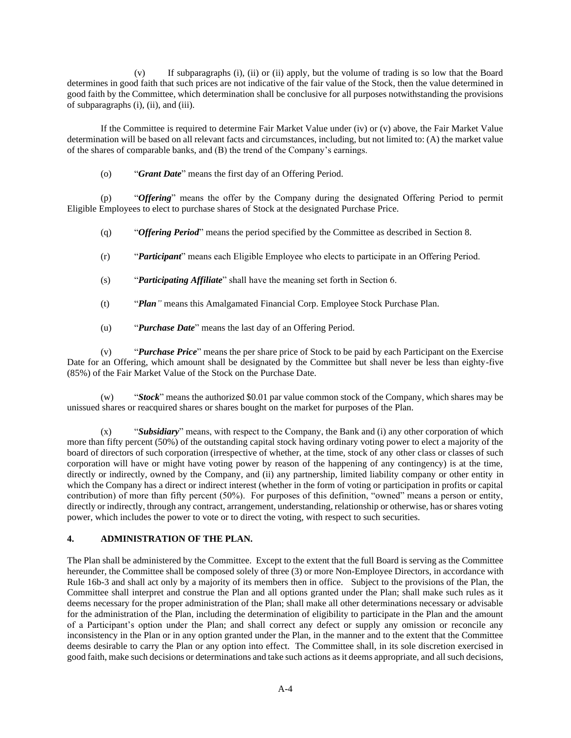(v) If subparagraphs (i), (ii) or (ii) apply, but the volume of trading is so low that the Board determines in good faith that such prices are not indicative of the fair value of the Stock, then the value determined in good faith by the Committee, which determination shall be conclusive for all purposes notwithstanding the provisions of subparagraphs (i), (ii), and (iii).

If the Committee is required to determine Fair Market Value under (iv) or (v) above, the Fair Market Value determination will be based on all relevant facts and circumstances, including, but not limited to: (A) the market value of the shares of comparable banks, and (B) the trend of the Company's earnings.

(o) "***Grant Date***" means the first day of an Offering Period.

(p) "***Offering***" means the offer by the Company during the designated Offering Period to permit Eligible Employees to elect to purchase shares of Stock at the designated Purchase Price.

(q) "***Offering Period***" means the period specified by the Committee as described in Section 8.

(r) "***Participant***" means each Eligible Employee who elects to participate in an Offering Period.

(s) "***Participating Affiliate***" shall have the meaning set forth in Section 6.

(t) "***Plan***" means this Amalgamated Financial Corp. Employee Stock Purchase Plan.

(u) "***Purchase Date***" means the last day of an Offering Period.

(v) "***Purchase Price***" means the per share price of Stock to be paid by each Participant on the Exercise Date for an Offering, which amount shall be designated by the Committee but shall never be less than eighty-five (85%) of the Fair Market Value of the Stock on the Purchase Date.

(w) "***Stock***" means the authorized $0.01 par value common stock of the Company, which shares may be unissued shares or reacquired shares or shares bought on the market for purposes of the Plan.

(x) "***Subsidiary***" means, with respect to the Company, the Bank and (i) any other corporation of which more than fifty percent (50%) of the outstanding capital stock having ordinary voting power to elect a majority of the board of directors of such corporation (irrespective of whether, at the time, stock of any other class or classes of such corporation will have or might have voting power by reason of the happening of any contingency) is at the time, directly or indirectly, owned by the Company, and (ii) any partnership, limited liability company or other entity in which the Company has a direct or indirect interest (whether in the form of voting or participation in profits or capital contribution) of more than fifty percent (50%). For purposes of this definition, "owned" means a person or entity, directly or indirectly, through any contract, arrangement, understanding, relationship or otherwise, has or shares voting power, which includes the power to vote or to direct the voting, with respect to such securities.

**4. ADMINISTRATION OF THE PLAN.**

The Plan shall be administered by the Committee. Except to the extent that the full Board is serving as the Committee hereunder, the Committee shall be composed solely of three (3) or more Non-Employee Directors, in accordance with Rule 16b-3 and shall act only by a majority of its members then in office. Subject to the provisions of the Plan, the Committee shall interpret and construe the Plan and all options granted under the Plan; shall make such rules as it deems necessary for the proper administration of the Plan; shall make all other determinations necessary or advisable for the administration of the Plan, including the determination of eligibility to participate in the Plan and the amount of a Participant's option under the Plan; and shall correct any defect or supply any omission or reconcile any inconsistency in the Plan or in any option granted under the Plan, in the manner and to the extent that the Committee deems desirable to carry the Plan or any option into effect. The Committee shall, in its sole discretion exercised in good faith, make such decisions or determinations and take such actions as it deems appropriate, and all such decisions,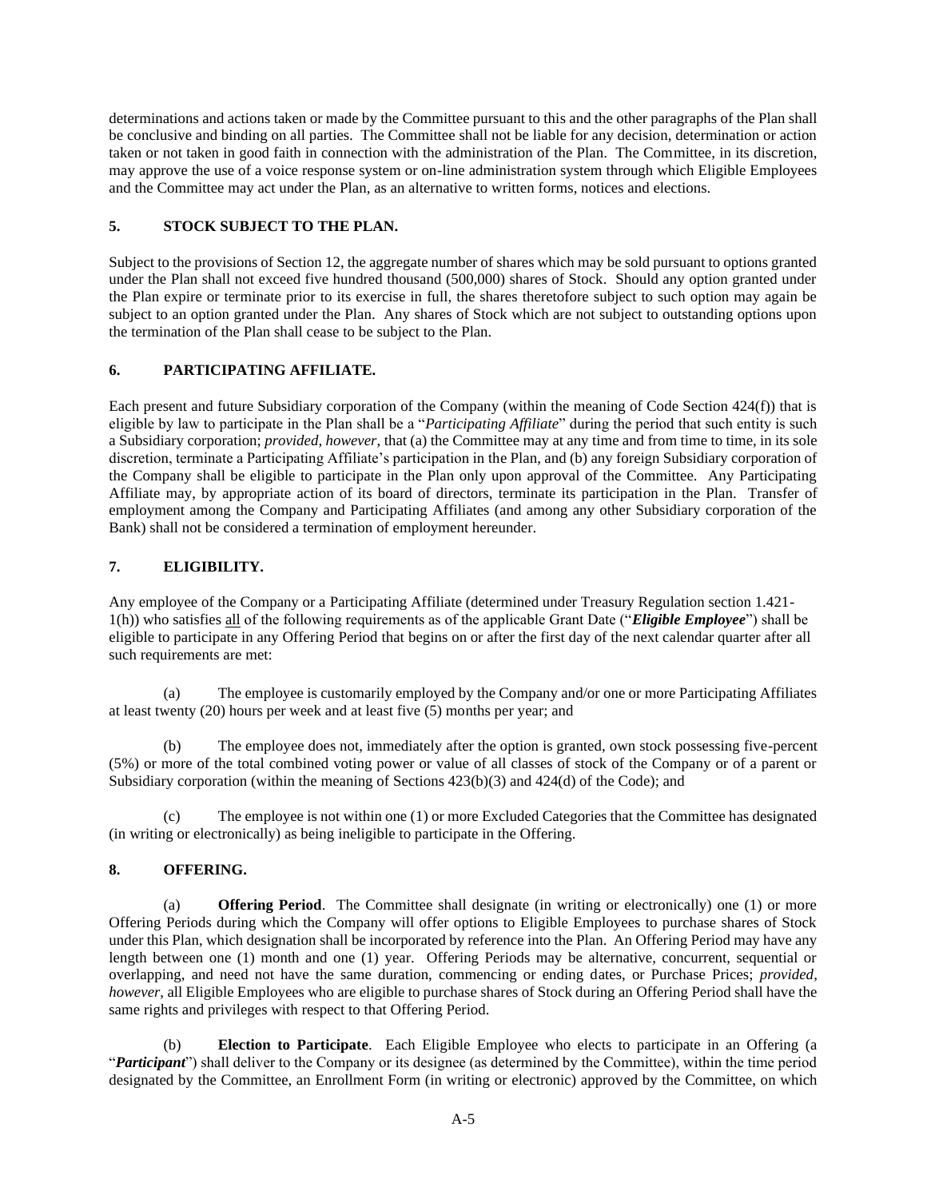determinations and actions taken or made by the Committee pursuant to this and the other paragraphs of the Plan shall be conclusive and binding on all parties. The Committee shall not be liable for any decision, determination or action taken or not taken in good faith in connection with the administration of the Plan. The Committee, in its discretion, may approve the use of a voice response system or on-line administration system through which Eligible Employees and the Committee may act under the Plan, as an alternative to written forms, notices and elections.

## 5. STOCK SUBJECT TO THE PLAN.

Subject to the provisions of Section 12, the aggregate number of shares which may be sold pursuant to options granted under the Plan shall not exceed five hundred thousand (500,000) shares of Stock. Should any option granted under the Plan expire or terminate prior to its exercise in full, the shares theretofore subject to such option may again be subject to an option granted under the Plan. Any shares of Stock which are not subject to outstanding options upon the termination of the Plan shall cease to be subject to the Plan.

## 6. PARTICIPATING AFFILIATE.

Each present and future Subsidiary corporation of the Company (within the meaning of Code Section 424(f)) that is eligible by law to participate in the Plan shall be a "*Participating Affiliate*" during the period that such entity is such a Subsidiary corporation; *provided, however*, that (a) the Committee may at any time and from time to time, in its sole discretion, terminate a Participating Affiliate's participation in the Plan, and (b) any foreign Subsidiary corporation of the Company shall be eligible to participate in the Plan only upon approval of the Committee. Any Participating Affiliate may, by appropriate action of its board of directors, terminate its participation in the Plan. Transfer of employment among the Company and Participating Affiliates (and among any other Subsidiary corporation of the Bank) shall not be considered a termination of employment hereunder.

## 7. ELIGIBILITY.

Any employee of the Company or a Participating Affiliate (determined under Treasury Regulation section 1.421-1(h)) who satisfies all of the following requirements as of the applicable Grant Date ("***Eligible Employee***") shall be eligible to participate in any Offering Period that begins on or after the first day of the next calendar quarter after all such requirements are met:

(a) The employee is customarily employed by the Company and/or one or more Participating Affiliates at least twenty (20) hours per week and at least five (5) months per year; and

(b) The employee does not, immediately after the option is granted, own stock possessing five-percent (5%) or more of the total combined voting power or value of all classes of stock of the Company or of a parent or Subsidiary corporation (within the meaning of Sections 423(b)(3) and 424(d) of the Code); and

(c) The employee is not within one (1) or more Excluded Categories that the Committee has designated (in writing or electronically) as being ineligible to participate in the Offering.

## 8. OFFERING.

(a) **Offering Period**. The Committee shall designate (in writing or electronically) one (1) or more Offering Periods during which the Company will offer options to Eligible Employees to purchase shares of Stock under this Plan, which designation shall be incorporated by reference into the Plan. An Offering Period may have any length between one (1) month and one (1) year. Offering Periods may be alternative, concurrent, sequential or overlapping, and need not have the same duration, commencing or ending dates, or Purchase Prices; *provided, however*, all Eligible Employees who are eligible to purchase shares of Stock during an Offering Period shall have the same rights and privileges with respect to that Offering Period.

(b) **Election to Participate**. Each Eligible Employee who elects to participate in an Offering (a "***Participant***") shall deliver to the Company or its designee (as determined by the Committee), within the time period designated by the Committee, an Enrollment Form (in writing or electronic) approved by the Committee, on which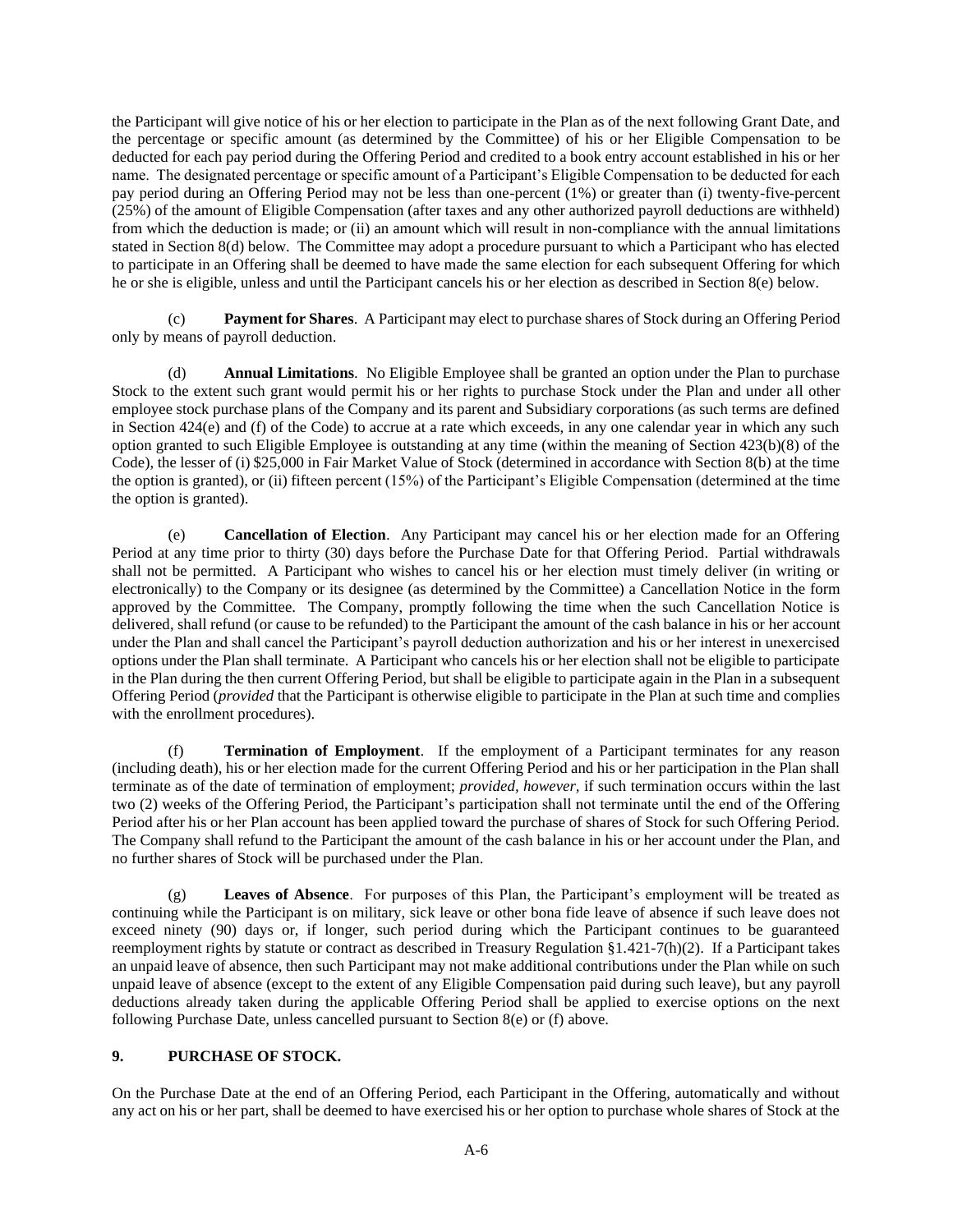the Participant will give notice of his or her election to participate in the Plan as of the next following Grant Date, and the percentage or specific amount (as determined by the Committee) of his or her Eligible Compensation to be deducted for each pay period during the Offering Period and credited to a book entry account established in his or her name. The designated percentage or specific amount of a Participant's Eligible Compensation to be deducted for each pay period during an Offering Period may not be less than one-percent (1%) or greater than (i) twenty-five-percent (25%) of the amount of Eligible Compensation (after taxes and any other authorized payroll deductions are withheld) from which the deduction is made; or (ii) an amount which will result in non-compliance with the annual limitations stated in Section 8(d) below. The Committee may adopt a procedure pursuant to which a Participant who has elected to participate in an Offering shall be deemed to have made the same election for each subsequent Offering for which he or she is eligible, unless and until the Participant cancels his or her election as described in Section 8(e) below.

(c) **Payment for Shares**. A Participant may elect to purchase shares of Stock during an Offering Period only by means of payroll deduction.

(d) **Annual Limitations**. No Eligible Employee shall be granted an option under the Plan to purchase Stock to the extent such grant would permit his or her rights to purchase Stock under the Plan and under all other employee stock purchase plans of the Company and its parent and Subsidiary corporations (as such terms are defined in Section 424(e) and (f) of the Code) to accrue at a rate which exceeds, in any one calendar year in which any such option granted to such Eligible Employee is outstanding at any time (within the meaning of Section 423(b)(8) of the Code), the lesser of (i) $25,000 in Fair Market Value of Stock (determined in accordance with Section 8(b) at the time the option is granted), or (ii) fifteen percent (15%) of the Participant's Eligible Compensation (determined at the time the option is granted).

(e) **Cancellation of Election**. Any Participant may cancel his or her election made for an Offering Period at any time prior to thirty (30) days before the Purchase Date for that Offering Period. Partial withdrawals shall not be permitted. A Participant who wishes to cancel his or her election must timely deliver (in writing or electronically) to the Company or its designee (as determined by the Committee) a Cancellation Notice in the form approved by the Committee. The Company, promptly following the time when the such Cancellation Notice is delivered, shall refund (or cause to be refunded) to the Participant the amount of the cash balance in his or her account under the Plan and shall cancel the Participant's payroll deduction authorization and his or her interest in unexercised options under the Plan shall terminate. A Participant who cancels his or her election shall not be eligible to participate in the Plan during the then current Offering Period, but shall be eligible to participate again in the Plan in a subsequent Offering Period (*provided* that the Participant is otherwise eligible to participate in the Plan at such time and complies with the enrollment procedures).

(f) **Termination of Employment**. If the employment of a Participant terminates for any reason (including death), his or her election made for the current Offering Period and his or her participation in the Plan shall terminate as of the date of termination of employment; *provided*, *however*, if such termination occurs within the last two (2) weeks of the Offering Period, the Participant's participation shall not terminate until the end of the Offering Period after his or her Plan account has been applied toward the purchase of shares of Stock for such Offering Period. The Company shall refund to the Participant the amount of the cash balance in his or her account under the Plan, and no further shares of Stock will be purchased under the Plan.

(g) **Leaves of Absence**. For purposes of this Plan, the Participant's employment will be treated as continuing while the Participant is on military, sick leave or other bona fide leave of absence if such leave does not exceed ninety (90) days or, if longer, such period during which the Participant continues to be guaranteed reemployment rights by statute or contract as described in Treasury Regulation §1.421-7(h)(2). If a Participant takes an unpaid leave of absence, then such Participant may not make additional contributions under the Plan while on such unpaid leave of absence (except to the extent of any Eligible Compensation paid during such leave), but any payroll deductions already taken during the applicable Offering Period shall be applied to exercise options on the next following Purchase Date, unless cancelled pursuant to Section 8(e) or (f) above.

**9. PURCHASE OF STOCK.**

On the Purchase Date at the end of an Offering Period, each Participant in the Offering, automatically and without any act on his or her part, shall be deemed to have exercised his or her option to purchase whole shares of Stock at the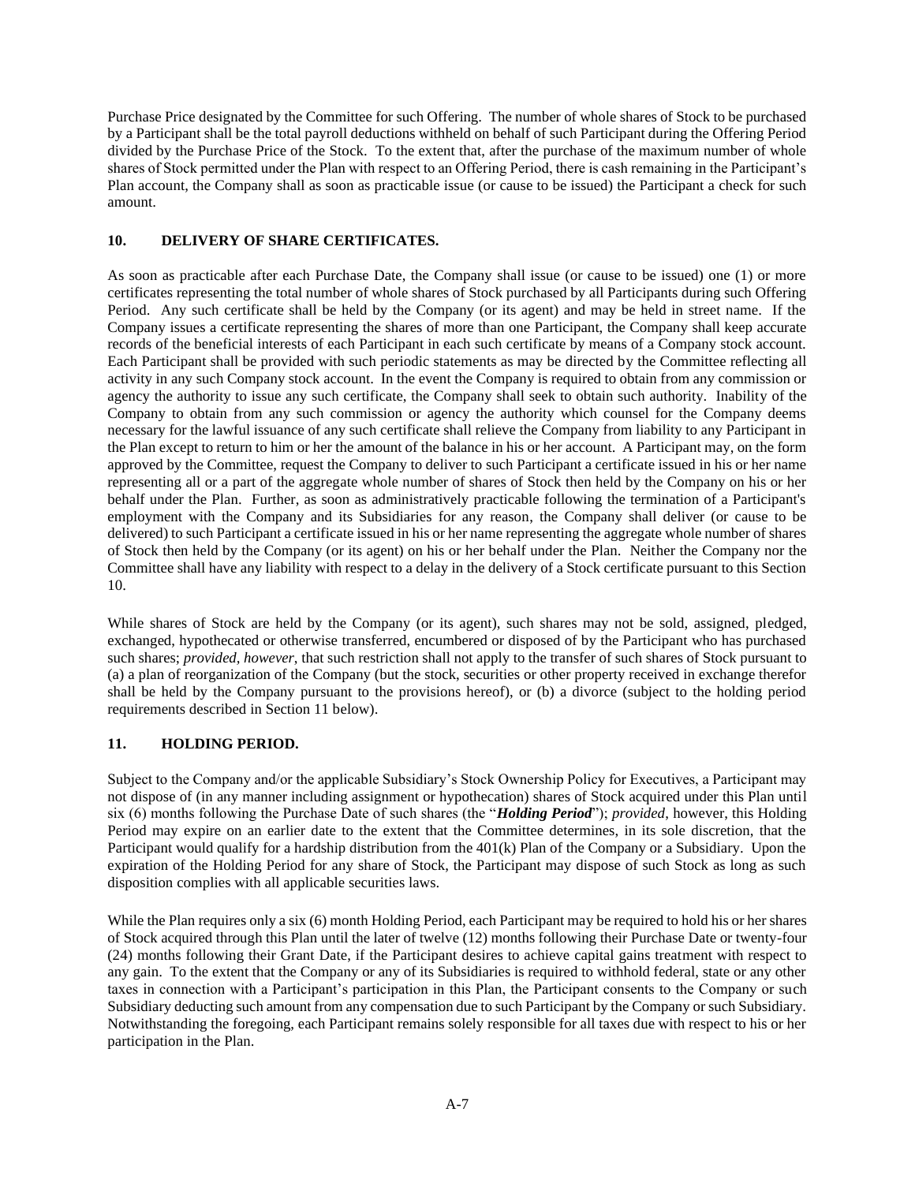Purchase Price designated by the Committee for such Offering. The number of whole shares of Stock to be purchased by a Participant shall be the total payroll deductions withheld on behalf of such Participant during the Offering Period divided by the Purchase Price of the Stock. To the extent that, after the purchase of the maximum number of whole shares of Stock permitted under the Plan with respect to an Offering Period, there is cash remaining in the Participant's Plan account, the Company shall as soon as practicable issue (or cause to be issued) the Participant a check for such amount.

### 10. DELIVERY OF SHARE CERTIFICATES.

As soon as practicable after each Purchase Date, the Company shall issue (or cause to be issued) one (1) or more certificates representing the total number of whole shares of Stock purchased by all Participants during such Offering Period. Any such certificate shall be held by the Company (or its agent) and may be held in street name. If the Company issues a certificate representing the shares of more than one Participant, the Company shall keep accurate records of the beneficial interests of each Participant in each such certificate by means of a Company stock account. Each Participant shall be provided with such periodic statements as may be directed by the Committee reflecting all activity in any such Company stock account. In the event the Company is required to obtain from any commission or agency the authority to issue any such certificate, the Company shall seek to obtain such authority. Inability of the Company to obtain from any such commission or agency the authority which counsel for the Company deems necessary for the lawful issuance of any such certificate shall relieve the Company from liability to any Participant in the Plan except to return to him or her the amount of the balance in his or her account. A Participant may, on the form approved by the Committee, request the Company to deliver to such Participant a certificate issued in his or her name representing all or a part of the aggregate whole number of shares of Stock then held by the Company on his or her behalf under the Plan. Further, as soon as administratively practicable following the termination of a Participant's employment with the Company and its Subsidiaries for any reason, the Company shall deliver (or cause to be delivered) to such Participant a certificate issued in his or her name representing the aggregate whole number of shares of Stock then held by the Company (or its agent) on his or her behalf under the Plan. Neither the Company nor the Committee shall have any liability with respect to a delay in the delivery of a Stock certificate pursuant to this Section 10.

While shares of Stock are held by the Company (or its agent), such shares may not be sold, assigned, pledged, exchanged, hypothecated or otherwise transferred, encumbered or disposed of by the Participant who has purchased such shares; *provided, however*, that such restriction shall not apply to the transfer of such shares of Stock pursuant to (a) a plan of reorganization of the Company (but the stock, securities or other property received in exchange therefor shall be held by the Company pursuant to the provisions hereof), or (b) a divorce (subject to the holding period requirements described in Section 11 below).

### 11. HOLDING PERIOD.

Subject to the Company and/or the applicable Subsidiary's Stock Ownership Policy for Executives, a Participant may not dispose of (in any manner including assignment or hypothecation) shares of Stock acquired under this Plan until six (6) months following the Purchase Date of such shares (the "***Holding Period***"); *provided*, however, this Holding Period may expire on an earlier date to the extent that the Committee determines, in its sole discretion, that the Participant would qualify for a hardship distribution from the 401(k) Plan of the Company or a Subsidiary. Upon the expiration of the Holding Period for any share of Stock, the Participant may dispose of such Stock as long as such disposition complies with all applicable securities laws.

While the Plan requires only a six (6) month Holding Period, each Participant may be required to hold his or her shares of Stock acquired through this Plan until the later of twelve (12) months following their Purchase Date or twenty-four (24) months following their Grant Date, if the Participant desires to achieve capital gains treatment with respect to any gain. To the extent that the Company or any of its Subsidiaries is required to withhold federal, state or any other taxes in connection with a Participant's participation in this Plan, the Participant consents to the Company or such Subsidiary deducting such amount from any compensation due to such Participant by the Company or such Subsidiary. Notwithstanding the foregoing, each Participant remains solely responsible for all taxes due with respect to his or her participation in the Plan.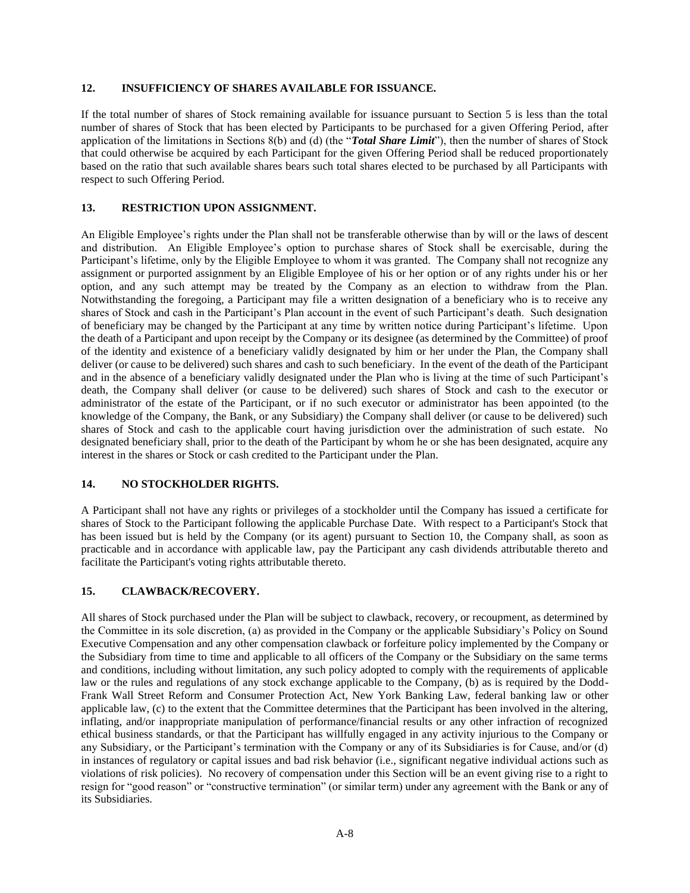## 12. INSUFFICIENCY OF SHARES AVAILABLE FOR ISSUANCE.

If the total number of shares of Stock remaining available for issuance pursuant to Section 5 is less than the total number of shares of Stock that has been elected by Participants to be purchased for a given Offering Period, after application of the limitations in Sections 8(b) and (d) (the "***Total Share Limit***"), then the number of shares of Stock that could otherwise be acquired by each Participant for the given Offering Period shall be reduced proportionately based on the ratio that such available shares bears such total shares elected to be purchased by all Participants with respect to such Offering Period.

## 13. RESTRICTION UPON ASSIGNMENT.

An Eligible Employee's rights under the Plan shall not be transferable otherwise than by will or the laws of descent and distribution. An Eligible Employee's option to purchase shares of Stock shall be exercisable, during the Participant's lifetime, only by the Eligible Employee to whom it was granted. The Company shall not recognize any assignment or purported assignment by an Eligible Employee of his or her option or of any rights under his or her option, and any such attempt may be treated by the Company as an election to withdraw from the Plan. Notwithstanding the foregoing, a Participant may file a written designation of a beneficiary who is to receive any shares of Stock and cash in the Participant's Plan account in the event of such Participant's death. Such designation of beneficiary may be changed by the Participant at any time by written notice during Participant's lifetime. Upon the death of a Participant and upon receipt by the Company or its designee (as determined by the Committee) of proof of the identity and existence of a beneficiary validly designated by him or her under the Plan, the Company shall deliver (or cause to be delivered) such shares and cash to such beneficiary. In the event of the death of the Participant and in the absence of a beneficiary validly designated under the Plan who is living at the time of such Participant's death, the Company shall deliver (or cause to be delivered) such shares of Stock and cash to the executor or administrator of the estate of the Participant, or if no such executor or administrator has been appointed (to the knowledge of the Company, the Bank, or any Subsidiary) the Company shall deliver (or cause to be delivered) such shares of Stock and cash to the applicable court having jurisdiction over the administration of such estate. No designated beneficiary shall, prior to the death of the Participant by whom he or she has been designated, acquire any interest in the shares or Stock or cash credited to the Participant under the Plan.

## 14. NO STOCKHOLDER RIGHTS.

A Participant shall not have any rights or privileges of a stockholder until the Company has issued a certificate for shares of Stock to the Participant following the applicable Purchase Date. With respect to a Participant's Stock that has been issued but is held by the Company (or its agent) pursuant to Section 10, the Company shall, as soon as practicable and in accordance with applicable law, pay the Participant any cash dividends attributable thereto and facilitate the Participant's voting rights attributable thereto.

## 15. CLAWBACK/RECOVERY.

All shares of Stock purchased under the Plan will be subject to clawback, recovery, or recoupment, as determined by the Committee in its sole discretion, (a) as provided in the Company or the applicable Subsidiary's Policy on Sound Executive Compensation and any other compensation clawback or forfeiture policy implemented by the Company or the Subsidiary from time to time and applicable to all officers of the Company or the Subsidiary on the same terms and conditions, including without limitation, any such policy adopted to comply with the requirements of applicable law or the rules and regulations of any stock exchange applicable to the Company, (b) as is required by the Dodd-Frank Wall Street Reform and Consumer Protection Act, New York Banking Law, federal banking law or other applicable law, (c) to the extent that the Committee determines that the Participant has been involved in the altering, inflating, and/or inappropriate manipulation of performance/financial results or any other infraction of recognized ethical business standards, or that the Participant has willfully engaged in any activity injurious to the Company or any Subsidiary, or the Participant's termination with the Company or any of its Subsidiaries is for Cause, and/or (d) in instances of regulatory or capital issues and bad risk behavior (i.e., significant negative individual actions such as violations of risk policies). No recovery of compensation under this Section will be an event giving rise to a right to resign for "good reason" or "constructive termination" (or similar term) under any agreement with the Bank or any of its Subsidiaries.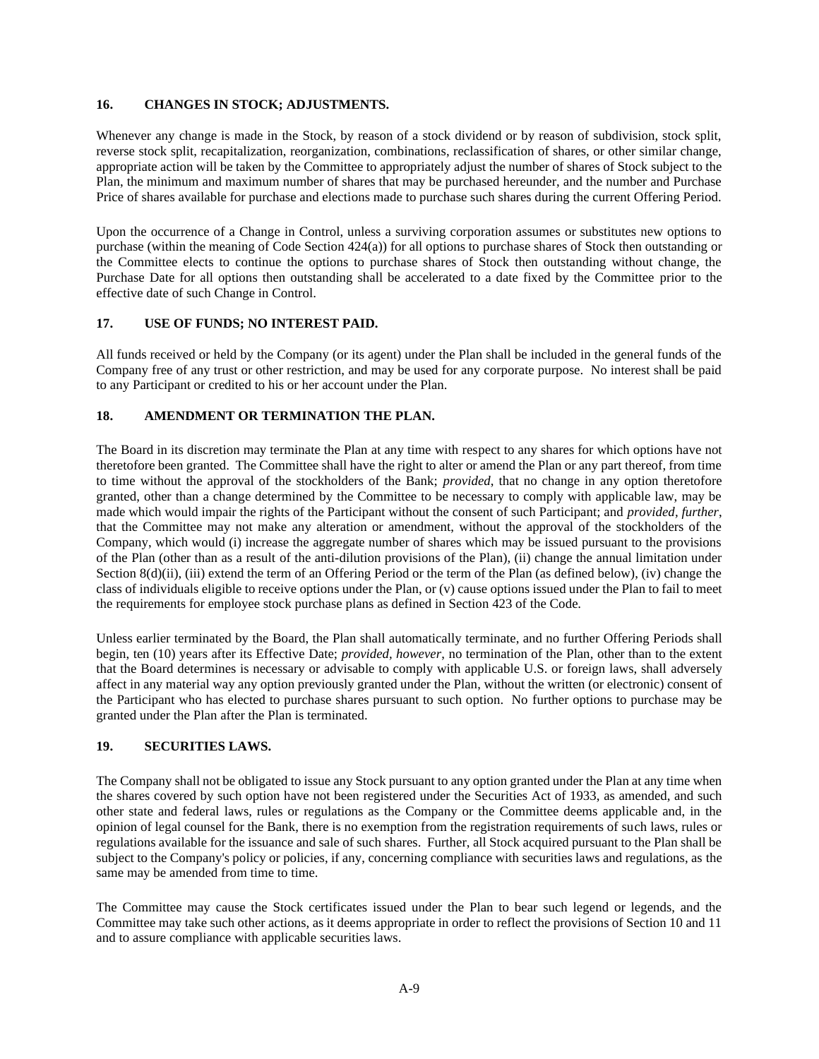## 16. CHANGES IN STOCK; ADJUSTMENTS.

Whenever any change is made in the Stock, by reason of a stock dividend or by reason of subdivision, stock split, reverse stock split, recapitalization, reorganization, combinations, reclassification of shares, or other similar change, appropriate action will be taken by the Committee to appropriately adjust the number of shares of Stock subject to the Plan, the minimum and maximum number of shares that may be purchased hereunder, and the number and Purchase Price of shares available for purchase and elections made to purchase such shares during the current Offering Period.

Upon the occurrence of a Change in Control, unless a surviving corporation assumes or substitutes new options to purchase (within the meaning of Code Section 424(a)) for all options to purchase shares of Stock then outstanding or the Committee elects to continue the options to purchase shares of Stock then outstanding without change, the Purchase Date for all options then outstanding shall be accelerated to a date fixed by the Committee prior to the effective date of such Change in Control.

## 17. USE OF FUNDS; NO INTEREST PAID.

All funds received or held by the Company (or its agent) under the Plan shall be included in the general funds of the Company free of any trust or other restriction, and may be used for any corporate purpose. No interest shall be paid to any Participant or credited to his or her account under the Plan.

## 18. AMENDMENT OR TERMINATION THE PLAN.

The Board in its discretion may terminate the Plan at any time with respect to any shares for which options have not theretofore been granted. The Committee shall have the right to alter or amend the Plan or any part thereof, from time to time without the approval of the stockholders of the Bank; *provided*, that no change in any option theretofore granted, other than a change determined by the Committee to be necessary to comply with applicable law, may be made which would impair the rights of the Participant without the consent of such Participant; and *provided, further*, that the Committee may not make any alteration or amendment, without the approval of the stockholders of the Company, which would (i) increase the aggregate number of shares which may be issued pursuant to the provisions of the Plan (other than as a result of the anti-dilution provisions of the Plan), (ii) change the annual limitation under Section 8(d)(ii), (iii) extend the term of an Offering Period or the term of the Plan (as defined below), (iv) change the class of individuals eligible to receive options under the Plan, or (v) cause options issued under the Plan to fail to meet the requirements for employee stock purchase plans as defined in Section 423 of the Code.

Unless earlier terminated by the Board, the Plan shall automatically terminate, and no further Offering Periods shall begin, ten (10) years after its Effective Date; *provided, however*, no termination of the Plan, other than to the extent that the Board determines is necessary or advisable to comply with applicable U.S. or foreign laws, shall adversely affect in any material way any option previously granted under the Plan, without the written (or electronic) consent of the Participant who has elected to purchase shares pursuant to such option. No further options to purchase may be granted under the Plan after the Plan is terminated.

## 19. SECURITIES LAWS.

The Company shall not be obligated to issue any Stock pursuant to any option granted under the Plan at any time when the shares covered by such option have not been registered under the Securities Act of 1933, as amended, and such other state and federal laws, rules or regulations as the Company or the Committee deems applicable and, in the opinion of legal counsel for the Bank, there is no exemption from the registration requirements of such laws, rules or regulations available for the issuance and sale of such shares. Further, all Stock acquired pursuant to the Plan shall be subject to the Company's policy or policies, if any, concerning compliance with securities laws and regulations, as the same may be amended from time to time.

The Committee may cause the Stock certificates issued under the Plan to bear such legend or legends, and the Committee may take such other actions, as it deems appropriate in order to reflect the provisions of Section 10 and 11 and to assure compliance with applicable securities laws.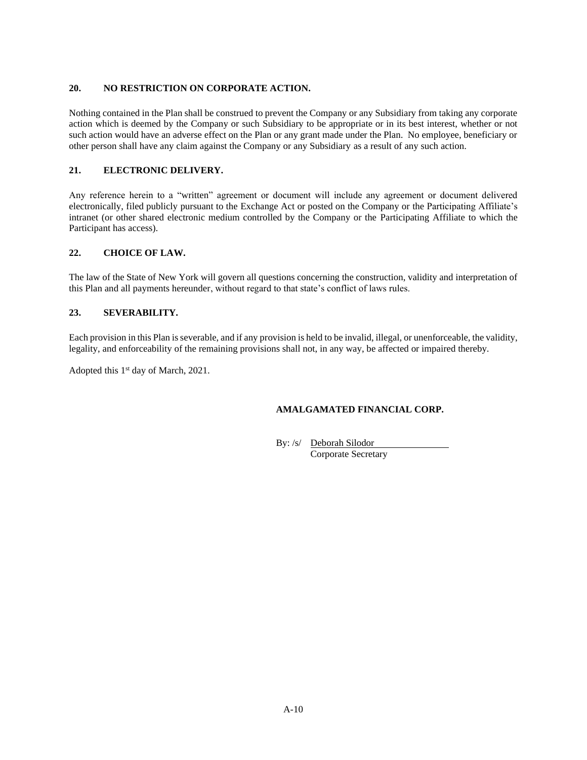**20. NO RESTRICTION ON CORPORATE ACTION.**

Nothing contained in the Plan shall be construed to prevent the Company or any Subsidiary from taking any corporate action which is deemed by the Company or such Subsidiary to be appropriate or in its best interest, whether or not such action would have an adverse effect on the Plan or any grant made under the Plan. No employee, beneficiary or other person shall have any claim against the Company or any Subsidiary as a result of any such action.

**21. ELECTRONIC DELIVERY.**

Any reference herein to a "written" agreement or document will include any agreement or document delivered electronically, filed publicly pursuant to the Exchange Act or posted on the Company or the Participating Affiliate's intranet (or other shared electronic medium controlled by the Company or the Participating Affiliate to which the Participant has access).

**22. CHOICE OF LAW.**

The law of the State of New York will govern all questions concerning the construction, validity and interpretation of this Plan and all payments hereunder, without regard to that state's conflict of laws rules.

**23. SEVERABILITY.**

Each provision in this Plan is severable, and if any provision is held to be invalid, illegal, or unenforceable, the validity, legality, and enforceability of the remaining provisions shall not, in any way, be affected or impaired thereby.

Adopted this 1st day of March, 2021.

**AMALGAMATED FINANCIAL CORP.**

By: /s/ Deborah Silodor
Corporate Secretary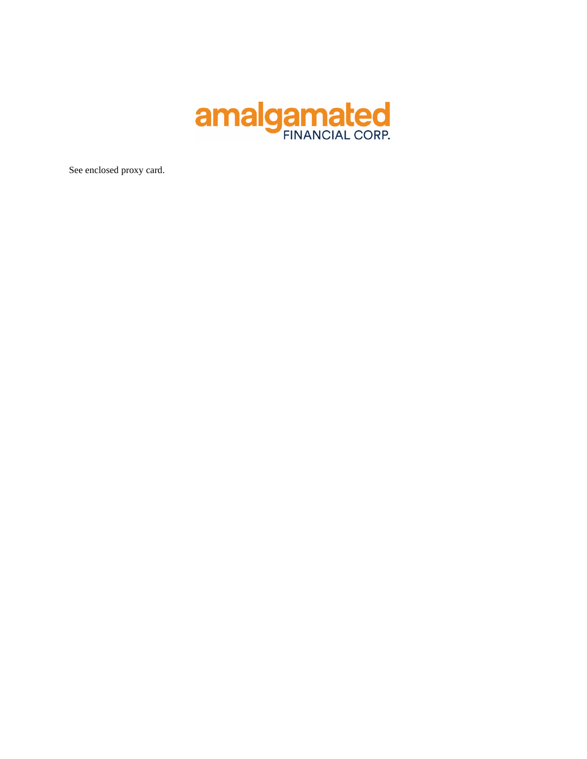amalgamated
FINANCIAL CORP.

See enclosed proxy card.